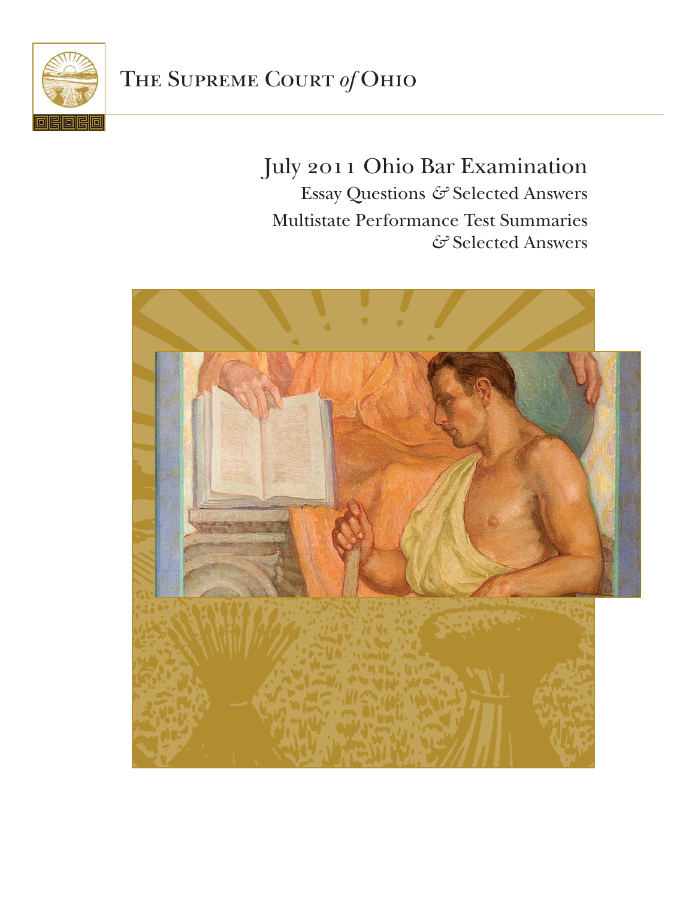The Supreme Court *of* Ohio

# July 2011 Ohio Bar Examination

Essay Questions *&* Selected Answers

Multistate Performance Test Summaries *&* Selected Answers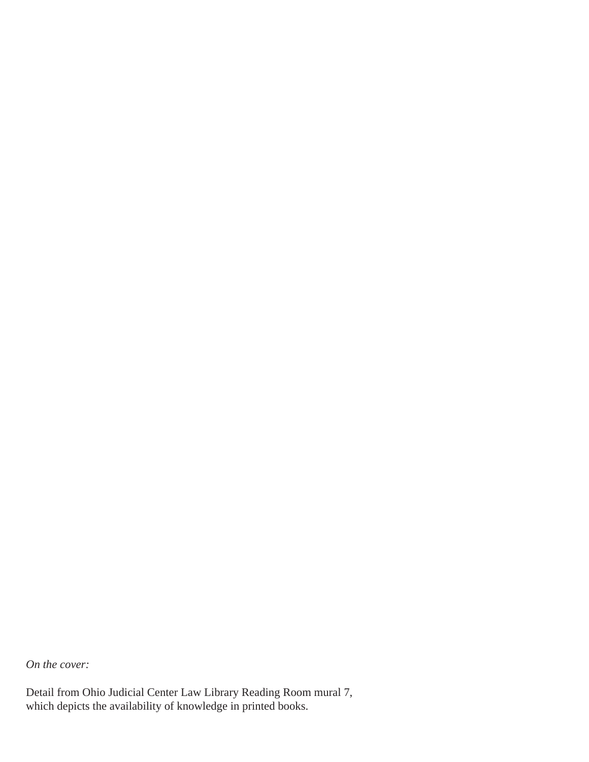*On the cover:*

Detail from Ohio Judicial Center Law Library Reading Room mural 7, which depicts the availability of knowledge in printed books.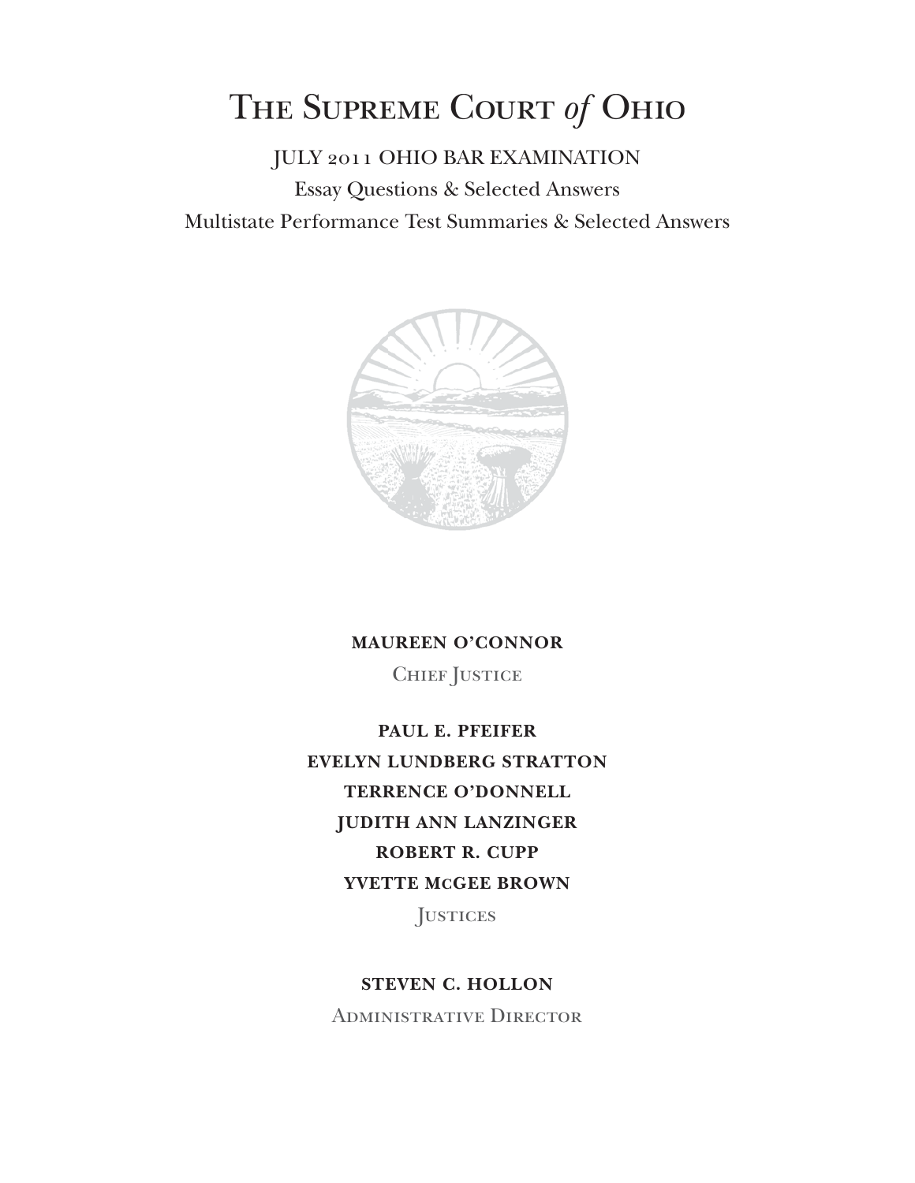# The Supreme Court *of* Ohio

JULY 2011 OHIO BAR EXAMINATION

Essay Questions & Selected Answers

Multistate Performance Test Summaries & Selected Answers

**MAUREEN O'CONNOR**

Chief Justice

**PAUL E. PFEIFER**

**EVELYN LUNDBERG STRATTON**

**TERRENCE O'DONNELL**

**JUDITH ANN LANZINGER**

**ROBERT R. CUPP**

**YVETTE McGEE BROWN**

Justices

**STEVEN C. HOLLON**

Administrative Director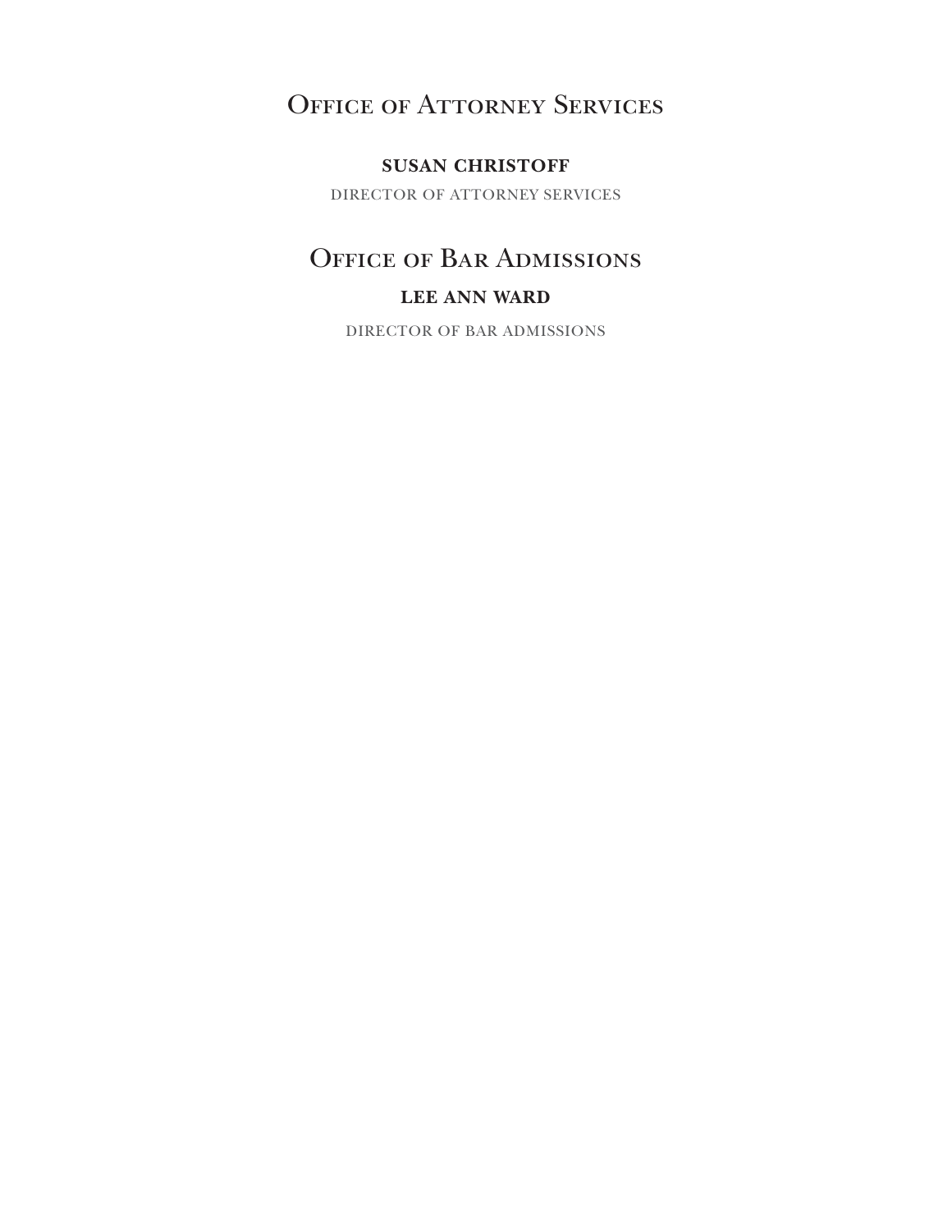## Office of Attorney Services

**SUSAN CHRISTOFF**

DIRECTOR OF ATTORNEY SERVICES

## Office of Bar Admissions

**LEE ANN WARD**

DIRECTOR OF BAR ADMISSIONS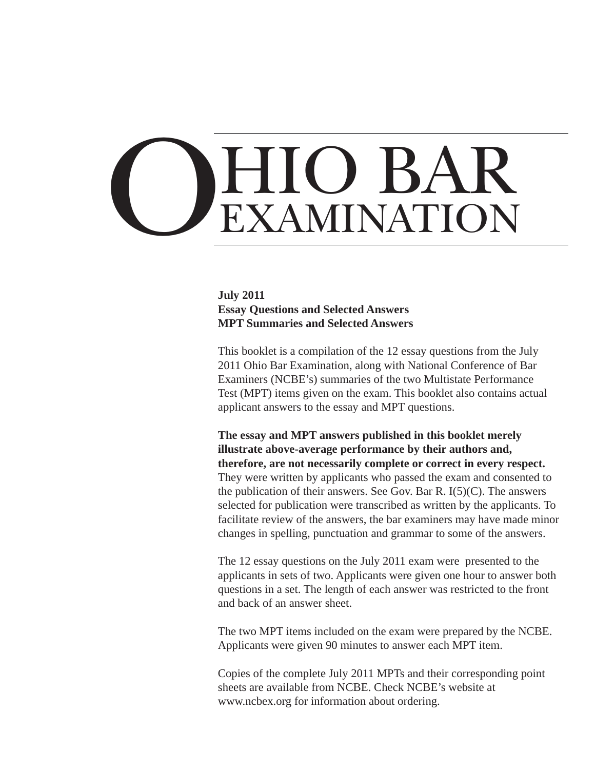# OHIO BAR EXAMINATION

**July 2011**
**Essay Questions and Selected Answers**
**MPT Summaries and Selected Answers**

This booklet is a compilation of the 12 essay questions from the July 2011 Ohio Bar Examination, along with National Conference of Bar Examiners (NCBE's) summaries of the two Multistate Performance Test (MPT) items given on the exam. This booklet also contains actual applicant answers to the essay and MPT questions.

**The essay and MPT answers published in this booklet merely illustrate above-average performance by their authors and, therefore, are not necessarily complete or correct in every respect.** They were written by applicants who passed the exam and consented to the publication of their answers. See Gov. Bar R. I(5)(C). The answers selected for publication were transcribed as written by the applicants. To facilitate review of the answers, the bar examiners may have made minor changes in spelling, punctuation and grammar to some of the answers.

The 12 essay questions on the July 2011 exam were presented to the applicants in sets of two. Applicants were given one hour to answer both questions in a set. The length of each answer was restricted to the front and back of an answer sheet.

The two MPT items included on the exam were prepared by the NCBE. Applicants were given 90 minutes to answer each MPT item.

Copies of the complete July 2011 MPTs and their corresponding point sheets are available from NCBE. Check NCBE's website at www.ncbex.org for information about ordering.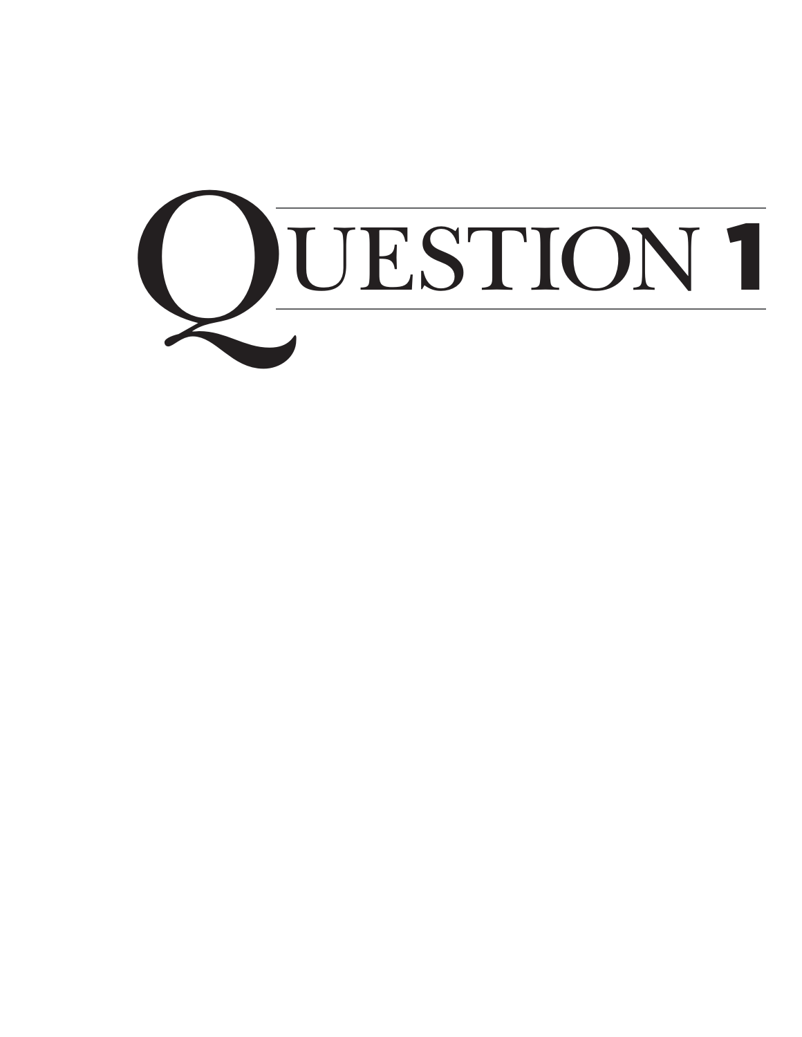# QUESTION 1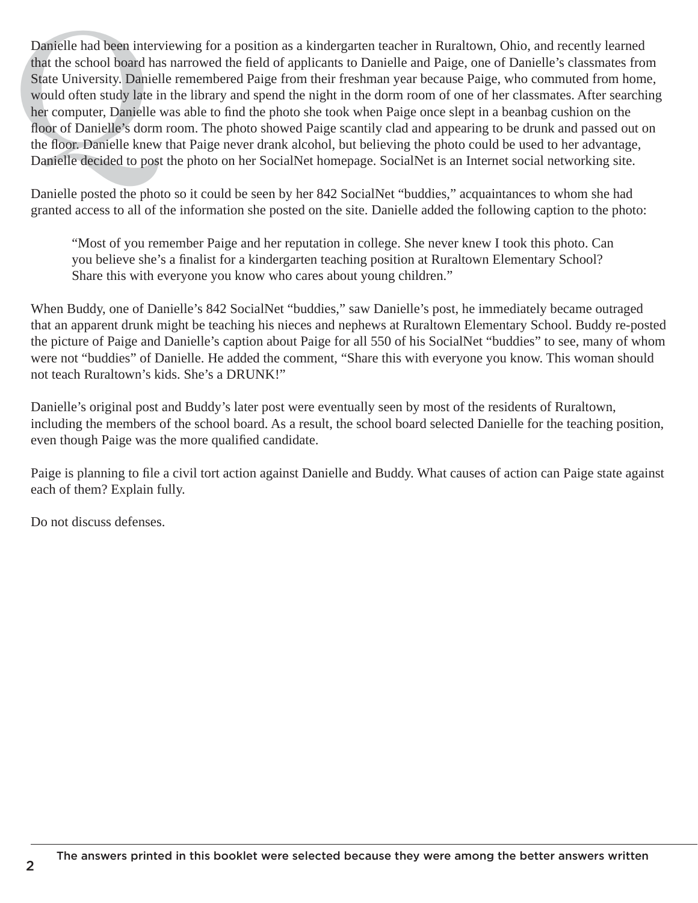Danielle had been interviewing for a position as a kindergarten teacher in Ruraltown, Ohio, and recently learned that the school board has narrowed the field of applicants to Danielle and Paige, one of Danielle's classmates from State University. Danielle remembered Paige from their freshman year because Paige, who commuted from home, would often study late in the library and spend the night in the dorm room of one of her classmates. After searching her computer, Danielle was able to find the photo she took when Paige once slept in a beanbag cushion on the floor of Danielle's dorm room. The photo showed Paige scantily clad and appearing to be drunk and passed out on the floor. Danielle knew that Paige never drank alcohol, but believing the photo could be used to her advantage, Danielle decided to post the photo on her SocialNet homepage. SocialNet is an Internet social networking site.

Danielle posted the photo so it could be seen by her 842 SocialNet "buddies," acquaintances to whom she had granted access to all of the information she posted on the site. Danielle added the following caption to the photo:

> "Most of you remember Paige and her reputation in college. She never knew I took this photo. Can you believe she's a finalist for a kindergarten teaching position at Ruraltown Elementary School? Share this with everyone you know who cares about young children."

When Buddy, one of Danielle's 842 SocialNet "buddies," saw Danielle's post, he immediately became outraged that an apparent drunk might be teaching his nieces and nephews at Ruraltown Elementary School. Buddy re-posted the picture of Paige and Danielle's caption about Paige for all 550 of his SocialNet "buddies" to see, many of whom were not "buddies" of Danielle. He added the comment, "Share this with everyone you know. This woman should not teach Ruraltown's kids. She's a DRUNK!"

Danielle's original post and Buddy's later post were eventually seen by most of the residents of Ruraltown, including the members of the school board. As a result, the school board selected Danielle for the teaching position, even though Paige was the more qualified candidate.

Paige is planning to file a civil tort action against Danielle and Buddy. What causes of action can Paige state against each of them? Explain fully.

Do not discuss defenses.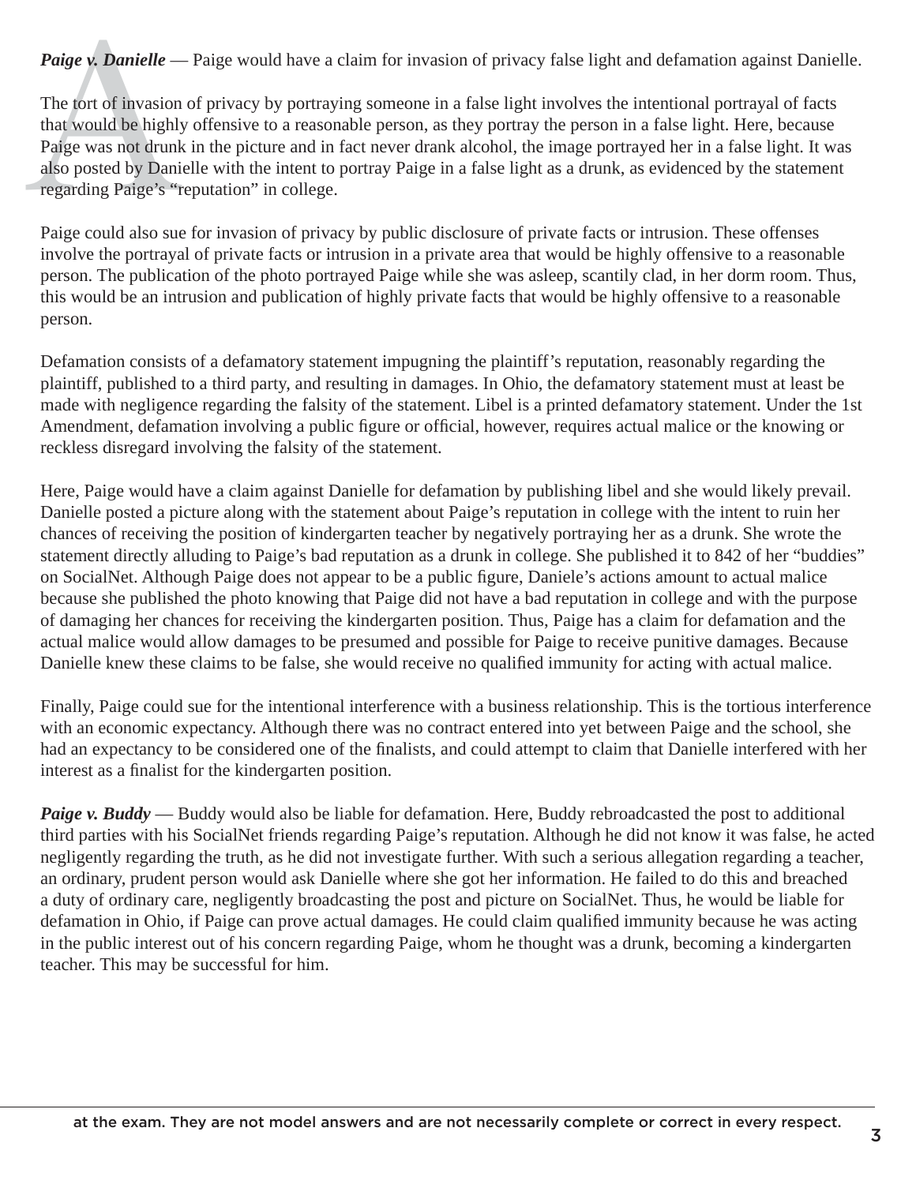***Paige v. Danielle*** — Paige would have a claim for invasion of privacy false light and defamation against Danielle.

The tort of invasion of privacy by portraying someone in a false light involves the intentional portrayal of facts that would be highly offensive to a reasonable person, as they portray the person in a false light. Here, because Paige was not drunk in the picture and in fact never drank alcohol, the image portrayed her in a false light. It was also posted by Danielle with the intent to portray Paige in a false light as a drunk, as evidenced by the statement regarding Paige's "reputation" in college.

Paige could also sue for invasion of privacy by public disclosure of private facts or intrusion. These offenses involve the portrayal of private facts or intrusion in a private area that would be highly offensive to a reasonable person. The publication of the photo portrayed Paige while she was asleep, scantily clad, in her dorm room. Thus, this would be an intrusion and publication of highly private facts that would be highly offensive to a reasonable person.

Defamation consists of a defamatory statement impugning the plaintiff's reputation, reasonably regarding the plaintiff, published to a third party, and resulting in damages. In Ohio, the defamatory statement must at least be made with negligence regarding the falsity of the statement. Libel is a printed defamatory statement. Under the 1st Amendment, defamation involving a public figure or official, however, requires actual malice or the knowing or reckless disregard involving the falsity of the statement.

Here, Paige would have a claim against Danielle for defamation by publishing libel and she would likely prevail. Danielle posted a picture along with the statement about Paige's reputation in college with the intent to ruin her chances of receiving the position of kindergarten teacher by negatively portraying her as a drunk. She wrote the statement directly alluding to Paige's bad reputation as a drunk in college. She published it to 842 of her "buddies" on SocialNet. Although Paige does not appear to be a public figure, Daniele's actions amount to actual malice because she published the photo knowing that Paige did not have a bad reputation in college and with the purpose of damaging her chances for receiving the kindergarten position. Thus, Paige has a claim for defamation and the actual malice would allow damages to be presumed and possible for Paige to receive punitive damages. Because Danielle knew these claims to be false, she would receive no qualified immunity for acting with actual malice.

Finally, Paige could sue for the intentional interference with a business relationship. This is the tortious interference with an economic expectancy. Although there was no contract entered into yet between Paige and the school, she had an expectancy to be considered one of the finalists, and could attempt to claim that Danielle interfered with her interest as a finalist for the kindergarten position.

***Paige v. Buddy*** — Buddy would also be liable for defamation. Here, Buddy rebroadcasted the post to additional third parties with his SocialNet friends regarding Paige's reputation. Although he did not know it was false, he acted negligently regarding the truth, as he did not investigate further. With such a serious allegation regarding a teacher, an ordinary, prudent person would ask Danielle where she got her information. He failed to do this and breached a duty of ordinary care, negligently broadcasting the post and picture on SocialNet. Thus, he would be liable for defamation in Ohio, if Paige can prove actual damages. He could claim qualified immunity because he was acting in the public interest out of his concern regarding Paige, whom he thought was a drunk, becoming a kindergarten teacher. This may be successful for him.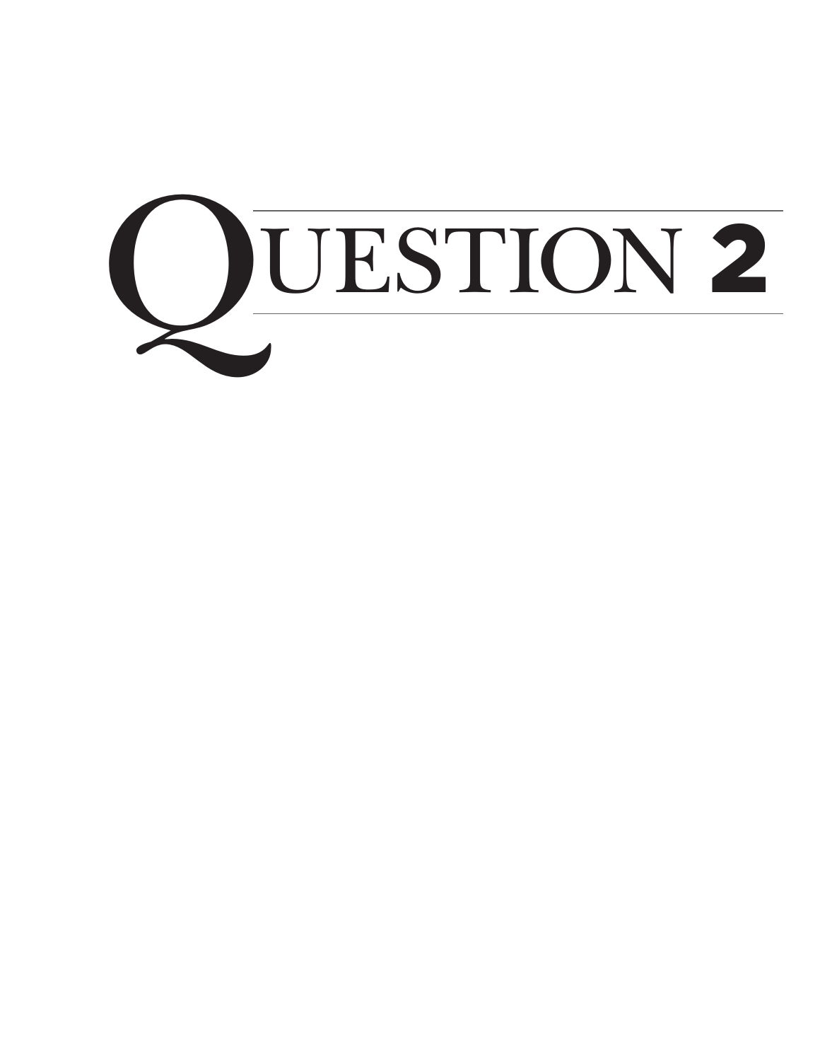# QUESTION 2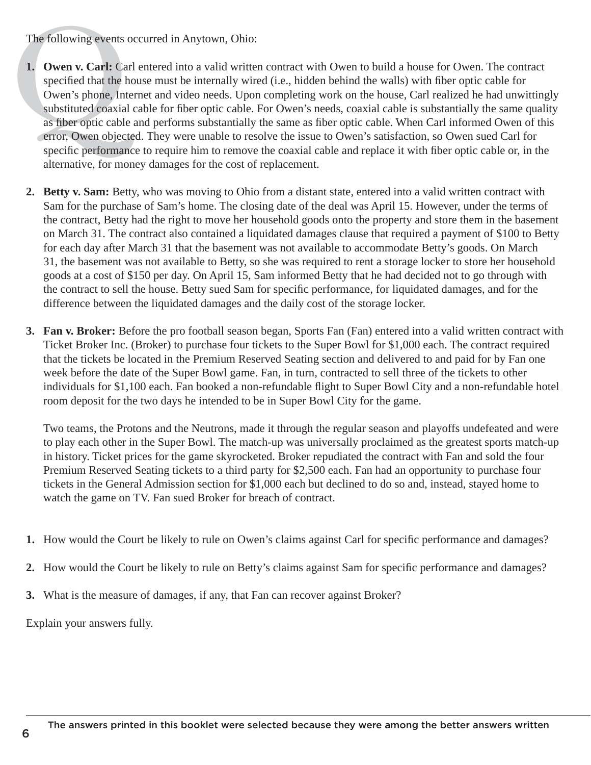The following events occurred in Anytown, Ohio:

1. **Owen v. Carl:** Carl entered into a valid written contract with Owen to build a house for Owen. The contract specified that the house must be internally wired (i.e., hidden behind the walls) with fiber optic cable for Owen's phone, Internet and video needs. Upon completing work on the house, Carl realized he had unwittingly substituted coaxial cable for fiber optic cable. For Owen's needs, coaxial cable is substantially the same quality as fiber optic cable and performs substantially the same as fiber optic cable. When Carl informed Owen of this error, Owen objected. They were unable to resolve the issue to Owen's satisfaction, so Owen sued Carl for specific performance to require him to remove the coaxial cable and replace it with fiber optic cable or, in the alternative, for money damages for the cost of replacement.

2. **Betty v. Sam:** Betty, who was moving to Ohio from a distant state, entered into a valid written contract with Sam for the purchase of Sam's home. The closing date of the deal was April 15. However, under the terms of the contract, Betty had the right to move her household goods onto the property and store them in the basement on March 31. The contract also contained a liquidated damages clause that required a payment of $100 to Betty for each day after March 31 that the basement was not available to accommodate Betty's goods. On March 31, the basement was not available to Betty, so she was required to rent a storage locker to store her household goods at a cost of $150 per day. On April 15, Sam informed Betty that he had decided not to go through with the contract to sell the house. Betty sued Sam for specific performance, for liquidated damages, and for the difference between the liquidated damages and the daily cost of the storage locker.

3. **Fan v. Broker:** Before the pro football season began, Sports Fan (Fan) entered into a valid written contract with Ticket Broker Inc. (Broker) to purchase four tickets to the Super Bowl for $1,000 each. The contract required that the tickets be located in the Premium Reserved Seating section and delivered to and paid for by Fan one week before the date of the Super Bowl game. Fan, in turn, contracted to sell three of the tickets to other individuals for $1,100 each. Fan booked a non-refundable flight to Super Bowl City and a non-refundable hotel room deposit for the two days he intended to be in Super Bowl City for the game.

   Two teams, the Protons and the Neutrons, made it through the regular season and playoffs undefeated and were to play each other in the Super Bowl. The match-up was universally proclaimed as the greatest sports match-up in history. Ticket prices for the game skyrocketed. Broker repudiated the contract with Fan and sold the four Premium Reserved Seating tickets to a third party for $2,500 each. Fan had an opportunity to purchase four tickets in the General Admission section for $1,000 each but declined to do so and, instead, stayed home to watch the game on TV. Fan sued Broker for breach of contract.

1. How would the Court be likely to rule on Owen's claims against Carl for specific performance and damages?

2. How would the Court be likely to rule on Betty's claims against Sam for specific performance and damages?

3. What is the measure of damages, if any, that Fan can recover against Broker?

Explain your answers fully.

The answers printed in this booklet were selected because they were among the better answers written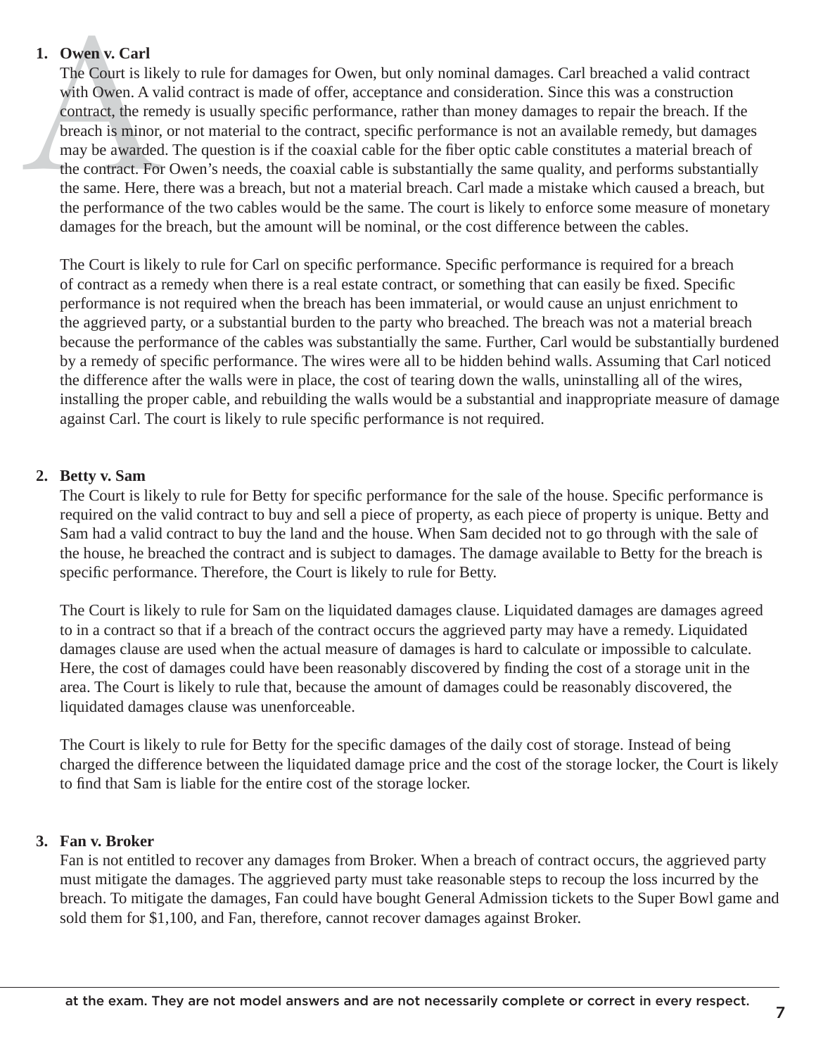1. **Owen v. Carl**

   The Court is likely to rule for damages for Owen, but only nominal damages. Carl breached a valid contract with Owen. A valid contract is made of offer, acceptance and consideration. Since this was a construction contract, the remedy is usually specific performance, rather than money damages to repair the breach. If the breach is minor, or not material to the contract, specific performance is not an available remedy, but damages may be awarded. The question is if the coaxial cable for the fiber optic cable constitutes a material breach of the contract. For Owen's needs, the coaxial cable is substantially the same quality, and performs substantially the same. Here, there was a breach, but not a material breach. Carl made a mistake which caused a breach, but the performance of the two cables would be the same. The court is likely to enforce some measure of monetary damages for the breach, but the amount will be nominal, or the cost difference between the cables.

   The Court is likely to rule for Carl on specific performance. Specific performance is required for a breach of contract as a remedy when there is a real estate contract, or something that can easily be fixed. Specific performance is not required when the breach has been immaterial, or would cause an unjust enrichment to the aggrieved party, or a substantial burden to the party who breached. The breach was not a material breach because the performance of the cables was substantially the same. Further, Carl would be substantially burdened by a remedy of specific performance. The wires were all to be hidden behind walls. Assuming that Carl noticed the difference after the walls were in place, the cost of tearing down the walls, uninstalling all of the wires, installing the proper cable, and rebuilding the walls would be a substantial and inappropriate measure of damage against Carl. The court is likely to rule specific performance is not required.

2. **Betty v. Sam**

   The Court is likely to rule for Betty for specific performance for the sale of the house. Specific performance is required on the valid contract to buy and sell a piece of property, as each piece of property is unique. Betty and Sam had a valid contract to buy the land and the house. When Sam decided not to go through with the sale of the house, he breached the contract and is subject to damages. The damage available to Betty for the breach is specific performance. Therefore, the Court is likely to rule for Betty.

   The Court is likely to rule for Sam on the liquidated damages clause. Liquidated damages are damages agreed to in a contract so that if a breach of the contract occurs the aggrieved party may have a remedy. Liquidated damages clause are used when the actual measure of damages is hard to calculate or impossible to calculate. Here, the cost of damages could have been reasonably discovered by finding the cost of a storage unit in the area. The Court is likely to rule that, because the amount of damages could be reasonably discovered, the liquidated damages clause was unenforceable.

   The Court is likely to rule for Betty for the specific damages of the daily cost of storage. Instead of being charged the difference between the liquidated damage price and the cost of the storage locker, the Court is likely to find that Sam is liable for the entire cost of the storage locker.

3. **Fan v. Broker**

   Fan is not entitled to recover any damages from Broker. When a breach of contract occurs, the aggrieved party must mitigate the damages. The aggrieved party must take reasonable steps to recoup the loss incurred by the breach. To mitigate the damages, Fan could have bought General Admission tickets to the Super Bowl game and sold them for $1,100, and Fan, therefore, cannot recover damages against Broker.

at the exam. They are not model answers and are not necessarily complete or correct in every respect.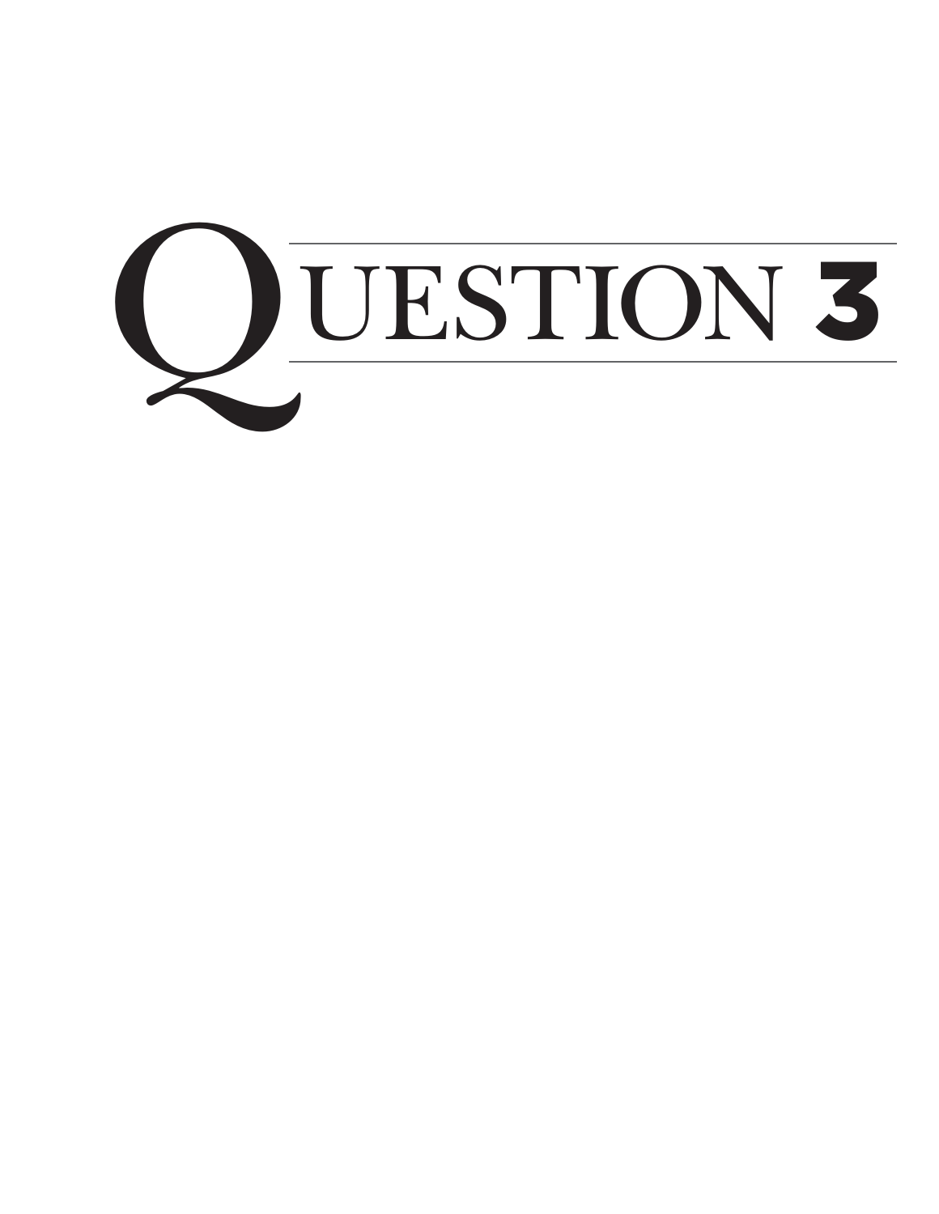# QUESTION 3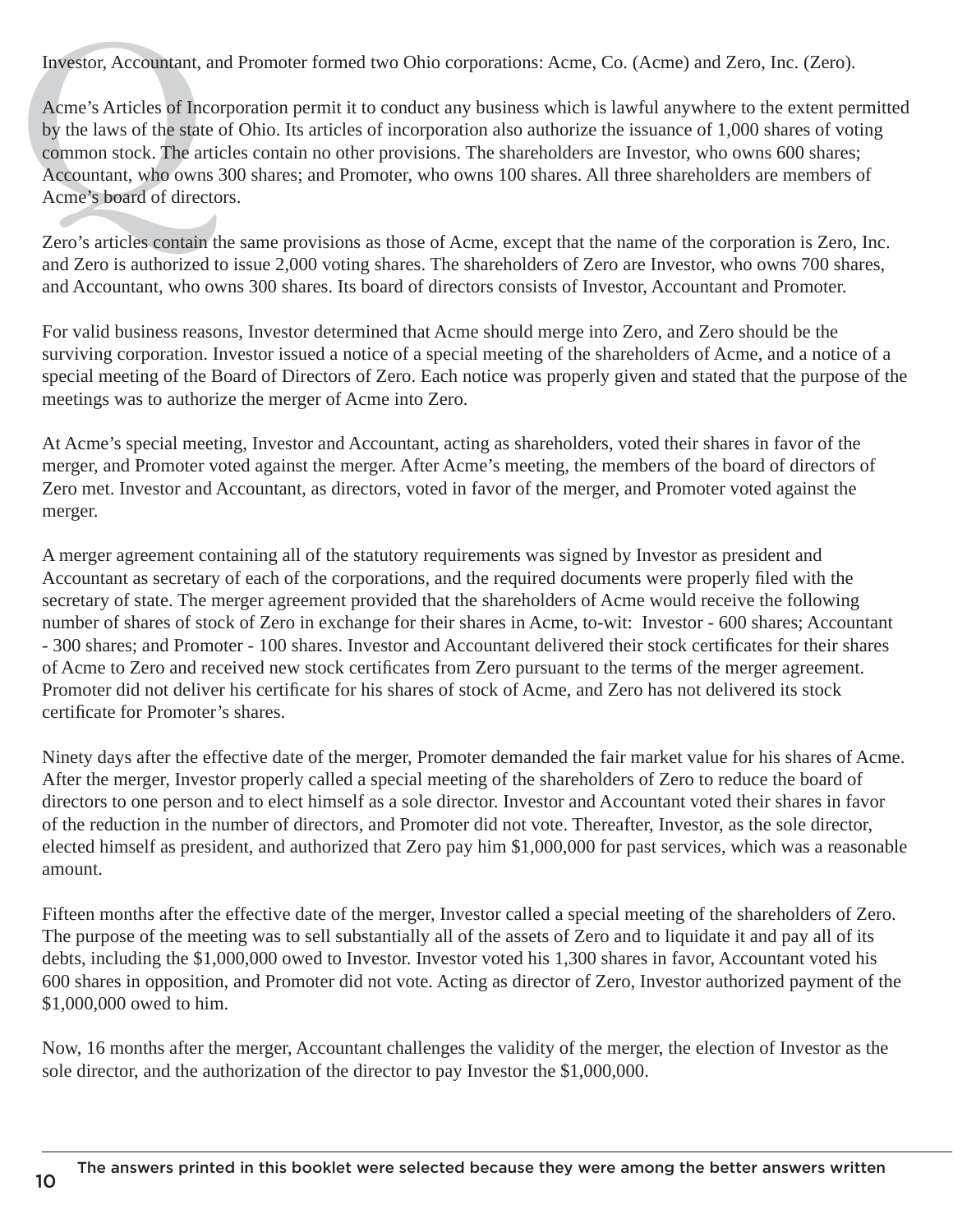Investor, Accountant, and Promoter formed two Ohio corporations: Acme, Co. (Acme) and Zero, Inc. (Zero).

Acme's Articles of Incorporation permit it to conduct any business which is lawful anywhere to the extent permitted by the laws of the state of Ohio. Its articles of incorporation also authorize the issuance of 1,000 shares of voting common stock. The articles contain no other provisions. The shareholders are Investor, who owns 600 shares; Accountant, who owns 300 shares; and Promoter, who owns 100 shares. All three shareholders are members of Acme's board of directors.

Zero's articles contain the same provisions as those of Acme, except that the name of the corporation is Zero, Inc. and Zero is authorized to issue 2,000 voting shares. The shareholders of Zero are Investor, who owns 700 shares, and Accountant, who owns 300 shares. Its board of directors consists of Investor, Accountant and Promoter.

For valid business reasons, Investor determined that Acme should merge into Zero, and Zero should be the surviving corporation. Investor issued a notice of a special meeting of the shareholders of Acme, and a notice of a special meeting of the Board of Directors of Zero. Each notice was properly given and stated that the purpose of the meetings was to authorize the merger of Acme into Zero.

At Acme's special meeting, Investor and Accountant, acting as shareholders, voted their shares in favor of the merger, and Promoter voted against the merger. After Acme's meeting, the members of the board of directors of Zero met. Investor and Accountant, as directors, voted in favor of the merger, and Promoter voted against the merger.

A merger agreement containing all of the statutory requirements was signed by Investor as president and Accountant as secretary of each of the corporations, and the required documents were properly filed with the secretary of state. The merger agreement provided that the shareholders of Acme would receive the following number of shares of stock of Zero in exchange for their shares in Acme, to-wit: Investor - 600 shares; Accountant - 300 shares; and Promoter - 100 shares. Investor and Accountant delivered their stock certificates for their shares of Acme to Zero and received new stock certificates from Zero pursuant to the terms of the merger agreement. Promoter did not deliver his certificate for his shares of stock of Acme, and Zero has not delivered its stock certificate for Promoter's shares.

Ninety days after the effective date of the merger, Promoter demanded the fair market value for his shares of Acme. After the merger, Investor properly called a special meeting of the shareholders of Zero to reduce the board of directors to one person and to elect himself as a sole director. Investor and Accountant voted their shares in favor of the reduction in the number of directors, and Promoter did not vote. Thereafter, Investor, as the sole director, elected himself as president, and authorized that Zero pay him $1,000,000 for past services, which was a reasonable amount.

Fifteen months after the effective date of the merger, Investor called a special meeting of the shareholders of Zero. The purpose of the meeting was to sell substantially all of the assets of Zero and to liquidate it and pay all of its debts, including the $1,000,000 owed to Investor. Investor voted his 1,300 shares in favor, Accountant voted his 600 shares in opposition, and Promoter did not vote. Acting as director of Zero, Investor authorized payment of the $1,000,000 owed to him.

Now, 16 months after the merger, Accountant challenges the validity of the merger, the election of Investor as the sole director, and the authorization of the director to pay Investor the $1,000,000.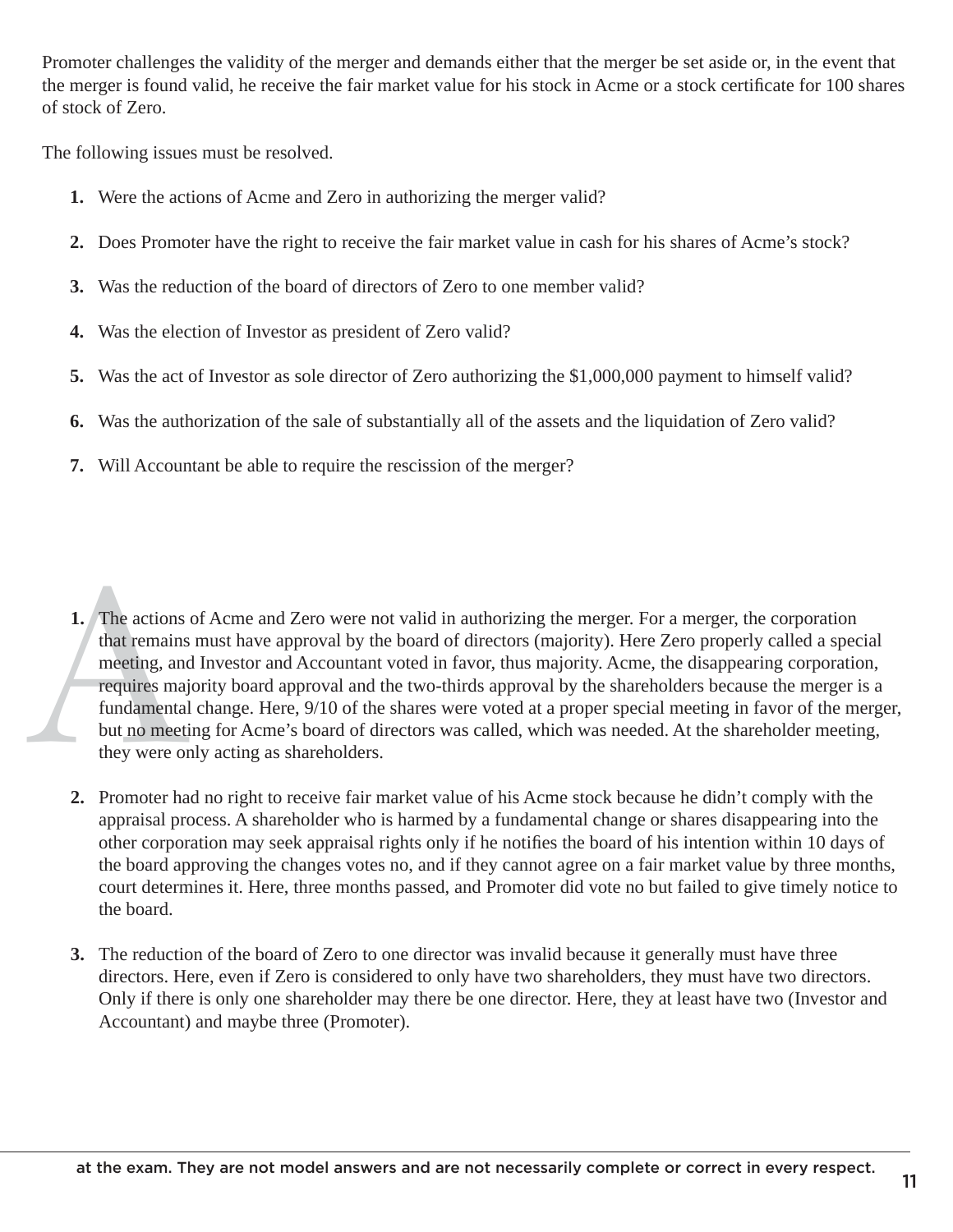Promoter challenges the validity of the merger and demands either that the merger be set aside or, in the event that the merger is found valid, he receive the fair market value for his stock in Acme or a stock certificate for 100 shares of stock of Zero.

The following issues must be resolved.

1. Were the actions of Acme and Zero in authorizing the merger valid?
2. Does Promoter have the right to receive the fair market value in cash for his shares of Acme's stock?
3. Was the reduction of the board of directors of Zero to one member valid?
4. Was the election of Investor as president of Zero valid?
5. Was the act of Investor as sole director of Zero authorizing the $1,000,000 payment to himself valid?
6. Was the authorization of the sale of substantially all of the assets and the liquidation of Zero valid?
7. Will Accountant be able to require the rescission of the merger?

A

1. The actions of Acme and Zero were not valid in authorizing the merger. For a merger, the corporation that remains must have approval by the board of directors (majority). Here Zero properly called a special meeting, and Investor and Accountant voted in favor, thus majority. Acme, the disappearing corporation, requires majority board approval and the two-thirds approval by the shareholders because the merger is a fundamental change. Here, 9/10 of the shares were voted at a proper special meeting in favor of the merger, but no meeting for Acme's board of directors was called, which was needed. At the shareholder meeting, they were only acting as shareholders.

2. Promoter had no right to receive fair market value of his Acme stock because he didn't comply with the appraisal process. A shareholder who is harmed by a fundamental change or shares disappearing into the other corporation may seek appraisal rights only if he notifies the board of his intention within 10 days of the board approving the changes votes no, and if they cannot agree on a fair market value by three months, court determines it. Here, three months passed, and Promoter did vote no but failed to give timely notice to the board.

3. The reduction of the board of Zero to one director was invalid because it generally must have three directors. Here, even if Zero is considered to only have two shareholders, they must have two directors. Only if there is only one shareholder may there be one director. Here, they at least have two (Investor and Accountant) and maybe three (Promoter).

at the exam. They are not model answers and are not necessarily complete or correct in every respect.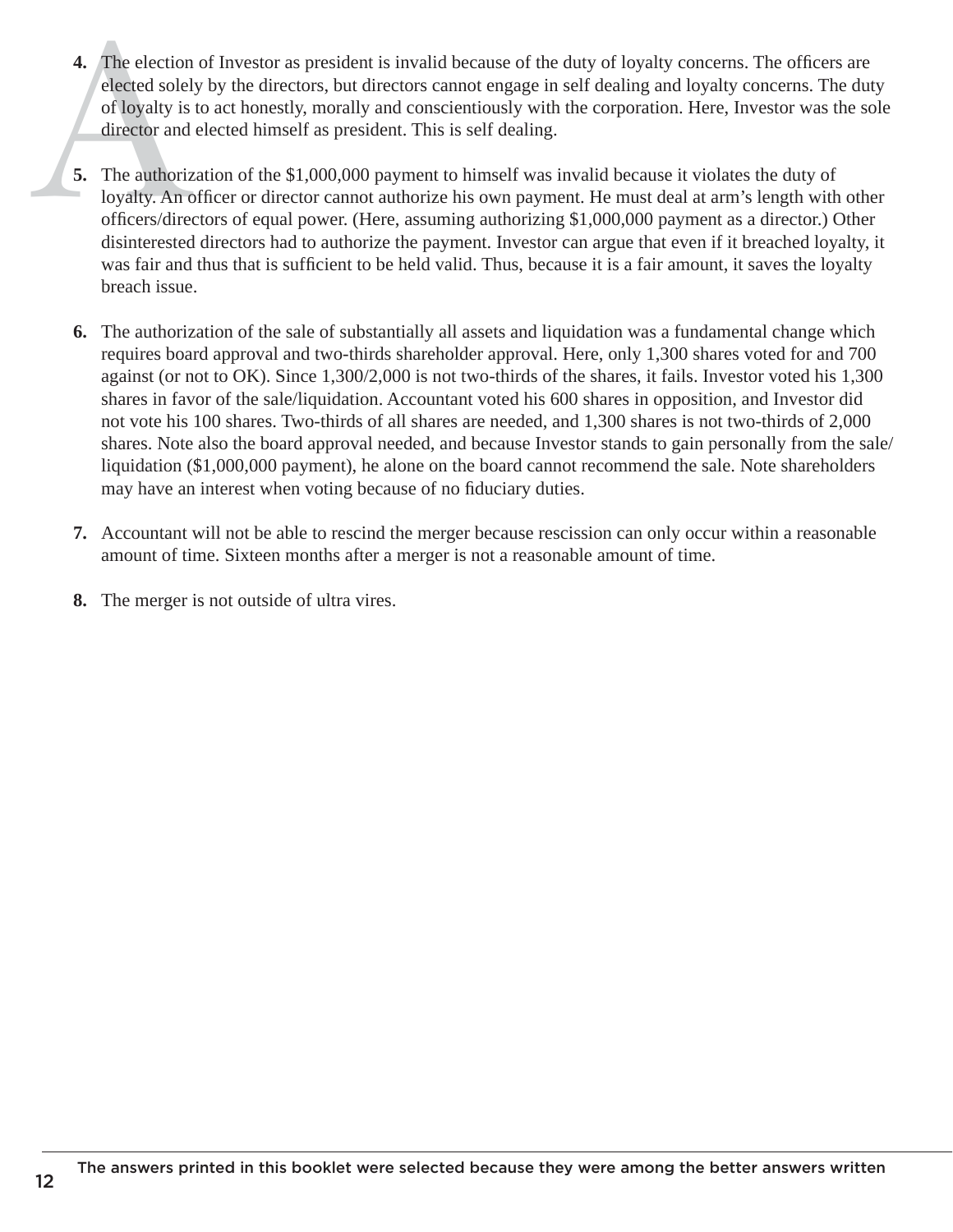4. The election of Investor as president is invalid because of the duty of loyalty concerns. The officers are elected solely by the directors, but directors cannot engage in self dealing and loyalty concerns. The duty of loyalty is to act honestly, morally and conscientiously with the corporation. Here, Investor was the sole director and elected himself as president. This is self dealing.

5. The authorization of the $1,000,000 payment to himself was invalid because it violates the duty of loyalty. An officer or director cannot authorize his own payment. He must deal at arm's length with other officers/directors of equal power. (Here, assuming authorizing $1,000,000 payment as a director.) Other disinterested directors had to authorize the payment. Investor can argue that even if it breached loyalty, it was fair and thus that is sufficient to be held valid. Thus, because it is a fair amount, it saves the loyalty breach issue.

6. The authorization of the sale of substantially all assets and liquidation was a fundamental change which requires board approval and two-thirds shareholder approval. Here, only 1,300 shares voted for and 700 against (or not to OK). Since 1,300/2,000 is not two-thirds of the shares, it fails. Investor voted his 1,300 shares in favor of the sale/liquidation. Accountant voted his 600 shares in opposition, and Investor did not vote his 100 shares. Two-thirds of all shares are needed, and 1,300 shares is not two-thirds of 2,000 shares. Note also the board approval needed, and because Investor stands to gain personally from the sale/liquidation ($1,000,000 payment), he alone on the board cannot recommend the sale. Note shareholders may have an interest when voting because of no fiduciary duties.

7. Accountant will not be able to rescind the merger because rescission can only occur within a reasonable amount of time. Sixteen months after a merger is not a reasonable amount of time.

8. The merger is not outside of ultra vires.

The answers printed in this booklet were selected because they were among the better answers written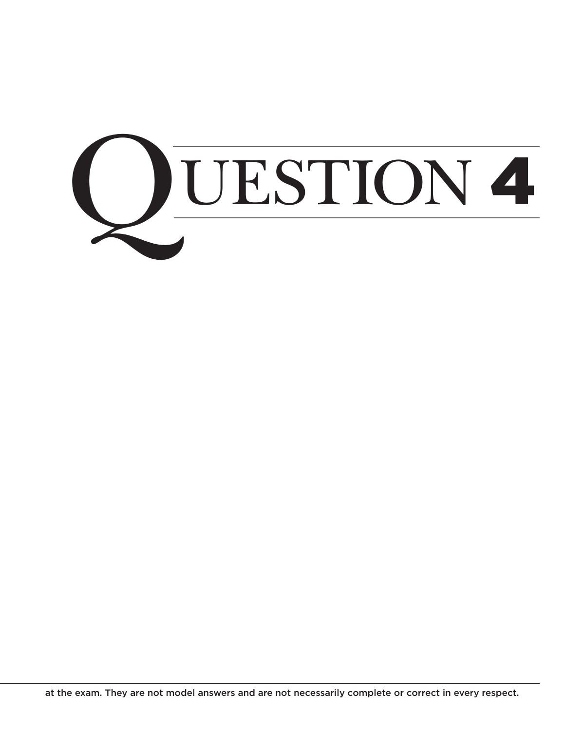# QUESTION 4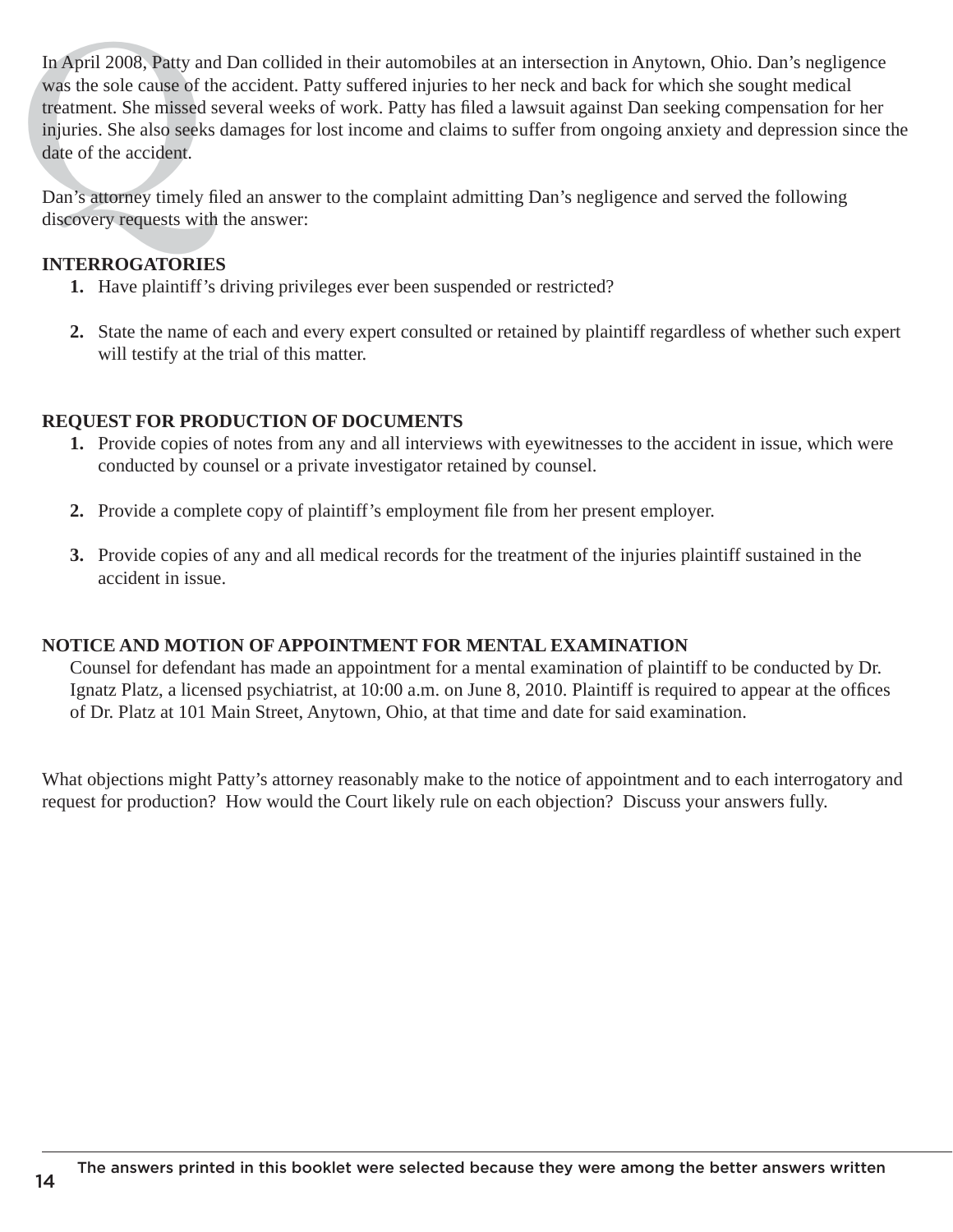In April 2008, Patty and Dan collided in their automobiles at an intersection in Anytown, Ohio. Dan's negligence was the sole cause of the accident. Patty suffered injuries to her neck and back for which she sought medical treatment. She missed several weeks of work. Patty has filed a lawsuit against Dan seeking compensation for her injuries. She also seeks damages for lost income and claims to suffer from ongoing anxiety and depression since the date of the accident.

Dan's attorney timely filed an answer to the complaint admitting Dan's negligence and served the following discovery requests with the answer:

**INTERROGATORIES**

1. Have plaintiff's driving privileges ever been suspended or restricted?

2. State the name of each and every expert consulted or retained by plaintiff regardless of whether such expert will testify at the trial of this matter.

**REQUEST FOR PRODUCTION OF DOCUMENTS**

1. Provide copies of notes from any and all interviews with eyewitnesses to the accident in issue, which were conducted by counsel or a private investigator retained by counsel.

2. Provide a complete copy of plaintiff's employment file from her present employer.

3. Provide copies of any and all medical records for the treatment of the injuries plaintiff sustained in the accident in issue.

**NOTICE AND MOTION OF APPOINTMENT FOR MENTAL EXAMINATION**

Counsel for defendant has made an appointment for a mental examination of plaintiff to be conducted by Dr. Ignatz Platz, a licensed psychiatrist, at 10:00 a.m. on June 8, 2010. Plaintiff is required to appear at the offices of Dr. Platz at 101 Main Street, Anytown, Ohio, at that time and date for said examination.

What objections might Patty's attorney reasonably make to the notice of appointment and to each interrogatory and request for production? How would the Court likely rule on each objection? Discuss your answers fully.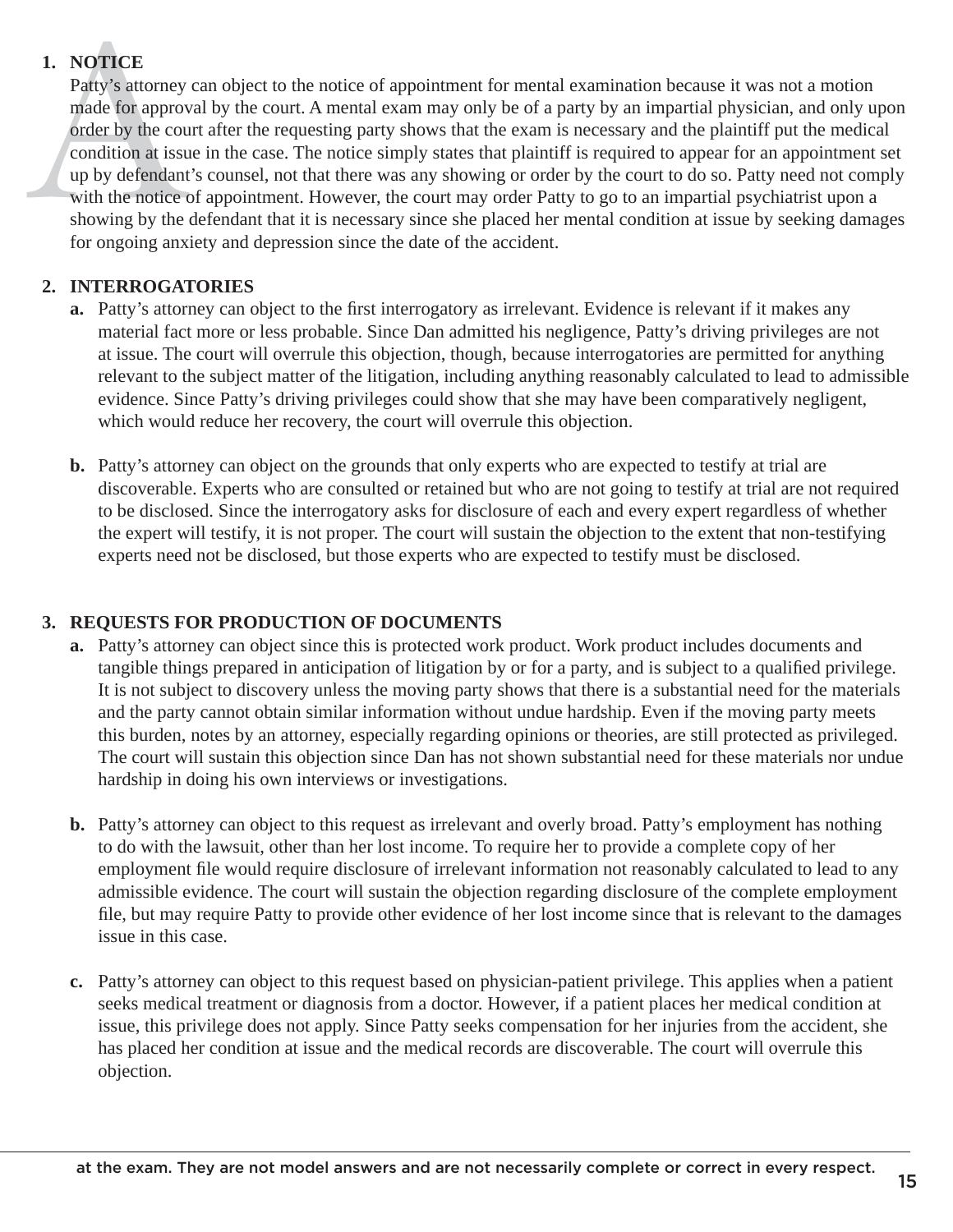1. **NOTICE**

   Patty's attorney can object to the notice of appointment for mental examination because it was not a motion made for approval by the court. A mental exam may only be of a party by an impartial physician, and only upon order by the court after the requesting party shows that the exam is necessary and the plaintiff put the medical condition at issue in the case. The notice simply states that plaintiff is required to appear for an appointment set up by defendant's counsel, not that there was any showing or order by the court to do so. Patty need not comply with the notice of appointment. However, the court may order Patty to go to an impartial psychiatrist upon a showing by the defendant that it is necessary since she placed her mental condition at issue by seeking damages for ongoing anxiety and depression since the date of the accident.

2. **INTERROGATORIES**

   **a.** Patty's attorney can object to the first interrogatory as irrelevant. Evidence is relevant if it makes any material fact more or less probable. Since Dan admitted his negligence, Patty's driving privileges are not at issue. The court will overrule this objection, though, because interrogatories are permitted for anything relevant to the subject matter of the litigation, including anything reasonably calculated to lead to admissible evidence. Since Patty's driving privileges could show that she may have been comparatively negligent, which would reduce her recovery, the court will overrule this objection.

   **b.** Patty's attorney can object on the grounds that only experts who are expected to testify at trial are discoverable. Experts who are consulted or retained but who are not going to testify at trial are not required to be disclosed. Since the interrogatory asks for disclosure of each and every expert regardless of whether the expert will testify, it is not proper. The court will sustain the objection to the extent that non-testifying experts need not be disclosed, but those experts who are expected to testify must be disclosed.

3. **REQUESTS FOR PRODUCTION OF DOCUMENTS**

   **a.** Patty's attorney can object since this is protected work product. Work product includes documents and tangible things prepared in anticipation of litigation by or for a party, and is subject to a qualified privilege. It is not subject to discovery unless the moving party shows that there is a substantial need for the materials and the party cannot obtain similar information without undue hardship. Even if the moving party meets this burden, notes by an attorney, especially regarding opinions or theories, are still protected as privileged. The court will sustain this objection since Dan has not shown substantial need for these materials nor undue hardship in doing his own interviews or investigations.

   **b.** Patty's attorney can object to this request as irrelevant and overly broad. Patty's employment has nothing to do with the lawsuit, other than her lost income. To require her to provide a complete copy of her employment file would require disclosure of irrelevant information not reasonably calculated to lead to any admissible evidence. The court will sustain the objection regarding disclosure of the complete employment file, but may require Patty to provide other evidence of her lost income since that is relevant to the damages issue in this case.

   **c.** Patty's attorney can object to this request based on physician-patient privilege. This applies when a patient seeks medical treatment or diagnosis from a doctor. However, if a patient places her medical condition at issue, this privilege does not apply. Since Patty seeks compensation for her injuries from the accident, she has placed her condition at issue and the medical records are discoverable. The court will overrule this objection.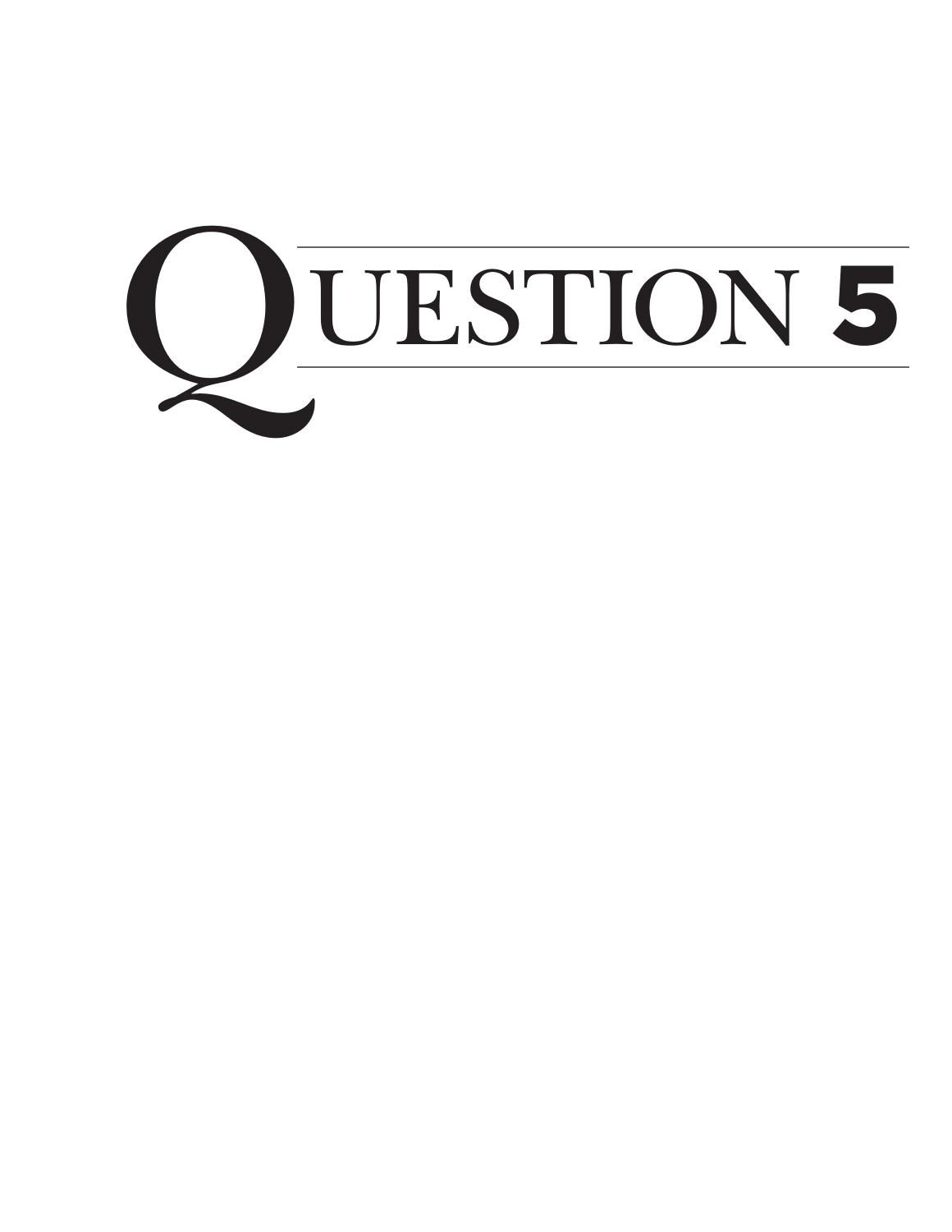# QUESTION 5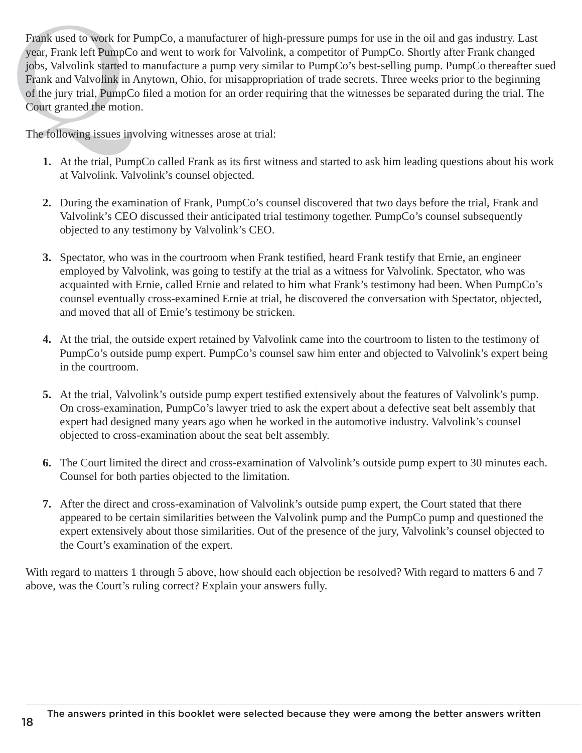Frank used to work for PumpCo, a manufacturer of high-pressure pumps for use in the oil and gas industry. Last year, Frank left PumpCo and went to work for Valvolink, a competitor of PumpCo. Shortly after Frank changed jobs, Valvolink started to manufacture a pump very similar to PumpCo's best-selling pump. PumpCo thereafter sued Frank and Valvolink in Anytown, Ohio, for misappropriation of trade secrets. Three weeks prior to the beginning of the jury trial, PumpCo filed a motion for an order requiring that the witnesses be separated during the trial. The Court granted the motion.

The following issues involving witnesses arose at trial:

1. At the trial, PumpCo called Frank as its first witness and started to ask him leading questions about his work at Valvolink. Valvolink's counsel objected.

2. During the examination of Frank, PumpCo's counsel discovered that two days before the trial, Frank and Valvolink's CEO discussed their anticipated trial testimony together. PumpCo's counsel subsequently objected to any testimony by Valvolink's CEO.

3. Spectator, who was in the courtroom when Frank testified, heard Frank testify that Ernie, an engineer employed by Valvolink, was going to testify at the trial as a witness for Valvolink. Spectator, who was acquainted with Ernie, called Ernie and related to him what Frank's testimony had been. When PumpCo's counsel eventually cross-examined Ernie at trial, he discovered the conversation with Spectator, objected, and moved that all of Ernie's testimony be stricken.

4. At the trial, the outside expert retained by Valvolink came into the courtroom to listen to the testimony of PumpCo's outside pump expert. PumpCo's counsel saw him enter and objected to Valvolink's expert being in the courtroom.

5. At the trial, Valvolink's outside pump expert testified extensively about the features of Valvolink's pump. On cross-examination, PumpCo's lawyer tried to ask the expert about a defective seat belt assembly that expert had designed many years ago when he worked in the automotive industry. Valvolink's counsel objected to cross-examination about the seat belt assembly.

6. The Court limited the direct and cross-examination of Valvolink's outside pump expert to 30 minutes each. Counsel for both parties objected to the limitation.

7. After the direct and cross-examination of Valvolink's outside pump expert, the Court stated that there appeared to be certain similarities between the Valvolink pump and the PumpCo pump and questioned the expert extensively about those similarities. Out of the presence of the jury, Valvolink's counsel objected to the Court's examination of the expert.

With regard to matters 1 through 5 above, how should each objection be resolved? With regard to matters 6 and 7 above, was the Court's ruling correct? Explain your answers fully.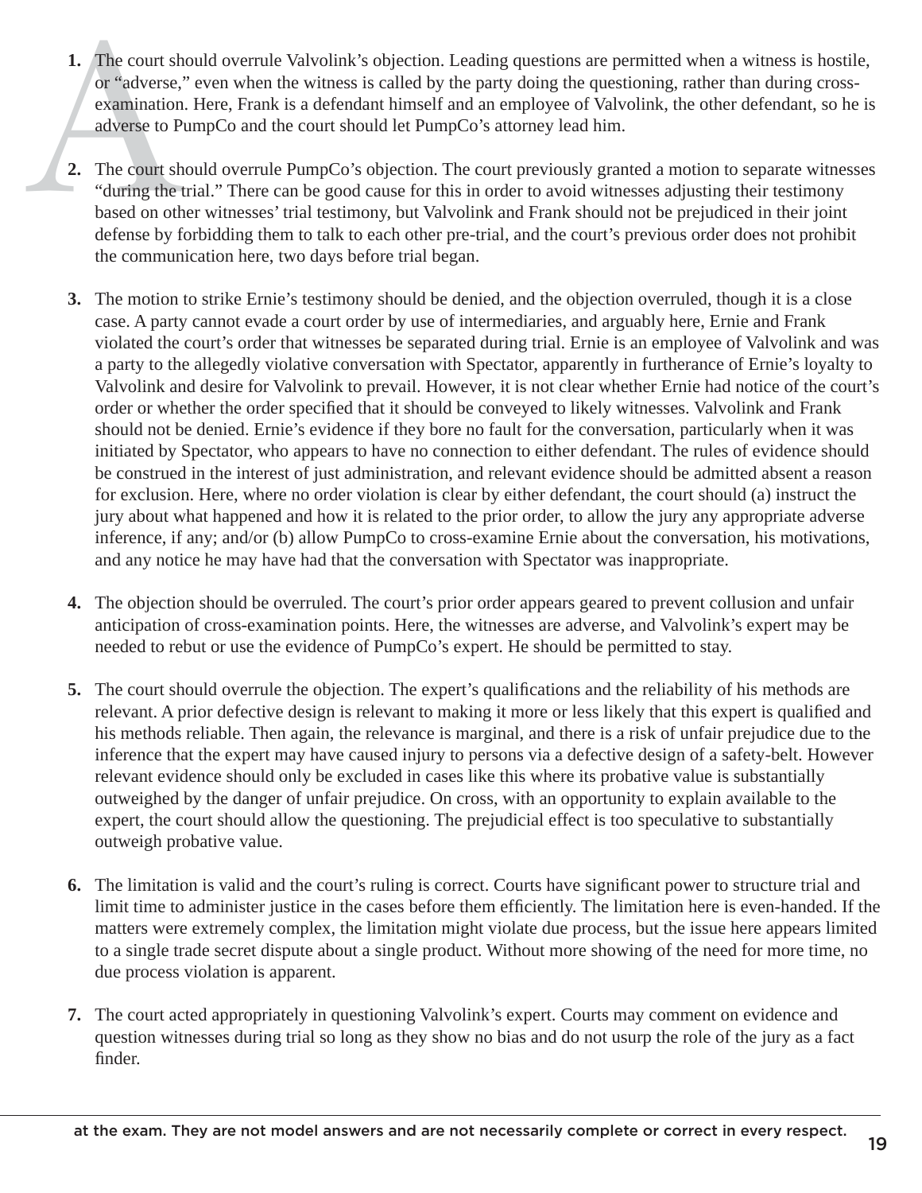1. The court should overrule Valvolink's objection. Leading questions are permitted when a witness is hostile, or "adverse," even when the witness is called by the party doing the questioning, rather than during cross-examination. Here, Frank is a defendant himself and an employee of Valvolink, the other defendant, so he is adverse to PumpCo and the court should let PumpCo's attorney lead him.

2. The court should overrule PumpCo's objection. The court previously granted a motion to separate witnesses "during the trial." There can be good cause for this in order to avoid witnesses adjusting their testimony based on other witnesses' trial testimony, but Valvolink and Frank should not be prejudiced in their joint defense by forbidding them to talk to each other pre-trial, and the court's previous order does not prohibit the communication here, two days before trial began.

3. The motion to strike Ernie's testimony should be denied, and the objection overruled, though it is a close case. A party cannot evade a court order by use of intermediaries, and arguably here, Ernie and Frank violated the court's order that witnesses be separated during trial. Ernie is an employee of Valvolink and was a party to the allegedly violative conversation with Spectator, apparently in furtherance of Ernie's loyalty to Valvolink and desire for Valvolink to prevail. However, it is not clear whether Ernie had notice of the court's order or whether the order specified that it should be conveyed to likely witnesses. Valvolink and Frank should not be denied. Ernie's evidence if they bore no fault for the conversation, particularly when it was initiated by Spectator, who appears to have no connection to either defendant. The rules of evidence should be construed in the interest of just administration, and relevant evidence should be admitted absent a reason for exclusion. Here, where no order violation is clear by either defendant, the court should (a) instruct the jury about what happened and how it is related to the prior order, to allow the jury any appropriate adverse inference, if any; and/or (b) allow PumpCo to cross-examine Ernie about the conversation, his motivations, and any notice he may have had that the conversation with Spectator was inappropriate.

4. The objection should be overruled. The court's prior order appears geared to prevent collusion and unfair anticipation of cross-examination points. Here, the witnesses are adverse, and Valvolink's expert may be needed to rebut or use the evidence of PumpCo's expert. He should be permitted to stay.

5. The court should overrule the objection. The expert's qualifications and the reliability of his methods are relevant. A prior defective design is relevant to making it more or less likely that this expert is qualified and his methods reliable. Then again, the relevance is marginal, and there is a risk of unfair prejudice due to the inference that the expert may have caused injury to persons via a defective design of a safety-belt. However relevant evidence should only be excluded in cases like this where its probative value is substantially outweighed by the danger of unfair prejudice. On cross, with an opportunity to explain available to the expert, the court should allow the questioning. The prejudicial effect is too speculative to substantially outweigh probative value.

6. The limitation is valid and the court's ruling is correct. Courts have significant power to structure trial and limit time to administer justice in the cases before them efficiently. The limitation here is even-handed. If the matters were extremely complex, the limitation might violate due process, but the issue here appears limited to a single trade secret dispute about a single product. Without more showing of the need for more time, no due process violation is apparent.

7. The court acted appropriately in questioning Valvolink's expert. Courts may comment on evidence and question witnesses during trial so long as they show no bias and do not usurp the role of the jury as a fact finder.

at the exam. They are not model answers and are not necessarily complete or correct in every respect.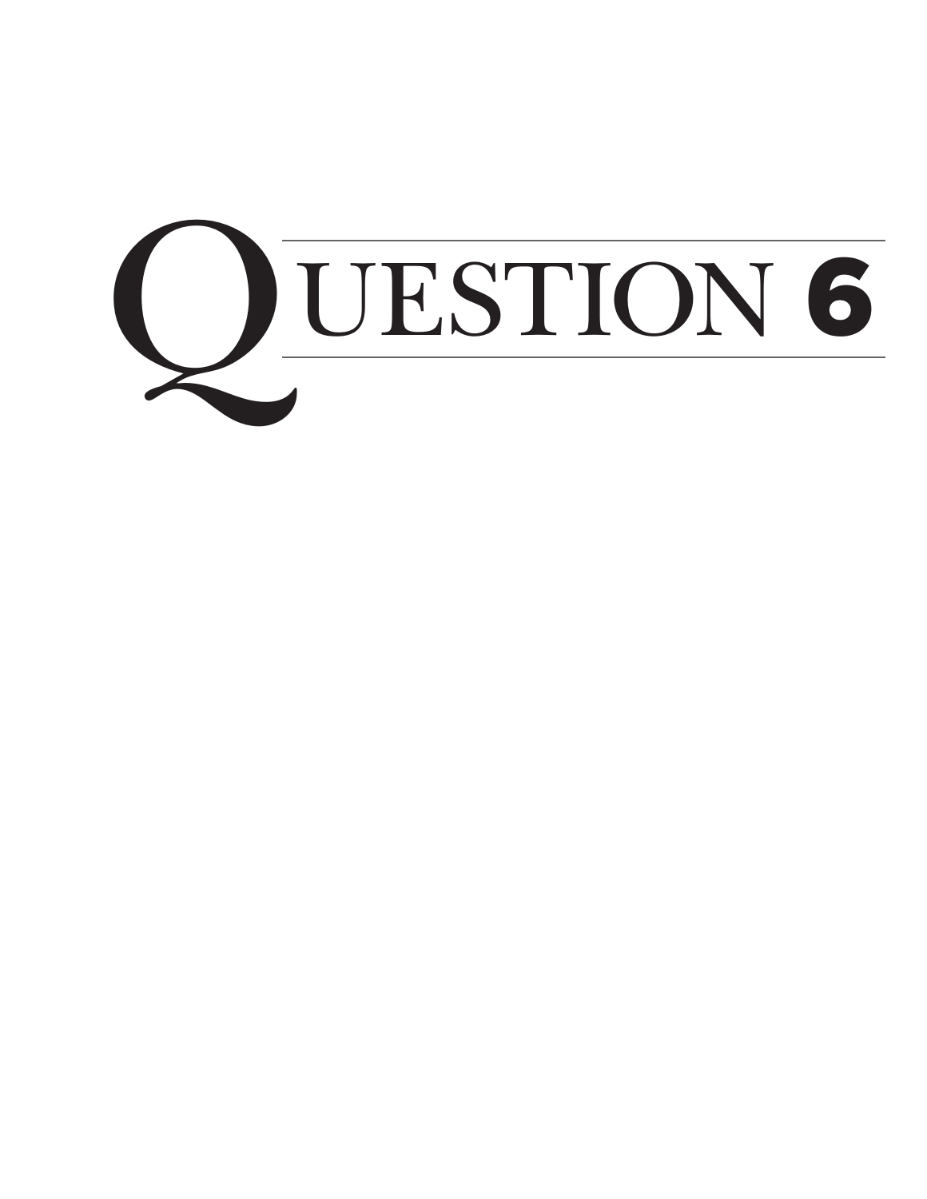# QUESTION 6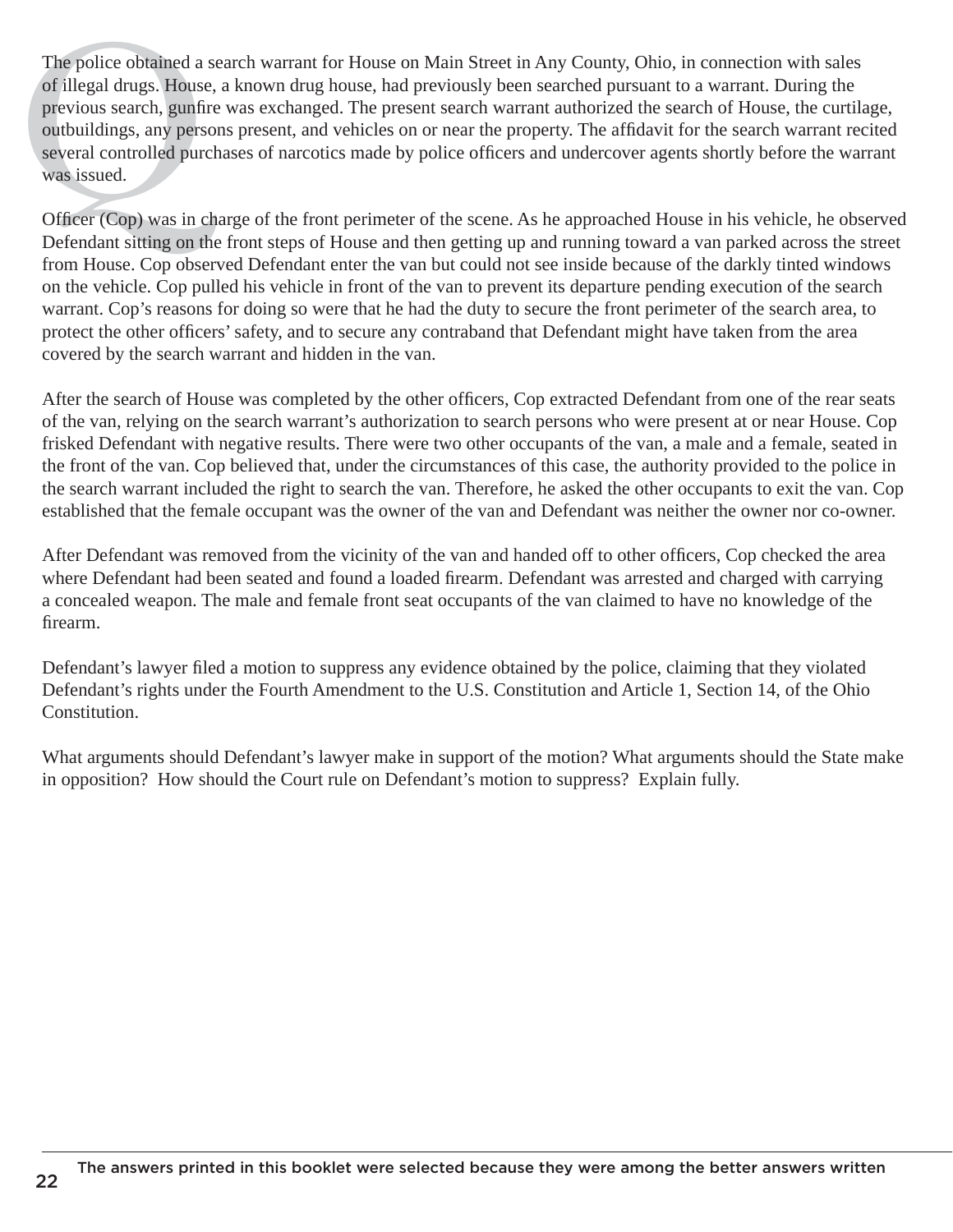The police obtained a search warrant for House on Main Street in Any County, Ohio, in connection with sales of illegal drugs. House, a known drug house, had previously been searched pursuant to a warrant. During the previous search, gunfire was exchanged. The present search warrant authorized the search of House, the curtilage, outbuildings, any persons present, and vehicles on or near the property. The affidavit for the search warrant recited several controlled purchases of narcotics made by police officers and undercover agents shortly before the warrant was issued.

Officer (Cop) was in charge of the front perimeter of the scene. As he approached House in his vehicle, he observed Defendant sitting on the front steps of House and then getting up and running toward a van parked across the street from House. Cop observed Defendant enter the van but could not see inside because of the darkly tinted windows on the vehicle. Cop pulled his vehicle in front of the van to prevent its departure pending execution of the search warrant. Cop's reasons for doing so were that he had the duty to secure the front perimeter of the search area, to protect the other officers' safety, and to secure any contraband that Defendant might have taken from the area covered by the search warrant and hidden in the van.

After the search of House was completed by the other officers, Cop extracted Defendant from one of the rear seats of the van, relying on the search warrant's authorization to search persons who were present at or near House. Cop frisked Defendant with negative results. There were two other occupants of the van, a male and a female, seated in the front of the van. Cop believed that, under the circumstances of this case, the authority provided to the police in the search warrant included the right to search the van. Therefore, he asked the other occupants to exit the van. Cop established that the female occupant was the owner of the van and Defendant was neither the owner nor co-owner.

After Defendant was removed from the vicinity of the van and handed off to other officers, Cop checked the area where Defendant had been seated and found a loaded firearm. Defendant was arrested and charged with carrying a concealed weapon. The male and female front seat occupants of the van claimed to have no knowledge of the firearm.

Defendant's lawyer filed a motion to suppress any evidence obtained by the police, claiming that they violated Defendant's rights under the Fourth Amendment to the U.S. Constitution and Article 1, Section 14, of the Ohio Constitution.

What arguments should Defendant's lawyer make in support of the motion? What arguments should the State make in opposition? How should the Court rule on Defendant's motion to suppress? Explain fully.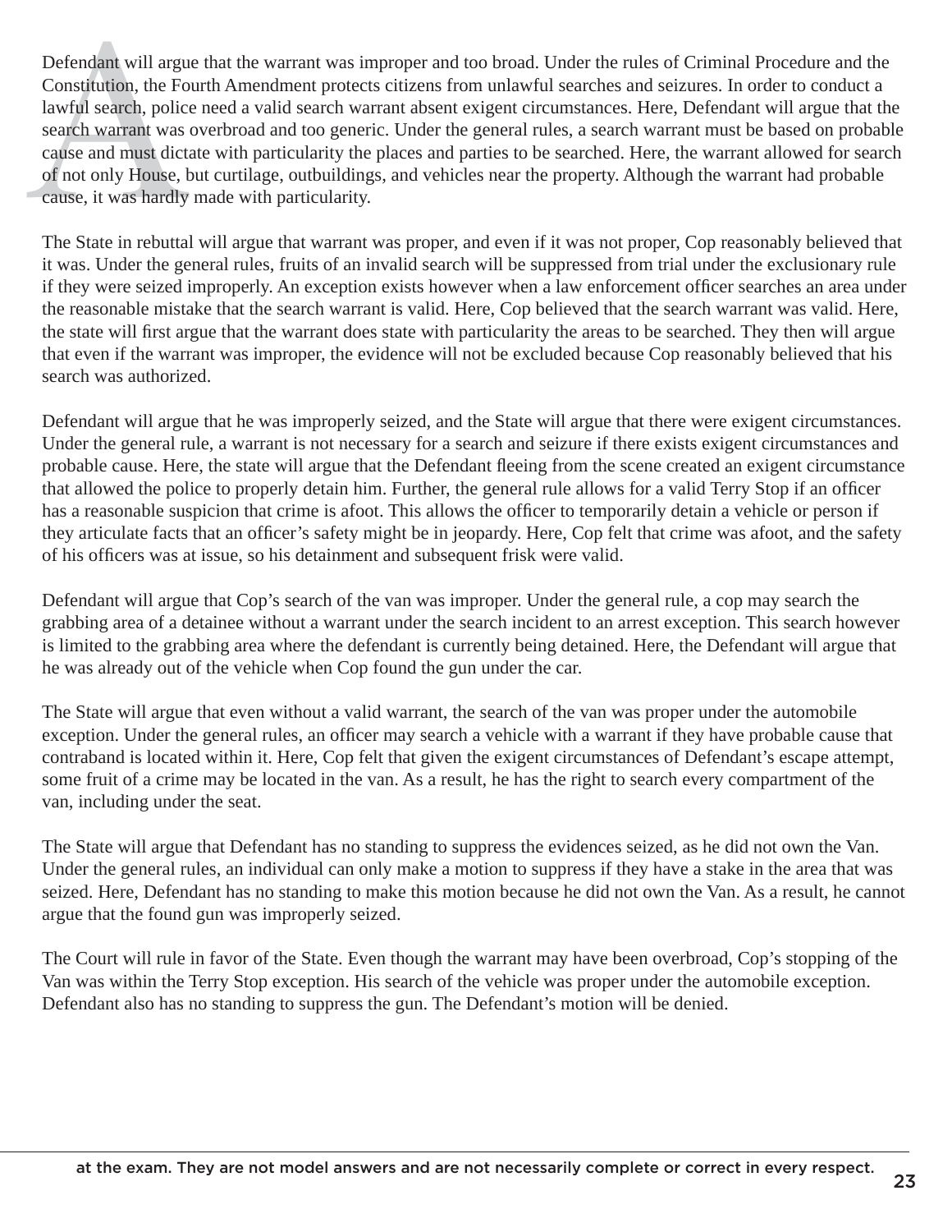Defendant will argue that the warrant was improper and too broad. Under the rules of Criminal Procedure and the Constitution, the Fourth Amendment protects citizens from unlawful searches and seizures. In order to conduct a lawful search, police need a valid search warrant absent exigent circumstances. Here, Defendant will argue that the search warrant was overbroad and too generic. Under the general rules, a search warrant must be based on probable cause and must dictate with particularity the places and parties to be searched. Here, the warrant allowed for search of not only House, but curtilage, outbuildings, and vehicles near the property. Although the warrant had probable cause, it was hardly made with particularity.

The State in rebuttal will argue that warrant was proper, and even if it was not proper, Cop reasonably believed that it was. Under the general rules, fruits of an invalid search will be suppressed from trial under the exclusionary rule if they were seized improperly. An exception exists however when a law enforcement officer searches an area under the reasonable mistake that the search warrant is valid. Here, Cop believed that the search warrant was valid. Here, the state will first argue that the warrant does state with particularity the areas to be searched. They then will argue that even if the warrant was improper, the evidence will not be excluded because Cop reasonably believed that his search was authorized.

Defendant will argue that he was improperly seized, and the State will argue that there were exigent circumstances. Under the general rule, a warrant is not necessary for a search and seizure if there exists exigent circumstances and probable cause. Here, the state will argue that the Defendant fleeing from the scene created an exigent circumstance that allowed the police to properly detain him. Further, the general rule allows for a valid Terry Stop if an officer has a reasonable suspicion that crime is afoot. This allows the officer to temporarily detain a vehicle or person if they articulate facts that an officer's safety might be in jeopardy. Here, Cop felt that crime was afoot, and the safety of his officers was at issue, so his detainment and subsequent frisk were valid.

Defendant will argue that Cop's search of the van was improper. Under the general rule, a cop may search the grabbing area of a detainee without a warrant under the search incident to an arrest exception. This search however is limited to the grabbing area where the defendant is currently being detained. Here, the Defendant will argue that he was already out of the vehicle when Cop found the gun under the car.

The State will argue that even without a valid warrant, the search of the van was proper under the automobile exception. Under the general rules, an officer may search a vehicle with a warrant if they have probable cause that contraband is located within it. Here, Cop felt that given the exigent circumstances of Defendant's escape attempt, some fruit of a crime may be located in the van. As a result, he has the right to search every compartment of the van, including under the seat.

The State will argue that Defendant has no standing to suppress the evidences seized, as he did not own the Van. Under the general rules, an individual can only make a motion to suppress if they have a stake in the area that was seized. Here, Defendant has no standing to make this motion because he did not own the Van. As a result, he cannot argue that the found gun was improperly seized.

The Court will rule in favor of the State. Even though the warrant may have been overbroad, Cop's stopping of the Van was within the Terry Stop exception. His search of the vehicle was proper under the automobile exception. Defendant also has no standing to suppress the gun. The Defendant's motion will be denied.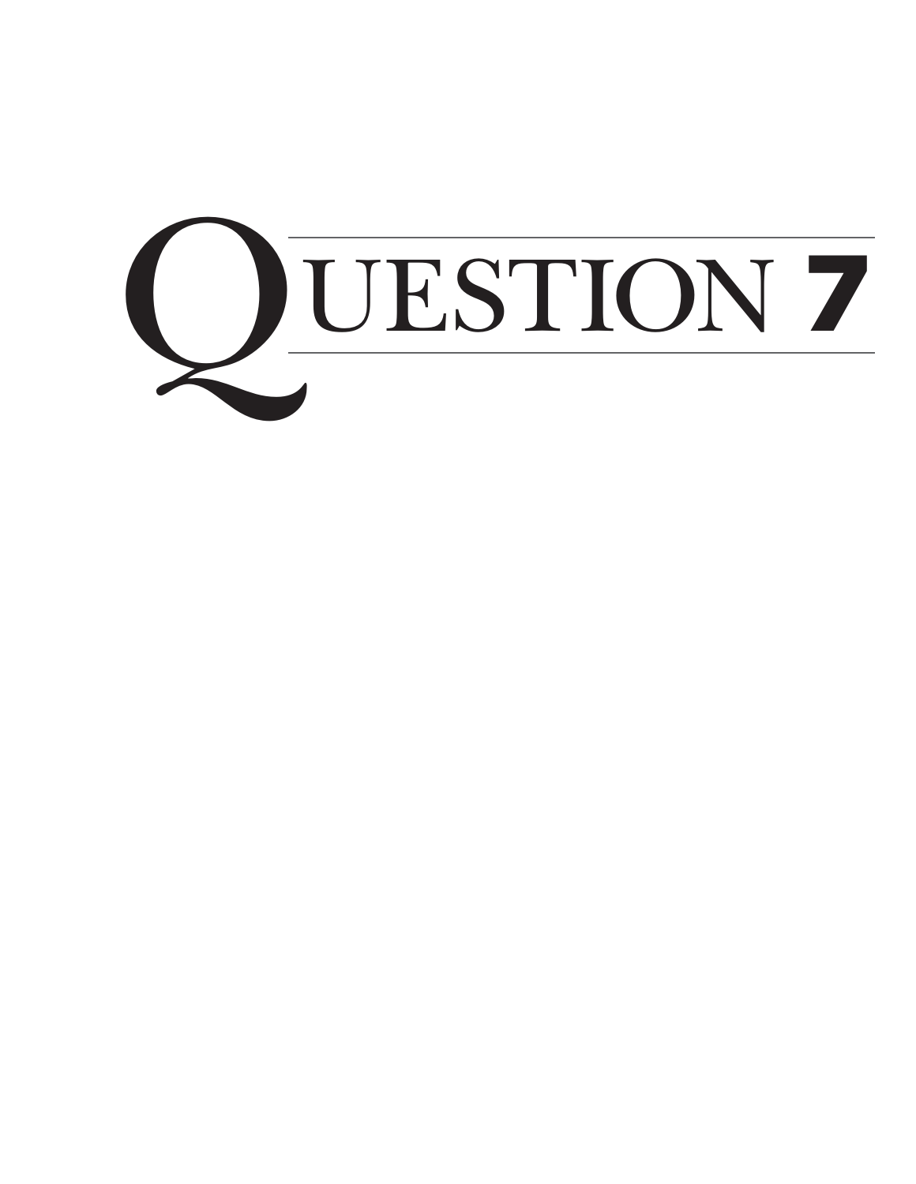# QUESTION 7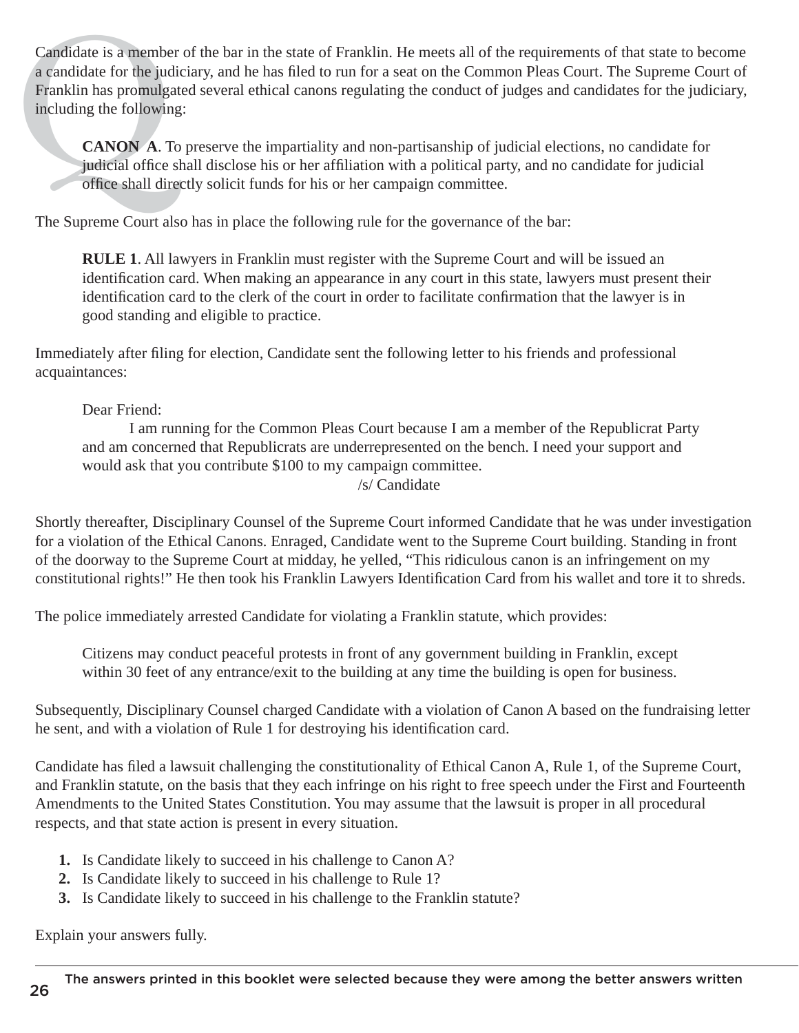Candidate is a member of the bar in the state of Franklin. He meets all of the requirements of that state to become a candidate for the judiciary, and he has filed to run for a seat on the Common Pleas Court. The Supreme Court of Franklin has promulgated several ethical canons regulating the conduct of judges and candidates for the judiciary, including the following:

> **CANON A**. To preserve the impartiality and non-partisanship of judicial elections, no candidate for judicial office shall disclose his or her affiliation with a political party, and no candidate for judicial office shall directly solicit funds for his or her campaign committee.

The Supreme Court also has in place the following rule for the governance of the bar:

> **RULE 1**. All lawyers in Franklin must register with the Supreme Court and will be issued an identification card. When making an appearance in any court in this state, lawyers must present their identification card to the clerk of the court in order to facilitate confirmation that the lawyer is in good standing and eligible to practice.

Immediately after filing for election, Candidate sent the following letter to his friends and professional acquaintances:

> Dear Friend:
>
> I am running for the Common Pleas Court because I am a member of the Republicrat Party and am concerned that Republicrats are underrepresented on the bench. I need your support and would ask that you contribute $100 to my campaign committee.
>
> /s/ Candidate

Shortly thereafter, Disciplinary Counsel of the Supreme Court informed Candidate that he was under investigation for a violation of the Ethical Canons. Enraged, Candidate went to the Supreme Court building. Standing in front of the doorway to the Supreme Court at midday, he yelled, "This ridiculous canon is an infringement on my constitutional rights!" He then took his Franklin Lawyers Identification Card from his wallet and tore it to shreds.

The police immediately arrested Candidate for violating a Franklin statute, which provides:

> Citizens may conduct peaceful protests in front of any government building in Franklin, except within 30 feet of any entrance/exit to the building at any time the building is open for business.

Subsequently, Disciplinary Counsel charged Candidate with a violation of Canon A based on the fundraising letter he sent, and with a violation of Rule 1 for destroying his identification card.

Candidate has filed a lawsuit challenging the constitutionality of Ethical Canon A, Rule 1, of the Supreme Court, and Franklin statute, on the basis that they each infringe on his right to free speech under the First and Fourteenth Amendments to the United States Constitution. You may assume that the lawsuit is proper in all procedural respects, and that state action is present in every situation.

1. Is Candidate likely to succeed in his challenge to Canon A?
2. Is Candidate likely to succeed in his challenge to Rule 1?
3. Is Candidate likely to succeed in his challenge to the Franklin statute?

Explain your answers fully.

The answers printed in this booklet were selected because they were among the better answers written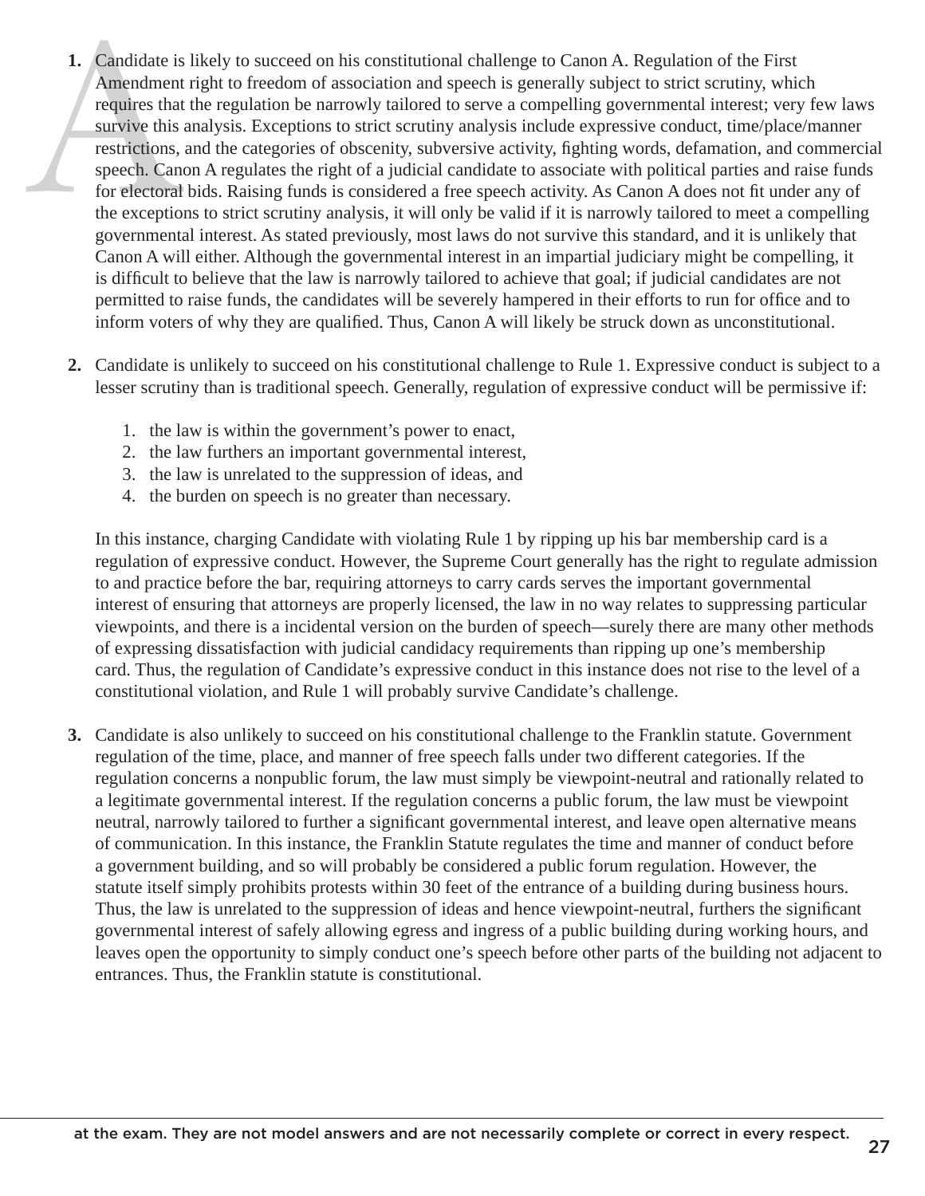1. Candidate is likely to succeed on his constitutional challenge to Canon A. Regulation of the First Amendment right to freedom of association and speech is generally subject to strict scrutiny, which requires that the regulation be narrowly tailored to serve a compelling governmental interest; very few laws survive this analysis. Exceptions to strict scrutiny analysis include expressive conduct, time/place/manner restrictions, and the categories of obscenity, subversive activity, fighting words, defamation, and commercial speech. Canon A regulates the right of a judicial candidate to associate with political parties and raise funds for electoral bids. Raising funds is considered a free speech activity. As Canon A does not fit under any of the exceptions to strict scrutiny analysis, it will only be valid if it is narrowly tailored to meet a compelling governmental interest. As stated previously, most laws do not survive this standard, and it is unlikely that Canon A will either. Although the governmental interest in an impartial judiciary might be compelling, it is difficult to believe that the law is narrowly tailored to achieve that goal; if judicial candidates are not permitted to raise funds, the candidates will be severely hampered in their efforts to run for office and to inform voters of why they are qualified. Thus, Canon A will likely be struck down as unconstitutional.

2. Candidate is unlikely to succeed on his constitutional challenge to Rule 1. Expressive conduct is subject to a lesser scrutiny than is traditional speech. Generally, regulation of expressive conduct will be permissive if:

   1. the law is within the government's power to enact,
   2. the law furthers an important governmental interest,
   3. the law is unrelated to the suppression of ideas, and
   4. the burden on speech is no greater than necessary.

   In this instance, charging Candidate with violating Rule 1 by ripping up his bar membership card is a regulation of expressive conduct. However, the Supreme Court generally has the right to regulate admission to and practice before the bar, requiring attorneys to carry cards serves the important governmental interest of ensuring that attorneys are properly licensed, the law in no way relates to suppressing particular viewpoints, and there is a incidental version on the burden of speech—surely there are many other methods of expressing dissatisfaction with judicial candidacy requirements than ripping up one's membership card. Thus, the regulation of Candidate's expressive conduct in this instance does not rise to the level of a constitutional violation, and Rule 1 will probably survive Candidate's challenge.

3. Candidate is also unlikely to succeed on his constitutional challenge to the Franklin statute. Government regulation of the time, place, and manner of free speech falls under two different categories. If the regulation concerns a nonpublic forum, the law must simply be viewpoint-neutral and rationally related to a legitimate governmental interest. If the regulation concerns a public forum, the law must be viewpoint neutral, narrowly tailored to further a significant governmental interest, and leave open alternative means of communication. In this instance, the Franklin Statute regulates the time and manner of conduct before a government building, and so will probably be considered a public forum regulation. However, the statute itself simply prohibits protests within 30 feet of the entrance of a building during business hours. Thus, the law is unrelated to the suppression of ideas and hence viewpoint-neutral, furthers the significant governmental interest of safely allowing egress and ingress of a public building during working hours, and leaves open the opportunity to simply conduct one's speech before other parts of the building not adjacent to entrances. Thus, the Franklin statute is constitutional.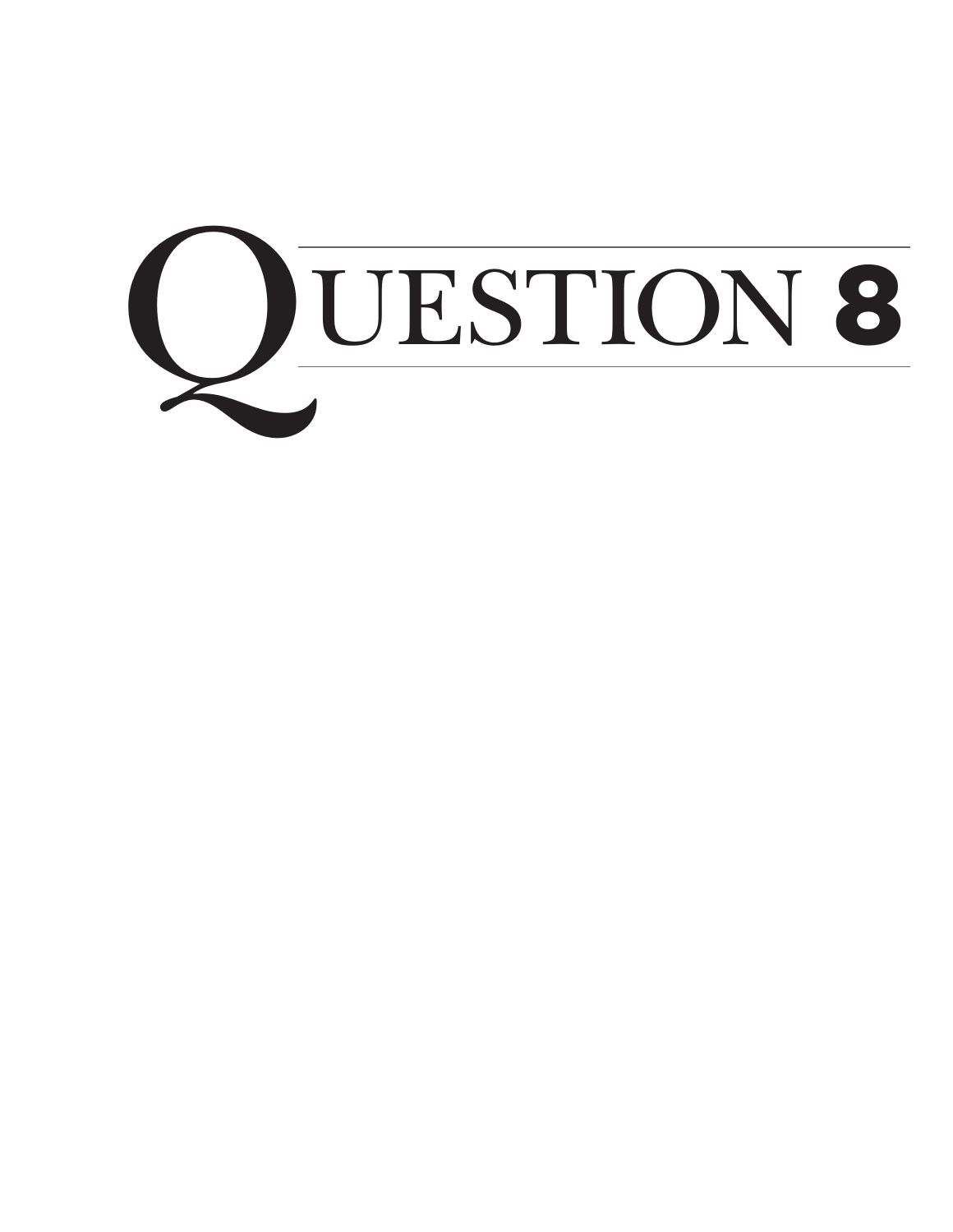# QUESTION 8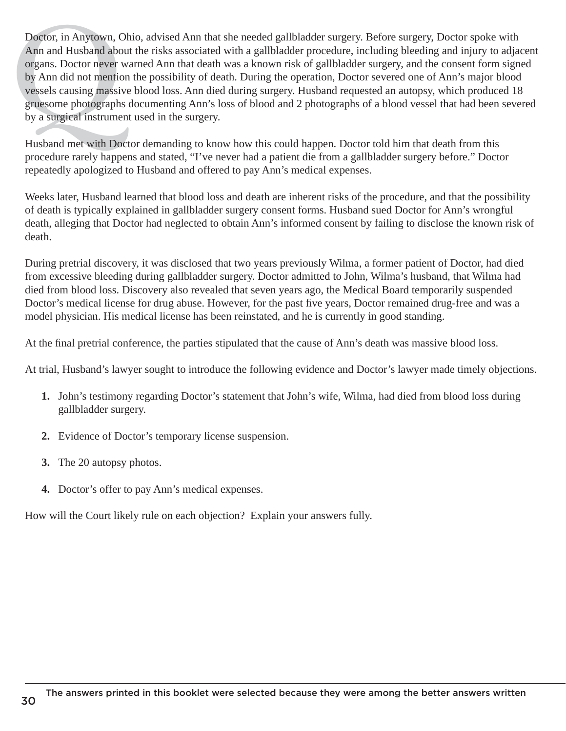Doctor, in Anytown, Ohio, advised Ann that she needed gallbladder surgery. Before surgery, Doctor spoke with Ann and Husband about the risks associated with a gallbladder procedure, including bleeding and injury to adjacent organs. Doctor never warned Ann that death was a known risk of gallbladder surgery, and the consent form signed by Ann did not mention the possibility of death. During the operation, Doctor severed one of Ann's major blood vessels causing massive blood loss. Ann died during surgery. Husband requested an autopsy, which produced 18 gruesome photographs documenting Ann's loss of blood and 2 photographs of a blood vessel that had been severed by a surgical instrument used in the surgery.

Husband met with Doctor demanding to know how this could happen. Doctor told him that death from this procedure rarely happens and stated, "I've never had a patient die from a gallbladder surgery before." Doctor repeatedly apologized to Husband and offered to pay Ann's medical expenses.

Weeks later, Husband learned that blood loss and death are inherent risks of the procedure, and that the possibility of death is typically explained in gallbladder surgery consent forms. Husband sued Doctor for Ann's wrongful death, alleging that Doctor had neglected to obtain Ann's informed consent by failing to disclose the known risk of death.

During pretrial discovery, it was disclosed that two years previously Wilma, a former patient of Doctor, had died from excessive bleeding during gallbladder surgery. Doctor admitted to John, Wilma's husband, that Wilma had died from blood loss. Discovery also revealed that seven years ago, the Medical Board temporarily suspended Doctor's medical license for drug abuse. However, for the past five years, Doctor remained drug-free and was a model physician. His medical license has been reinstated, and he is currently in good standing.

At the final pretrial conference, the parties stipulated that the cause of Ann's death was massive blood loss.

At trial, Husband's lawyer sought to introduce the following evidence and Doctor's lawyer made timely objections.

1. John's testimony regarding Doctor's statement that John's wife, Wilma, had died from blood loss during gallbladder surgery.

2. Evidence of Doctor's temporary license suspension.

3. The 20 autopsy photos.

4. Doctor's offer to pay Ann's medical expenses.

How will the Court likely rule on each objection? Explain your answers fully.

The answers printed in this booklet were selected because they were among the better answers written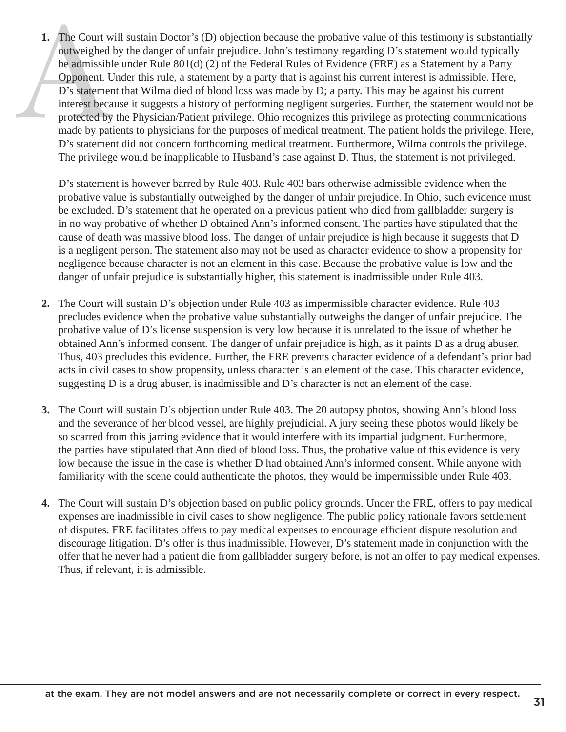1. The Court will sustain Doctor's (D) objection because the probative value of this testimony is substantially outweighed by the danger of unfair prejudice. John's testimony regarding D's statement would typically be admissible under Rule 801(d) (2) of the Federal Rules of Evidence (FRE) as a Statement by a Party Opponent. Under this rule, a statement by a party that is against his current interest is admissible. Here, D's statement that Wilma died of blood loss was made by D; a party. This may be against his current interest because it suggests a history of performing negligent surgeries. Further, the statement would not be protected by the Physician/Patient privilege. Ohio recognizes this privilege as protecting communications made by patients to physicians for the purposes of medical treatment. The patient holds the privilege. Here, D's statement did not concern forthcoming medical treatment. Furthermore, Wilma controls the privilege. The privilege would be inapplicable to Husband's case against D. Thus, the statement is not privileged.

   D's statement is however barred by Rule 403. Rule 403 bars otherwise admissible evidence when the probative value is substantially outweighed by the danger of unfair prejudice. In Ohio, such evidence must be excluded. D's statement that he operated on a previous patient who died from gallbladder surgery is in no way probative of whether D obtained Ann's informed consent. The parties have stipulated that the cause of death was massive blood loss. The danger of unfair prejudice is high because it suggests that D is a negligent person. The statement also may not be used as character evidence to show a propensity for negligence because character is not an element in this case. Because the probative value is low and the danger of unfair prejudice is substantially higher, this statement is inadmissible under Rule 403.

2. The Court will sustain D's objection under Rule 403 as impermissible character evidence. Rule 403 precludes evidence when the probative value substantially outweighs the danger of unfair prejudice. The probative value of D's license suspension is very low because it is unrelated to the issue of whether he obtained Ann's informed consent. The danger of unfair prejudice is high, as it paints D as a drug abuser. Thus, 403 precludes this evidence. Further, the FRE prevents character evidence of a defendant's prior bad acts in civil cases to show propensity, unless character is an element of the case. This character evidence, suggesting D is a drug abuser, is inadmissible and D's character is not an element of the case.

3. The Court will sustain D's objection under Rule 403. The 20 autopsy photos, showing Ann's blood loss and the severance of her blood vessel, are highly prejudicial. A jury seeing these photos would likely be so scarred from this jarring evidence that it would interfere with its impartial judgment. Furthermore, the parties have stipulated that Ann died of blood loss. Thus, the probative value of this evidence is very low because the issue in the case is whether D had obtained Ann's informed consent. While anyone with familiarity with the scene could authenticate the photos, they would be impermissible under Rule 403.

4. The Court will sustain D's objection based on public policy grounds. Under the FRE, offers to pay medical expenses are inadmissible in civil cases to show negligence. The public policy rationale favors settlement of disputes. FRE facilitates offers to pay medical expenses to encourage efficient dispute resolution and discourage litigation. D's offer is thus inadmissible. However, D's statement made in conjunction with the offer that he never had a patient die from gallbladder surgery before, is not an offer to pay medical expenses. Thus, if relevant, it is admissible.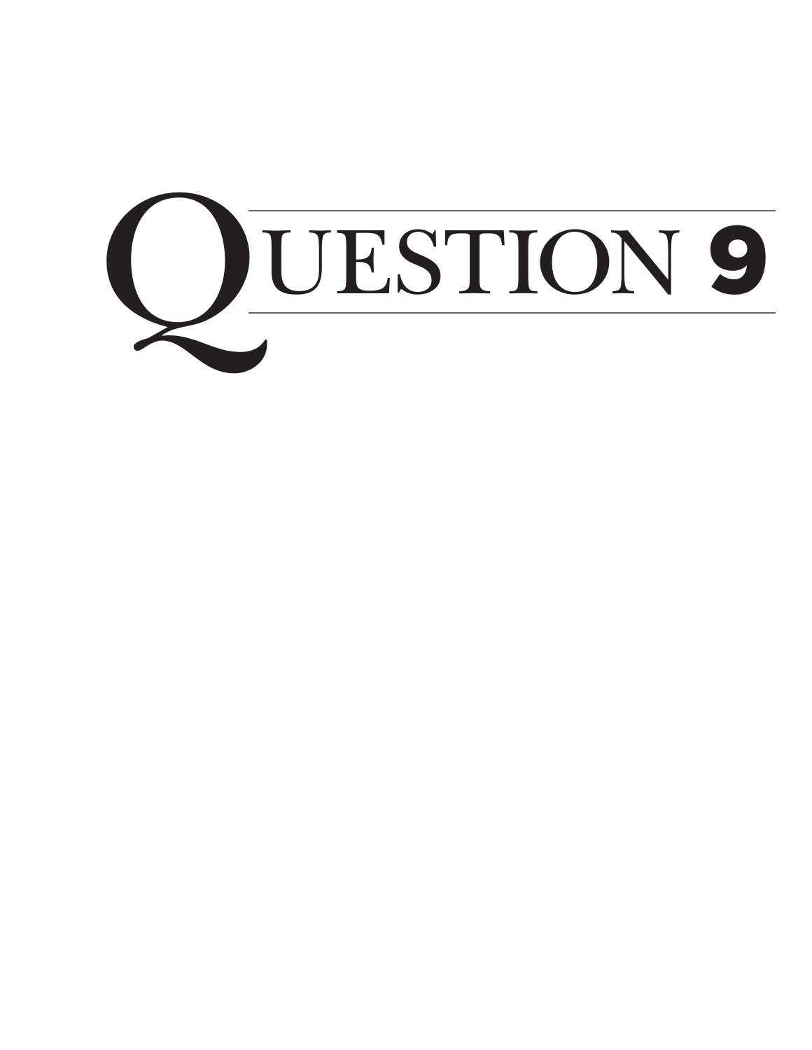# QUESTION 9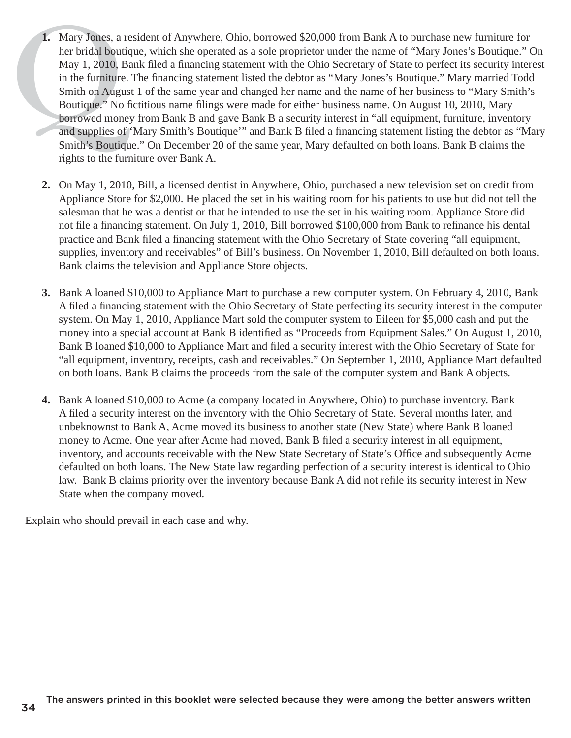1. Mary Jones, a resident of Anywhere, Ohio, borrowed $20,000 from Bank A to purchase new furniture for her bridal boutique, which she operated as a sole proprietor under the name of "Mary Jones's Boutique." On May 1, 2010, Bank filed a financing statement with the Ohio Secretary of State to perfect its security interest in the furniture. The financing statement listed the debtor as "Mary Jones's Boutique." Mary married Todd Smith on August 1 of the same year and changed her name and the name of her business to "Mary Smith's Boutique." No fictitious name filings were made for either business name. On August 10, 2010, Mary borrowed money from Bank B and gave Bank B a security interest in "all equipment, furniture, inventory and supplies of 'Mary Smith's Boutique'" and Bank B filed a financing statement listing the debtor as "Mary Smith's Boutique." On December 20 of the same year, Mary defaulted on both loans. Bank B claims the rights to the furniture over Bank A.

2. On May 1, 2010, Bill, a licensed dentist in Anywhere, Ohio, purchased a new television set on credit from Appliance Store for $2,000. He placed the set in his waiting room for his patients to use but did not tell the salesman that he was a dentist or that he intended to use the set in his waiting room. Appliance Store did not file a financing statement. On July 1, 2010, Bill borrowed $100,000 from Bank to refinance his dental practice and Bank filed a financing statement with the Ohio Secretary of State covering "all equipment, supplies, inventory and receivables" of Bill's business. On November 1, 2010, Bill defaulted on both loans. Bank claims the television and Appliance Store objects.

3. Bank A loaned $10,000 to Appliance Mart to purchase a new computer system. On February 4, 2010, Bank A filed a financing statement with the Ohio Secretary of State perfecting its security interest in the computer system. On May 1, 2010, Appliance Mart sold the computer system to Eileen for $5,000 cash and put the money into a special account at Bank B identified as "Proceeds from Equipment Sales." On August 1, 2010, Bank B loaned $10,000 to Appliance Mart and filed a security interest with the Ohio Secretary of State for "all equipment, inventory, receipts, cash and receivables." On September 1, 2010, Appliance Mart defaulted on both loans. Bank B claims the proceeds from the sale of the computer system and Bank A objects.

4. Bank A loaned $10,000 to Acme (a company located in Anywhere, Ohio) to purchase inventory. Bank A filed a security interest on the inventory with the Ohio Secretary of State. Several months later, and unbeknownst to Bank A, Acme moved its business to another state (New State) where Bank B loaned money to Acme. One year after Acme had moved, Bank B filed a security interest in all equipment, inventory, and accounts receivable with the New State Secretary of State's Office and subsequently Acme defaulted on both loans. The New State law regarding perfection of a security interest is identical to Ohio law. Bank B claims priority over the inventory because Bank A did not refile its security interest in New State when the company moved.

Explain who should prevail in each case and why.

The answers printed in this booklet were selected because they were among the better answers written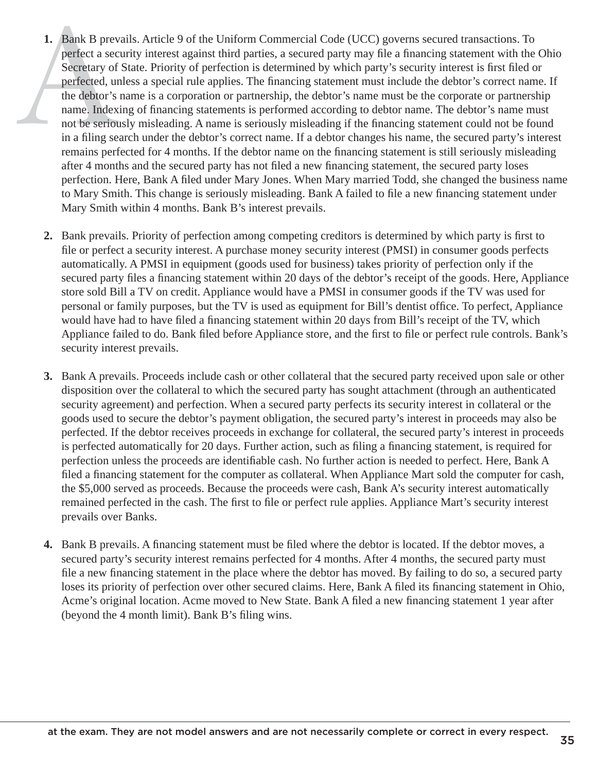1. Bank B prevails. Article 9 of the Uniform Commercial Code (UCC) governs secured transactions. To perfect a security interest against third parties, a secured party may file a financing statement with the Ohio Secretary of State. Priority of perfection is determined by which party's security interest is first filed or perfected, unless a special rule applies. The financing statement must include the debtor's correct name. If the debtor's name is a corporation or partnership, the debtor's name must be the corporate or partnership name. Indexing of financing statements is performed according to debtor name. The debtor's name must not be seriously misleading. A name is seriously misleading if the financing statement could not be found in a filing search under the debtor's correct name. If a debtor changes his name, the secured party's interest remains perfected for 4 months. If the debtor name on the financing statement is still seriously misleading after 4 months and the secured party has not filed a new financing statement, the secured party loses perfection. Here, Bank A filed under Mary Jones. When Mary married Todd, she changed the business name to Mary Smith. This change is seriously misleading. Bank A failed to file a new financing statement under Mary Smith within 4 months. Bank B's interest prevails.

2. Bank prevails. Priority of perfection among competing creditors is determined by which party is first to file or perfect a security interest. A purchase money security interest (PMSI) in consumer goods perfects automatically. A PMSI in equipment (goods used for business) takes priority of perfection only if the secured party files a financing statement within 20 days of the debtor's receipt of the goods. Here, Appliance store sold Bill a TV on credit. Appliance would have a PMSI in consumer goods if the TV was used for personal or family purposes, but the TV is used as equipment for Bill's dentist office. To perfect, Appliance would have had to have filed a financing statement within 20 days from Bill's receipt of the TV, which Appliance failed to do. Bank filed before Appliance store, and the first to file or perfect rule controls. Bank's security interest prevails.

3. Bank A prevails. Proceeds include cash or other collateral that the secured party received upon sale or other disposition over the collateral to which the secured party has sought attachment (through an authenticated security agreement) and perfection. When a secured party perfects its security interest in collateral or the goods used to secure the debtor's payment obligation, the secured party's interest in proceeds may also be perfected. If the debtor receives proceeds in exchange for collateral, the secured party's interest in proceeds is perfected automatically for 20 days. Further action, such as filing a financing statement, is required for perfection unless the proceeds are identifiable cash. No further action is needed to perfect. Here, Bank A filed a financing statement for the computer as collateral. When Appliance Mart sold the computer for cash, the $5,000 served as proceeds. Because the proceeds were cash, Bank A's security interest automatically remained perfected in the cash. The first to file or perfect rule applies. Appliance Mart's security interest prevails over Banks.

4. Bank B prevails. A financing statement must be filed where the debtor is located. If the debtor moves, a secured party's security interest remains perfected for 4 months. After 4 months, the secured party must file a new financing statement in the place where the debtor has moved. By failing to do so, a secured party loses its priority of perfection over other secured claims. Here, Bank A filed its financing statement in Ohio, Acme's original location. Acme moved to New State. Bank A filed a new financing statement 1 year after (beyond the 4 month limit). Bank B's filing wins.

at the exam. They are not model answers and are not necessarily complete or correct in every respect.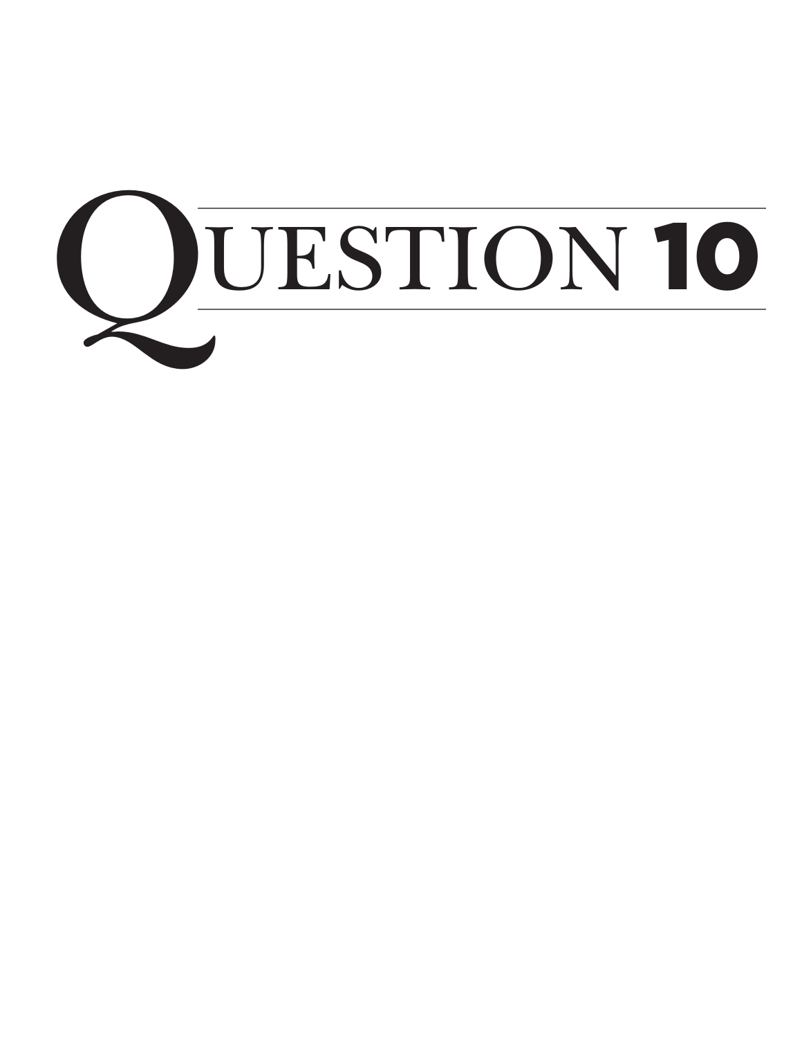# QUESTION 10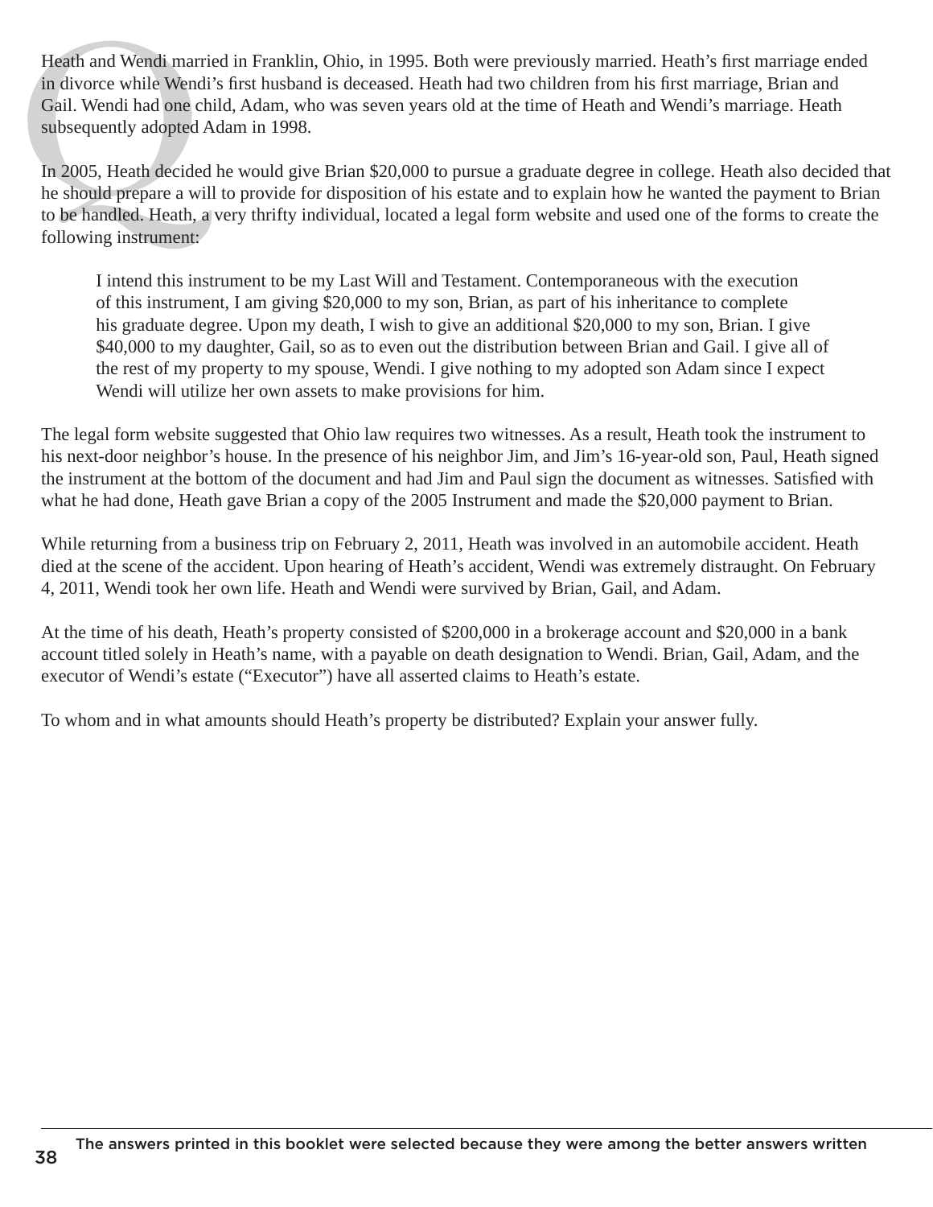Heath and Wendi married in Franklin, Ohio, in 1995. Both were previously married. Heath's first marriage ended in divorce while Wendi's first husband is deceased. Heath had two children from his first marriage, Brian and Gail. Wendi had one child, Adam, who was seven years old at the time of Heath and Wendi's marriage. Heath subsequently adopted Adam in 1998.

In 2005, Heath decided he would give Brian $20,000 to pursue a graduate degree in college. Heath also decided that he should prepare a will to provide for disposition of his estate and to explain how he wanted the payment to Brian to be handled. Heath, a very thrifty individual, located a legal form website and used one of the forms to create the following instrument:

> I intend this instrument to be my Last Will and Testament. Contemporaneous with the execution of this instrument, I am giving $20,000 to my son, Brian, as part of his inheritance to complete his graduate degree. Upon my death, I wish to give an additional $20,000 to my son, Brian. I give $40,000 to my daughter, Gail, so as to even out the distribution between Brian and Gail. I give all of the rest of my property to my spouse, Wendi. I give nothing to my adopted son Adam since I expect Wendi will utilize her own assets to make provisions for him.

The legal form website suggested that Ohio law requires two witnesses. As a result, Heath took the instrument to his next-door neighbor's house. In the presence of his neighbor Jim, and Jim's 16-year-old son, Paul, Heath signed the instrument at the bottom of the document and had Jim and Paul sign the document as witnesses. Satisfied with what he had done, Heath gave Brian a copy of the 2005 Instrument and made the $20,000 payment to Brian.

While returning from a business trip on February 2, 2011, Heath was involved in an automobile accident. Heath died at the scene of the accident. Upon hearing of Heath's accident, Wendi was extremely distraught. On February 4, 2011, Wendi took her own life. Heath and Wendi were survived by Brian, Gail, and Adam.

At the time of his death, Heath's property consisted of $200,000 in a brokerage account and $20,000 in a bank account titled solely in Heath's name, with a payable on death designation to Wendi. Brian, Gail, Adam, and the executor of Wendi's estate ("Executor") have all asserted claims to Heath's estate.

To whom and in what amounts should Heath's property be distributed? Explain your answer fully.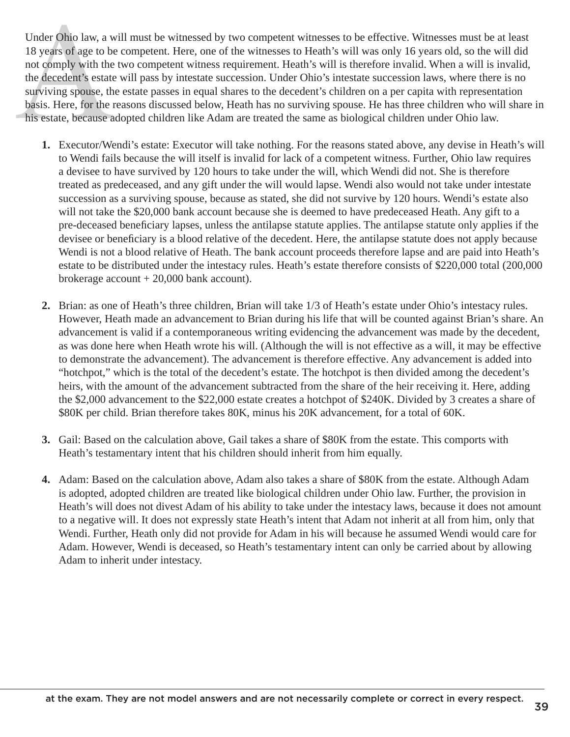Under Ohio law, a will must be witnessed by two competent witnesses to be effective. Witnesses must be at least 18 years of age to be competent. Here, one of the witnesses to Heath's will was only 16 years old, so the will did not comply with the two competent witness requirement. Heath's will is therefore invalid. When a will is invalid, the decedent's estate will pass by intestate succession. Under Ohio's intestate succession laws, where there is no surviving spouse, the estate passes in equal shares to the decedent's children on a per capita with representation basis. Here, for the reasons discussed below, Heath has no surviving spouse. He has three children who will share in his estate, because adopted children like Adam are treated the same as biological children under Ohio law.

1. Executor/Wendi's estate: Executor will take nothing. For the reasons stated above, any devise in Heath's will to Wendi fails because the will itself is invalid for lack of a competent witness. Further, Ohio law requires a devisee to have survived by 120 hours to take under the will, which Wendi did not. She is therefore treated as predeceased, and any gift under the will would lapse. Wendi also would not take under intestate succession as a surviving spouse, because as stated, she did not survive by 120 hours. Wendi's estate also will not take the $20,000 bank account because she is deemed to have predeceased Heath. Any gift to a pre-deceased beneficiary lapses, unless the antilapse statute applies. The antilapse statute only applies if the devisee or beneficiary is a blood relative of the decedent. Here, the antilapse statute does not apply because Wendi is not a blood relative of Heath. The bank account proceeds therefore lapse and are paid into Heath's estate to be distributed under the intestacy rules. Heath's estate therefore consists of $220,000 total (200,000 brokerage account + 20,000 bank account).

2. Brian: as one of Heath's three children, Brian will take 1/3 of Heath's estate under Ohio's intestacy rules. However, Heath made an advancement to Brian during his life that will be counted against Brian's share. An advancement is valid if a contemporaneous writing evidencing the advancement was made by the decedent, as was done here when Heath wrote his will. (Although the will is not effective as a will, it may be effective to demonstrate the advancement). The advancement is therefore effective. Any advancement is added into "hotchpot," which is the total of the decedent's estate. The hotchpot is then divided among the decedent's heirs, with the amount of the advancement subtracted from the share of the heir receiving it. Here, adding the $2,000 advancement to the $22,000 estate creates a hotchpot of $240K. Divided by 3 creates a share of $80K per child. Brian therefore takes 80K, minus his 20K advancement, for a total of 60K.

3. Gail: Based on the calculation above, Gail takes a share of $80K from the estate. This comports with Heath's testamentary intent that his children should inherit from him equally.

4. Adam: Based on the calculation above, Adam also takes a share of $80K from the estate. Although Adam is adopted, adopted children are treated like biological children under Ohio law. Further, the provision in Heath's will does not divest Adam of his ability to take under the intestacy laws, because it does not amount to a negative will. It does not expressly state Heath's intent that Adam not inherit at all from him, only that Wendi. Further, Heath only did not provide for Adam in his will because he assumed Wendi would care for Adam. However, Wendi is deceased, so Heath's testamentary intent can only be carried about by allowing Adam to inherit under intestacy.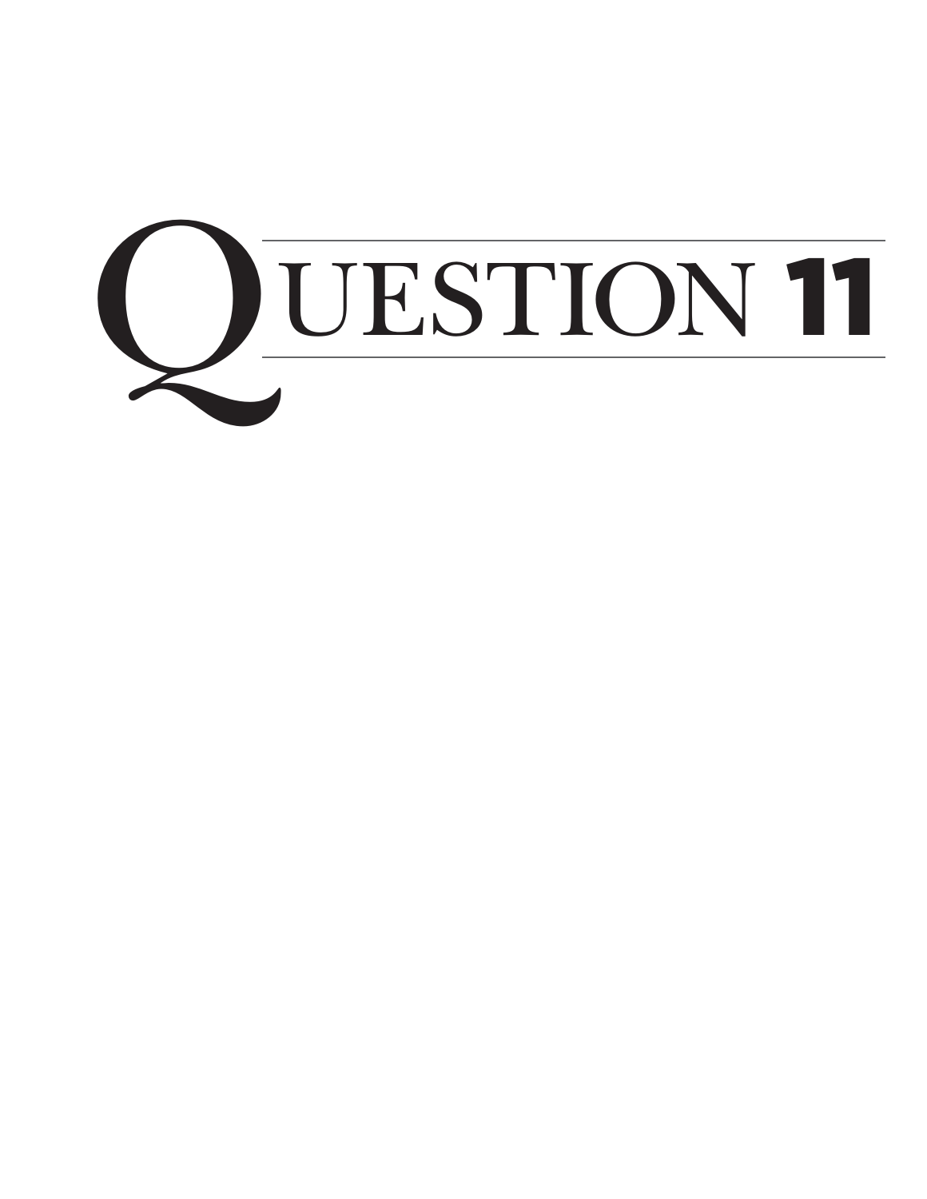# QUESTION 11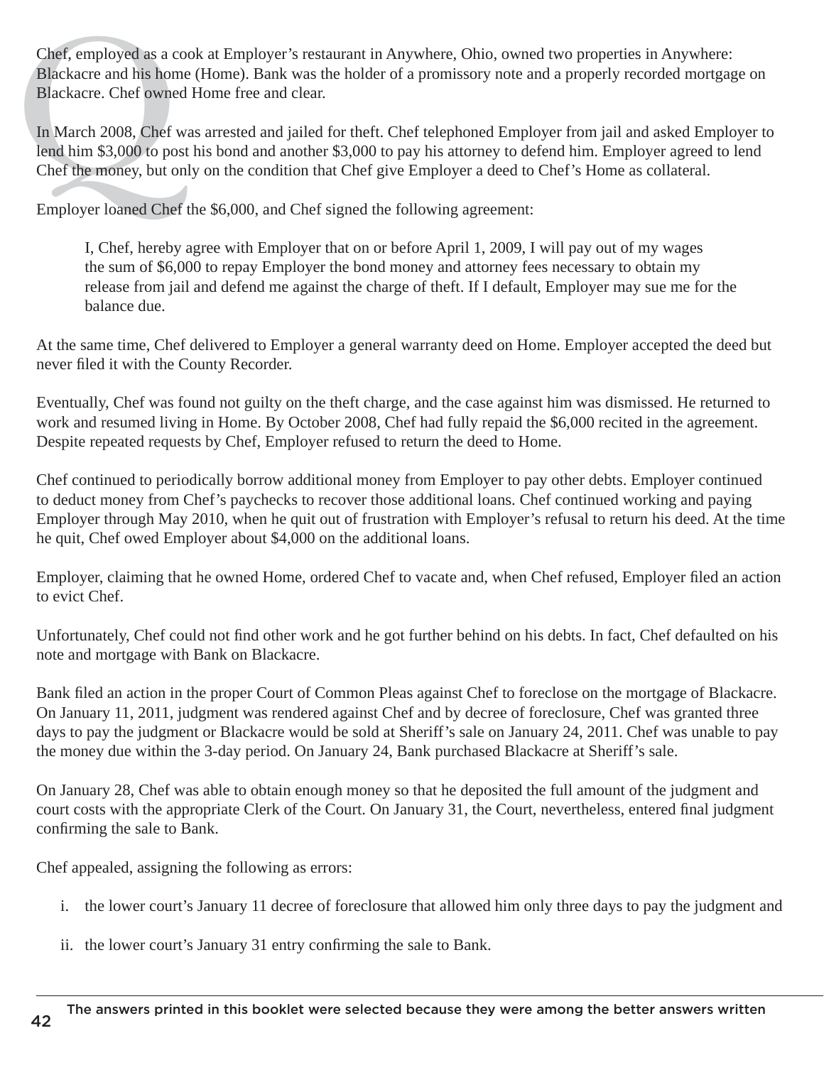Chef, employed as a cook at Employer's restaurant in Anywhere, Ohio, owned two properties in Anywhere: Blackacre and his home (Home). Bank was the holder of a promissory note and a properly recorded mortgage on Blackacre. Chef owned Home free and clear.

In March 2008, Chef was arrested and jailed for theft. Chef telephoned Employer from jail and asked Employer to lend him $3,000 to post his bond and another $3,000 to pay his attorney to defend him. Employer agreed to lend Chef the money, but only on the condition that Chef give Employer a deed to Chef's Home as collateral.

Employer loaned Chef the $6,000, and Chef signed the following agreement:

> I, Chef, hereby agree with Employer that on or before April 1, 2009, I will pay out of my wages the sum of $6,000 to repay Employer the bond money and attorney fees necessary to obtain my release from jail and defend me against the charge of theft. If I default, Employer may sue me for the balance due.

At the same time, Chef delivered to Employer a general warranty deed on Home. Employer accepted the deed but never filed it with the County Recorder.

Eventually, Chef was found not guilty on the theft charge, and the case against him was dismissed. He returned to work and resumed living in Home. By October 2008, Chef had fully repaid the $6,000 recited in the agreement. Despite repeated requests by Chef, Employer refused to return the deed to Home.

Chef continued to periodically borrow additional money from Employer to pay other debts. Employer continued to deduct money from Chef's paychecks to recover those additional loans. Chef continued working and paying Employer through May 2010, when he quit out of frustration with Employer's refusal to return his deed. At the time he quit, Chef owed Employer about $4,000 on the additional loans.

Employer, claiming that he owned Home, ordered Chef to vacate and, when Chef refused, Employer filed an action to evict Chef.

Unfortunately, Chef could not find other work and he got further behind on his debts. In fact, Chef defaulted on his note and mortgage with Bank on Blackacre.

Bank filed an action in the proper Court of Common Pleas against Chef to foreclose on the mortgage of Blackacre. On January 11, 2011, judgment was rendered against Chef and by decree of foreclosure, Chef was granted three days to pay the judgment or Blackacre would be sold at Sheriff's sale on January 24, 2011. Chef was unable to pay the money due within the 3-day period. On January 24, Bank purchased Blackacre at Sheriff's sale.

On January 28, Chef was able to obtain enough money so that he deposited the full amount of the judgment and court costs with the appropriate Clerk of the Court. On January 31, the Court, nevertheless, entered final judgment confirming the sale to Bank.

Chef appealed, assigning the following as errors:

i. the lower court's January 11 decree of foreclosure that allowed him only three days to pay the judgment and

ii. the lower court's January 31 entry confirming the sale to Bank.

The answers printed in this booklet were selected because they were among the better answers written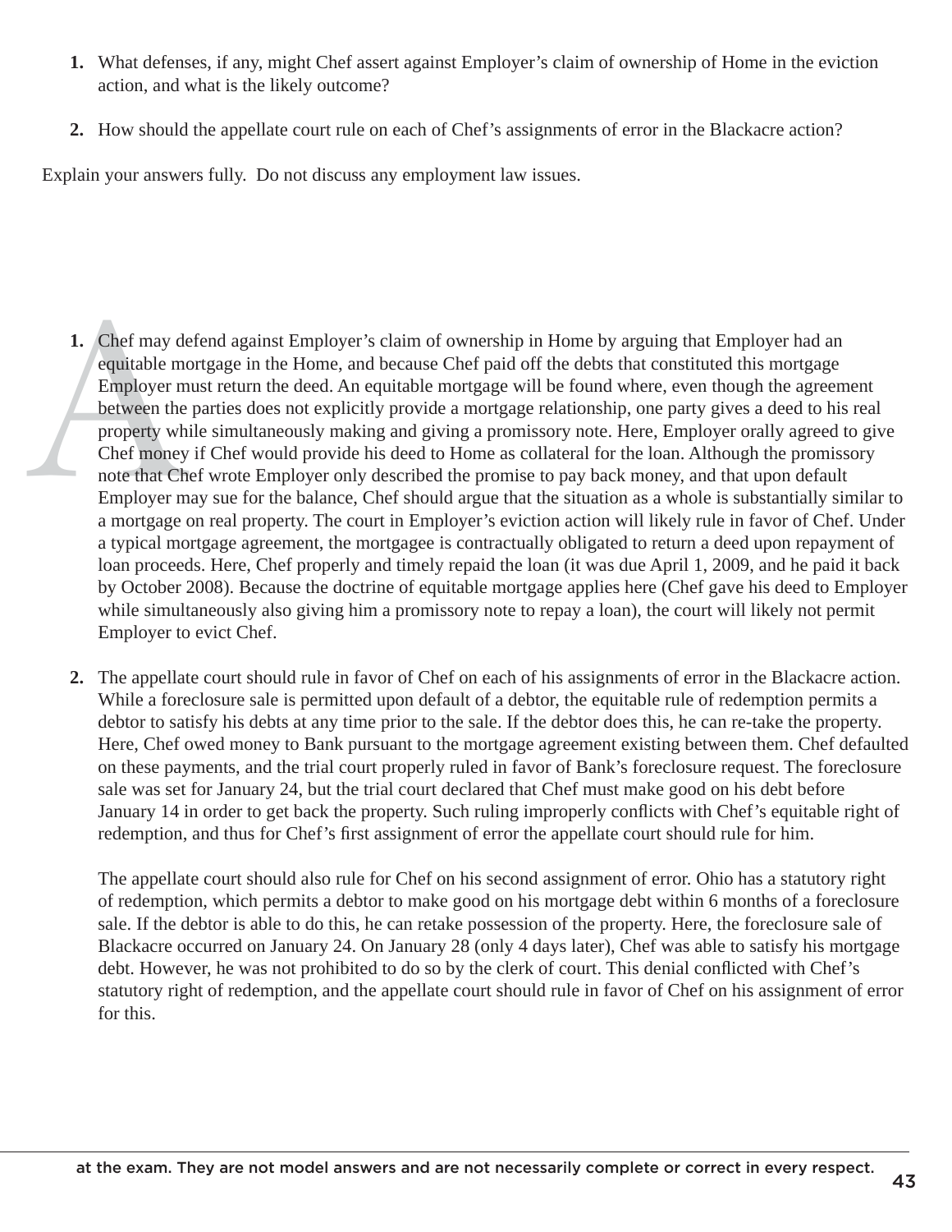1. **What defenses, if any, might Chef assert against Employer's claim of ownership of Home in the eviction action, and what is the likely outcome?**

2. **How should the appellate court rule on each of Chef's assignments of error in the Blackacre action?**

Explain your answers fully. Do not discuss any employment law issues.

A

1. Chef may defend against Employer's claim of ownership in Home by arguing that Employer had an equitable mortgage in the Home, and because Chef paid off the debts that constituted this mortgage Employer must return the deed. An equitable mortgage will be found where, even though the agreement between the parties does not explicitly provide a mortgage relationship, one party gives a deed to his real property while simultaneously making and giving a promissory note. Here, Employer orally agreed to give Chef money if Chef would provide his deed to Home as collateral for the loan. Although the promissory note that Chef wrote Employer only described the promise to pay back money, and that upon default Employer may sue for the balance, Chef should argue that the situation as a whole is substantially similar to a mortgage on real property. The court in Employer's eviction action will likely rule in favor of Chef. Under a typical mortgage agreement, the mortgagee is contractually obligated to return a deed upon repayment of loan proceeds. Here, Chef properly and timely repaid the loan (it was due April 1, 2009, and he paid it back by October 2008). Because the doctrine of equitable mortgage applies here (Chef gave his deed to Employer while simultaneously also giving him a promissory note to repay a loan), the court will likely not permit Employer to evict Chef.

2. The appellate court should rule in favor of Chef on each of his assignments of error in the Blackacre action. While a foreclosure sale is permitted upon default of a debtor, the equitable rule of redemption permits a debtor to satisfy his debts at any time prior to the sale. If the debtor does this, he can re-take the property. Here, Chef owed money to Bank pursuant to the mortgage agreement existing between them. Chef defaulted on these payments, and the trial court properly ruled in favor of Bank's foreclosure request. The foreclosure sale was set for January 24, but the trial court declared that Chef must make good on his debt before January 14 in order to get back the property. Such ruling improperly conflicts with Chef's equitable right of redemption, and thus for Chef's first assignment of error the appellate court should rule for him.

   The appellate court should also rule for Chef on his second assignment of error. Ohio has a statutory right of redemption, which permits a debtor to make good on his mortgage debt within 6 months of a foreclosure sale. If the debtor is able to do this, he can retake possession of the property. Here, the foreclosure sale of Blackacre occurred on January 24. On January 28 (only 4 days later), Chef was able to satisfy his mortgage debt. However, he was not prohibited to do so by the clerk of court. This denial conflicted with Chef's statutory right of redemption, and the appellate court should rule in favor of Chef on his assignment of error for this.

at the exam. They are not model answers and are not necessarily complete or correct in every respect.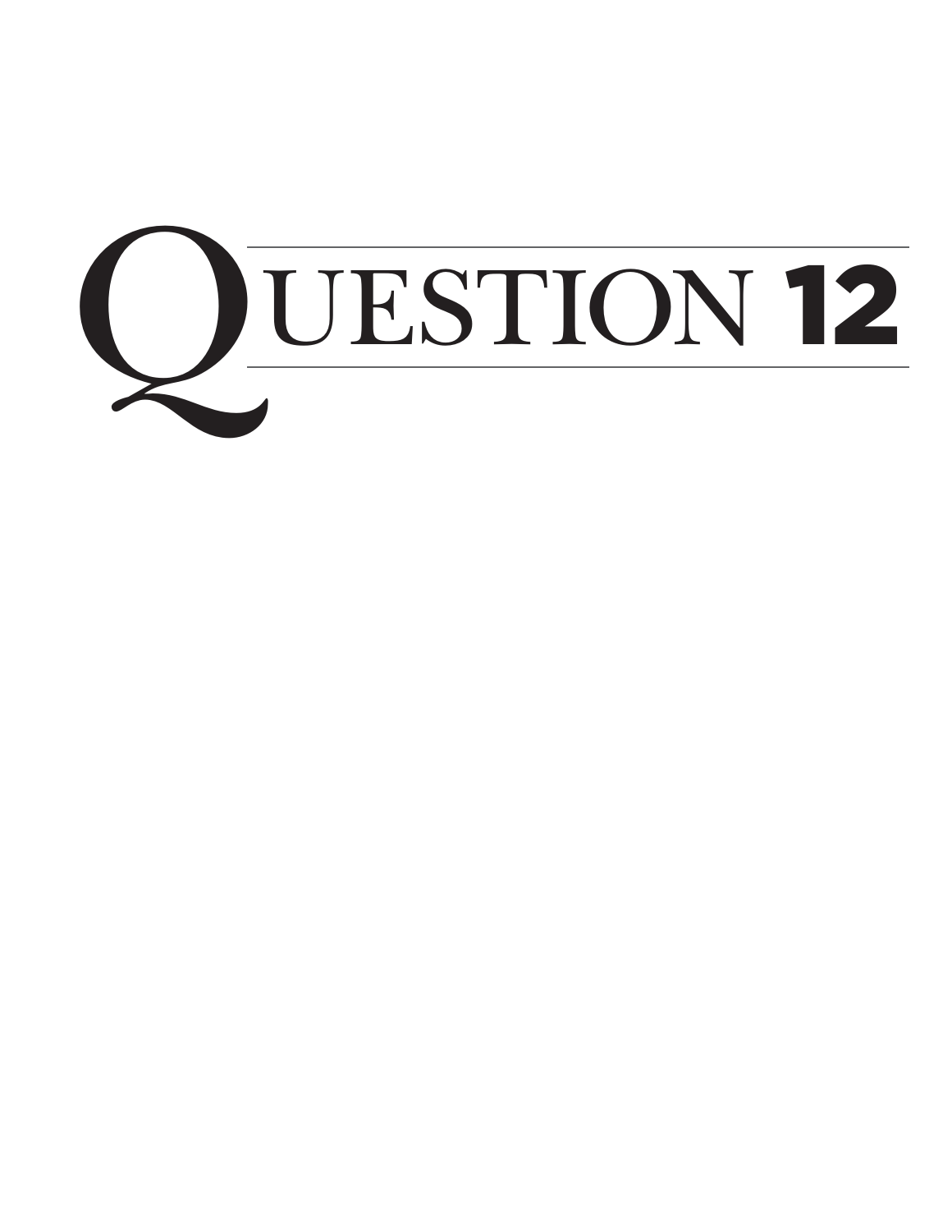# QUESTION 12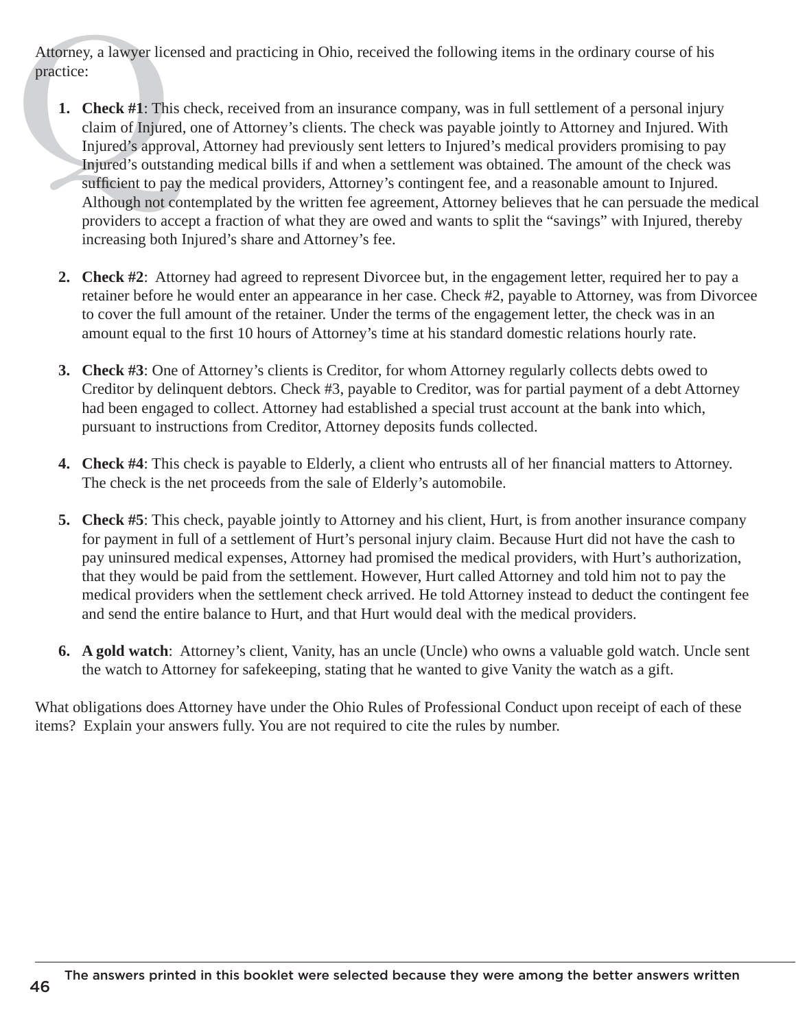Attorney, a lawyer licensed and practicing in Ohio, received the following items in the ordinary course of his practice:

1. **Check #1**: This check, received from an insurance company, was in full settlement of a personal injury claim of Injured, one of Attorney's clients. The check was payable jointly to Attorney and Injured. With Injured's approval, Attorney had previously sent letters to Injured's medical providers promising to pay Injured's outstanding medical bills if and when a settlement was obtained. The amount of the check was sufficient to pay the medical providers, Attorney's contingent fee, and a reasonable amount to Injured. Although not contemplated by the written fee agreement, Attorney believes that he can persuade the medical providers to accept a fraction of what they are owed and wants to split the "savings" with Injured, thereby increasing both Injured's share and Attorney's fee.

2. **Check #2**: Attorney had agreed to represent Divorcee but, in the engagement letter, required her to pay a retainer before he would enter an appearance in her case. Check #2, payable to Attorney, was from Divorcee to cover the full amount of the retainer. Under the terms of the engagement letter, the check was in an amount equal to the first 10 hours of Attorney's time at his standard domestic relations hourly rate.

3. **Check #3**: One of Attorney's clients is Creditor, for whom Attorney regularly collects debts owed to Creditor by delinquent debtors. Check #3, payable to Creditor, was for partial payment of a debt Attorney had been engaged to collect. Attorney had established a special trust account at the bank into which, pursuant to instructions from Creditor, Attorney deposits funds collected.

4. **Check #4**: This check is payable to Elderly, a client who entrusts all of her financial matters to Attorney. The check is the net proceeds from the sale of Elderly's automobile.

5. **Check #5**: This check, payable jointly to Attorney and his client, Hurt, is from another insurance company for payment in full of a settlement of Hurt's personal injury claim. Because Hurt did not have the cash to pay uninsured medical expenses, Attorney had promised the medical providers, with Hurt's authorization, that they would be paid from the settlement. However, Hurt called Attorney and told him not to pay the medical providers when the settlement check arrived. He told Attorney instead to deduct the contingent fee and send the entire balance to Hurt, and that Hurt would deal with the medical providers.

6. **A gold watch**: Attorney's client, Vanity, has an uncle (Uncle) who owns a valuable gold watch. Uncle sent the watch to Attorney for safekeeping, stating that he wanted to give Vanity the watch as a gift.

What obligations does Attorney have under the Ohio Rules of Professional Conduct upon receipt of each of these items? Explain your answers fully. You are not required to cite the rules by number.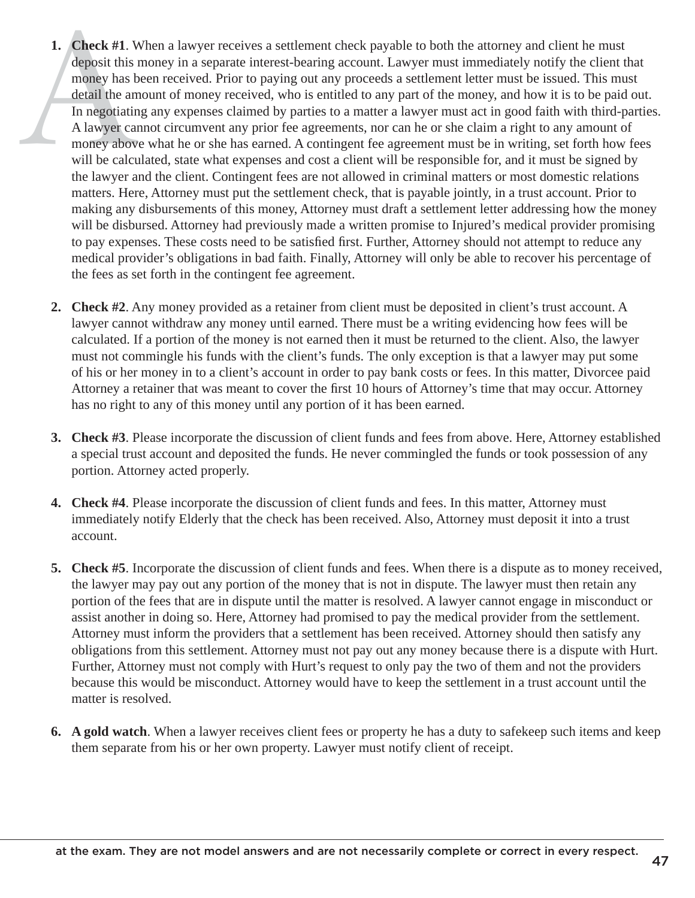1. **Check #1**. When a lawyer receives a settlement check payable to both the attorney and client he must deposit this money in a separate interest-bearing account. Lawyer must immediately notify the client that money has been received. Prior to paying out any proceeds a settlement letter must be issued. This must detail the amount of money received, who is entitled to any part of the money, and how it is to be paid out. In negotiating any expenses claimed by parties to a matter a lawyer must act in good faith with third-parties. A lawyer cannot circumvent any prior fee agreements, nor can he or she claim a right to any amount of money above what he or she has earned. A contingent fee agreement must be in writing, set forth how fees will be calculated, state what expenses and cost a client will be responsible for, and it must be signed by the lawyer and the client. Contingent fees are not allowed in criminal matters or most domestic relations matters. Here, Attorney must put the settlement check, that is payable jointly, in a trust account. Prior to making any disbursements of this money, Attorney must draft a settlement letter addressing how the money will be disbursed. Attorney had previously made a written promise to Injured's medical provider promising to pay expenses. These costs need to be satisfied first. Further, Attorney should not attempt to reduce any medical provider's obligations in bad faith. Finally, Attorney will only be able to recover his percentage of the fees as set forth in the contingent fee agreement.

2. **Check #2**. Any money provided as a retainer from client must be deposited in client's trust account. A lawyer cannot withdraw any money until earned. There must be a writing evidencing how fees will be calculated. If a portion of the money is not earned then it must be returned to the client. Also, the lawyer must not commingle his funds with the client's funds. The only exception is that a lawyer may put some of his or her money in to a client's account in order to pay bank costs or fees. In this matter, Divorcee paid Attorney a retainer that was meant to cover the first 10 hours of Attorney's time that may occur. Attorney has no right to any of this money until any portion of it has been earned.

3. **Check #3**. Please incorporate the discussion of client funds and fees from above. Here, Attorney established a special trust account and deposited the funds. He never commingled the funds or took possession of any portion. Attorney acted properly.

4. **Check #4**. Please incorporate the discussion of client funds and fees. In this matter, Attorney must immediately notify Elderly that the check has been received. Also, Attorney must deposit it into a trust account.

5. **Check #5**. Incorporate the discussion of client funds and fees. When there is a dispute as to money received, the lawyer may pay out any portion of the money that is not in dispute. The lawyer must then retain any portion of the fees that are in dispute until the matter is resolved. A lawyer cannot engage in misconduct or assist another in doing so. Here, Attorney had promised to pay the medical provider from the settlement. Attorney must inform the providers that a settlement has been received. Attorney should then satisfy any obligations from this settlement. Attorney must not pay out any money because there is a dispute with Hurt. Further, Attorney must not comply with Hurt's request to only pay the two of them and not the providers because this would be misconduct. Attorney would have to keep the settlement in a trust account until the matter is resolved.

6. **A gold watch**. When a lawyer receives client fees or property he has a duty to safekeep such items and keep them separate from his or her own property. Lawyer must notify client of receipt.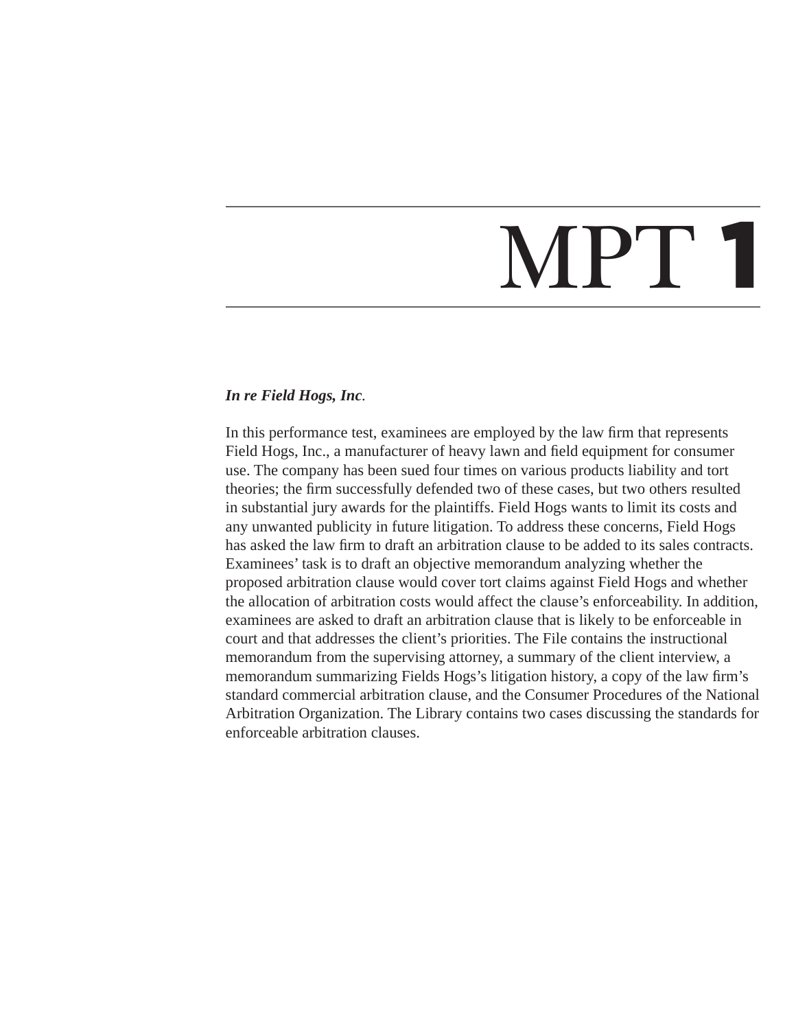# MPT 1

***In re Field Hogs, Inc.***

In this performance test, examinees are employed by the law firm that represents Field Hogs, Inc., a manufacturer of heavy lawn and field equipment for consumer use. The company has been sued four times on various products liability and tort theories; the firm successfully defended two of these cases, but two others resulted in substantial jury awards for the plaintiffs. Field Hogs wants to limit its costs and any unwanted publicity in future litigation. To address these concerns, Field Hogs has asked the law firm to draft an arbitration clause to be added to its sales contracts. Examinees' task is to draft an objective memorandum analyzing whether the proposed arbitration clause would cover tort claims against Field Hogs and whether the allocation of arbitration costs would affect the clause's enforceability. In addition, examinees are asked to draft an arbitration clause that is likely to be enforceable in court and that addresses the client's priorities. The File contains the instructional memorandum from the supervising attorney, a summary of the client interview, a memorandum summarizing Fields Hogs's litigation history, a copy of the law firm's standard commercial arbitration clause, and the Consumer Procedures of the National Arbitration Organization. The Library contains two cases discussing the standards for enforceable arbitration clauses.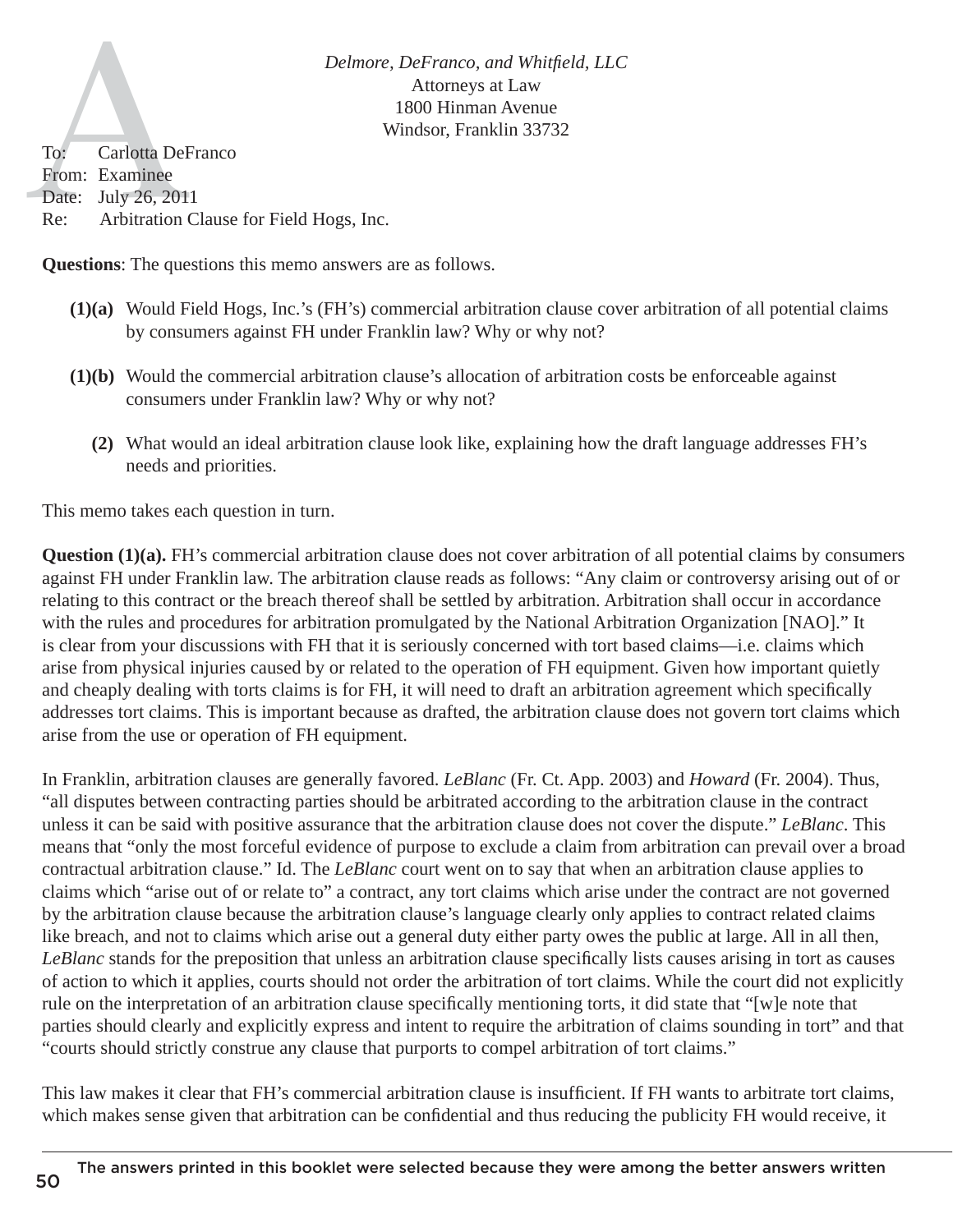*Delmore, DeFranco, and Whitfield, LLC*
Attorneys at Law
1800 Hinman Avenue
Windsor, Franklin 33732

To: Carlotta DeFranco
From: Examinee
Date: July 26, 2011
Re: Arbitration Clause for Field Hogs, Inc.

**Questions**: The questions this memo answers are as follows.

**(1)(a)** Would Field Hogs, Inc.'s (FH's) commercial arbitration clause cover arbitration of all potential claims by consumers against FH under Franklin law? Why or why not?

**(1)(b)** Would the commercial arbitration clause's allocation of arbitration costs be enforceable against consumers under Franklin law? Why or why not?

**(2)** What would an ideal arbitration clause look like, explaining how the draft language addresses FH's needs and priorities.

This memo takes each question in turn.

**Question (1)(a).** FH's commercial arbitration clause does not cover arbitration of all potential claims by consumers against FH under Franklin law. The arbitration clause reads as follows: "Any claim or controversy arising out of or relating to this contract or the breach thereof shall be settled by arbitration. Arbitration shall occur in accordance with the rules and procedures for arbitration promulgated by the National Arbitration Organization [NAO]." It is clear from your discussions with FH that it is seriously concerned with tort based claims—i.e. claims which arise from physical injuries caused by or related to the operation of FH equipment. Given how important quietly and cheaply dealing with torts claims is for FH, it will need to draft an arbitration agreement which specifically addresses tort claims. This is important because as drafted, the arbitration clause does not govern tort claims which arise from the use or operation of FH equipment.

In Franklin, arbitration clauses are generally favored. *LeBlanc* (Fr. Ct. App. 2003) and *Howard* (Fr. 2004). Thus, "all disputes between contracting parties should be arbitrated according to the arbitration clause in the contract unless it can be said with positive assurance that the arbitration clause does not cover the dispute." *LeBlanc*. This means that "only the most forceful evidence of purpose to exclude a claim from arbitration can prevail over a broad contractual arbitration clause." Id. The *LeBlanc* court went on to say that when an arbitration clause applies to claims which "arise out of or relate to" a contract, any tort claims which arise under the contract are not governed by the arbitration clause because the arbitration clause's language clearly only applies to contract related claims like breach, and not to claims which arise out a general duty either party owes the public at large. All in all then, *LeBlanc* stands for the preposition that unless an arbitration clause specifically lists causes arising in tort as causes of action to which it applies, courts should not order the arbitration of tort claims. While the court did not explicitly rule on the interpretation of an arbitration clause specifically mentioning torts, it did state that "[w]e note that parties should clearly and explicitly express and intent to require the arbitration of claims sounding in tort" and that "courts should strictly construe any clause that purports to compel arbitration of tort claims."

This law makes it clear that FH's commercial arbitration clause is insufficient. If FH wants to arbitrate tort claims, which makes sense given that arbitration can be confidential and thus reducing the publicity FH would receive, it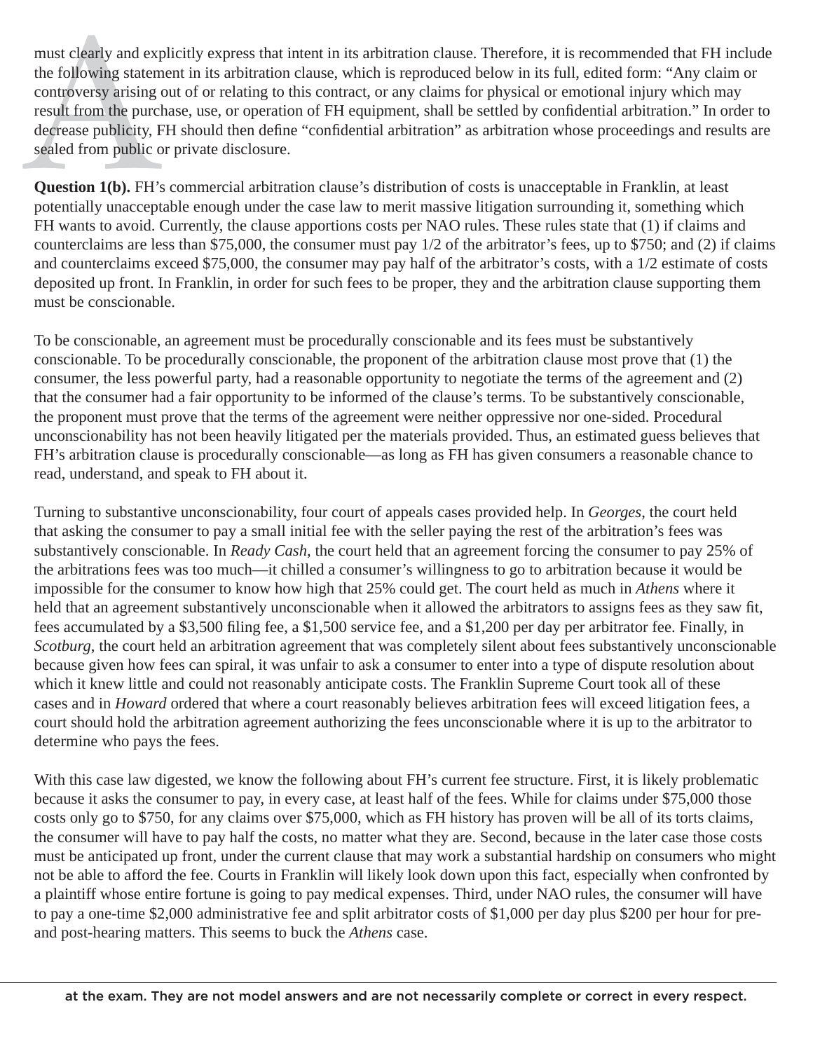must clearly and explicitly express that intent in its arbitration clause. Therefore, it is recommended that FH include the following statement in its arbitration clause, which is reproduced below in its full, edited form: "Any claim or controversy arising out of or relating to this contract, or any claims for physical or emotional injury which may result from the purchase, use, or operation of FH equipment, shall be settled by confidential arbitration." In order to decrease publicity, FH should then define "confidential arbitration" as arbitration whose proceedings and results are sealed from public or private disclosure.

**Question 1(b).** FH's commercial arbitration clause's distribution of costs is unacceptable in Franklin, at least potentially unacceptable enough under the case law to merit massive litigation surrounding it, something which FH wants to avoid. Currently, the clause apportions costs per NAO rules. These rules state that (1) if claims and counterclaims are less than $75,000, the consumer must pay 1/2 of the arbitrator's fees, up to $750; and (2) if claims and counterclaims exceed $75,000, the consumer may pay half of the arbitrator's costs, with a 1/2 estimate of costs deposited up front. In Franklin, in order for such fees to be proper, they and the arbitration clause supporting them must be conscionable.

To be conscionable, an agreement must be procedurally conscionable and its fees must be substantively conscionable. To be procedurally conscionable, the proponent of the arbitration clause most prove that (1) the consumer, the less powerful party, had a reasonable opportunity to negotiate the terms of the agreement and (2) that the consumer had a fair opportunity to be informed of the clause's terms. To be substantively conscionable, the proponent must prove that the terms of the agreement were neither oppressive nor one-sided. Procedural unconscionability has not been heavily litigated per the materials provided. Thus, an estimated guess believes that FH's arbitration clause is procedurally conscionable—as long as FH has given consumers a reasonable chance to read, understand, and speak to FH about it.

Turning to substantive unconscionability, four court of appeals cases provided help. In *Georges*, the court held that asking the consumer to pay a small initial fee with the seller paying the rest of the arbitration's fees was substantively conscionable. In *Ready Cash*, the court held that an agreement forcing the consumer to pay 25% of the arbitrations fees was too much—it chilled a consumer's willingness to go to arbitration because it would be impossible for the consumer to know how high that 25% could get. The court held as much in *Athens* where it held that an agreement substantively unconscionable when it allowed the arbitrators to assigns fees as they saw fit, fees accumulated by a $3,500 filing fee, a $1,500 service fee, and a $1,200 per day per arbitrator fee. Finally, in *Scotburg*, the court held an arbitration agreement that was completely silent about fees substantively unconscionable because given how fees can spiral, it was unfair to ask a consumer to enter into a type of dispute resolution about which it knew little and could not reasonably anticipate costs. The Franklin Supreme Court took all of these cases and in *Howard* ordered that where a court reasonably believes arbitration fees will exceed litigation fees, a court should hold the arbitration agreement authorizing the fees unconscionable where it is up to the arbitrator to determine who pays the fees.

With this case law digested, we know the following about FH's current fee structure. First, it is likely problematic because it asks the consumer to pay, in every case, at least half of the fees. While for claims under $75,000 those costs only go to $750, for any claims over $75,000, which as FH history has proven will be all of its torts claims, the consumer will have to pay half the costs, no matter what they are. Second, because in the later case those costs must be anticipated up front, under the current clause that may work a substantial hardship on consumers who might not be able to afford the fee. Courts in Franklin will likely look down upon this fact, especially when confronted by a plaintiff whose entire fortune is going to pay medical expenses. Third, under NAO rules, the consumer will have to pay a one-time $2,000 administrative fee and split arbitrator costs of $1,000 per day plus $200 per hour for pre- and post-hearing matters. This seems to buck the *Athens* case.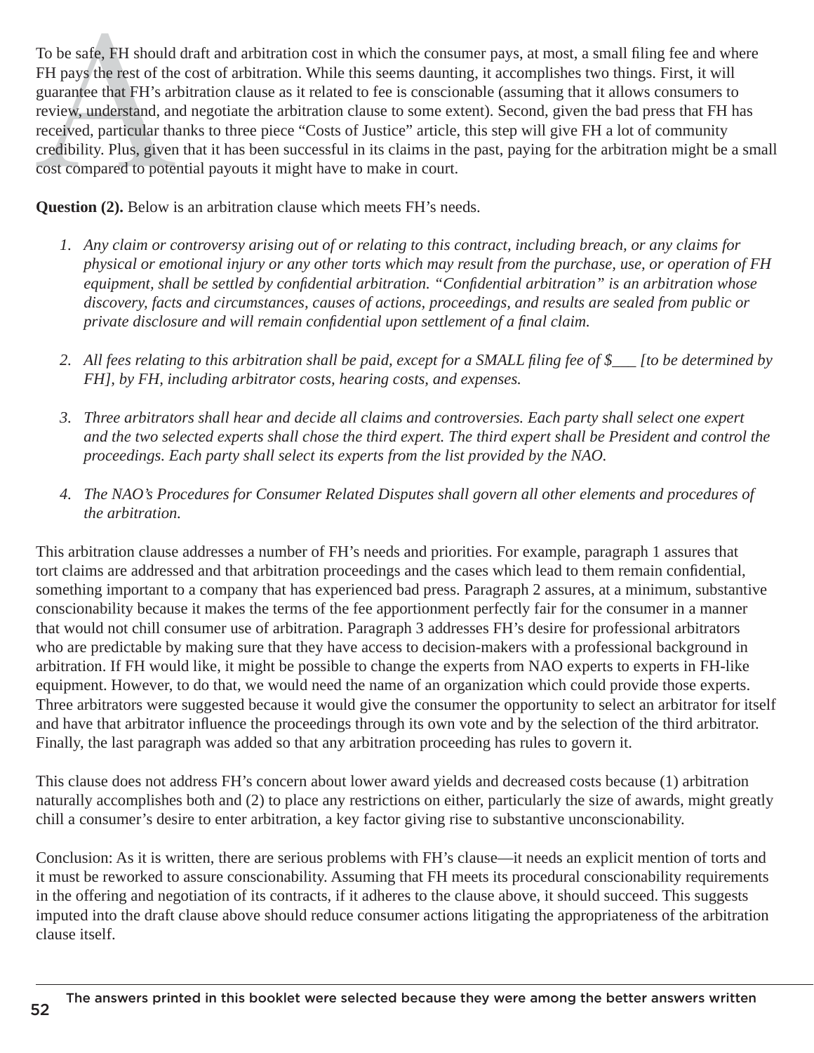To be safe, FH should draft and arbitration cost in which the consumer pays, at most, a small filing fee and where FH pays the rest of the cost of arbitration. While this seems daunting, it accomplishes two things. First, it will guarantee that FH's arbitration clause as it related to fee is conscionable (assuming that it allows consumers to review, understand, and negotiate the arbitration clause to some extent). Second, given the bad press that FH has received, particular thanks to three piece "Costs of Justice" article, this step will give FH a lot of community credibility. Plus, given that it has been successful in its claims in the past, paying for the arbitration might be a small cost compared to potential payouts it might have to make in court.

**Question (2).** Below is an arbitration clause which meets FH's needs.

1. *Any claim or controversy arising out of or relating to this contract, including breach, or any claims for physical or emotional injury or any other torts which may result from the purchase, use, or operation of FH equipment, shall be settled by confidential arbitration. "Confidential arbitration" is an arbitration whose discovery, facts and circumstances, causes of actions, proceedings, and results are sealed from public or private disclosure and will remain confidential upon settlement of a final claim.*

2. *All fees relating to this arbitration shall be paid, except for a SMALL filing fee of $___ [to be determined by FH], by FH, including arbitrator costs, hearing costs, and expenses.*

3. *Three arbitrators shall hear and decide all claims and controversies. Each party shall select one expert and the two selected experts shall chose the third expert. The third expert shall be President and control the proceedings. Each party shall select its experts from the list provided by the NAO.*

4. *The NAO's Procedures for Consumer Related Disputes shall govern all other elements and procedures of the arbitration.*

This arbitration clause addresses a number of FH's needs and priorities. For example, paragraph 1 assures that tort claims are addressed and that arbitration proceedings and the cases which lead to them remain confidential, something important to a company that has experienced bad press. Paragraph 2 assures, at a minimum, substantive conscionability because it makes the terms of the fee apportionment perfectly fair for the consumer in a manner that would not chill consumer use of arbitration. Paragraph 3 addresses FH's desire for professional arbitrators who are predictable by making sure that they have access to decision-makers with a professional background in arbitration. If FH would like, it might be possible to change the experts from NAO experts to experts in FH-like equipment. However, to do that, we would need the name of an organization which could provide those experts. Three arbitrators were suggested because it would give the consumer the opportunity to select an arbitrator for itself and have that arbitrator influence the proceedings through its own vote and by the selection of the third arbitrator. Finally, the last paragraph was added so that any arbitration proceeding has rules to govern it.

This clause does not address FH's concern about lower award yields and decreased costs because (1) arbitration naturally accomplishes both and (2) to place any restrictions on either, particularly the size of awards, might greatly chill a consumer's desire to enter arbitration, a key factor giving rise to substantive unconscionability.

Conclusion: As it is written, there are serious problems with FH's clause—it needs an explicit mention of torts and it must be reworked to assure conscionability. Assuming that FH meets its procedural conscionability requirements in the offering and negotiation of its contracts, if it adheres to the clause above, it should succeed. This suggests imputed into the draft clause above should reduce consumer actions litigating the appropriateness of the arbitration clause itself.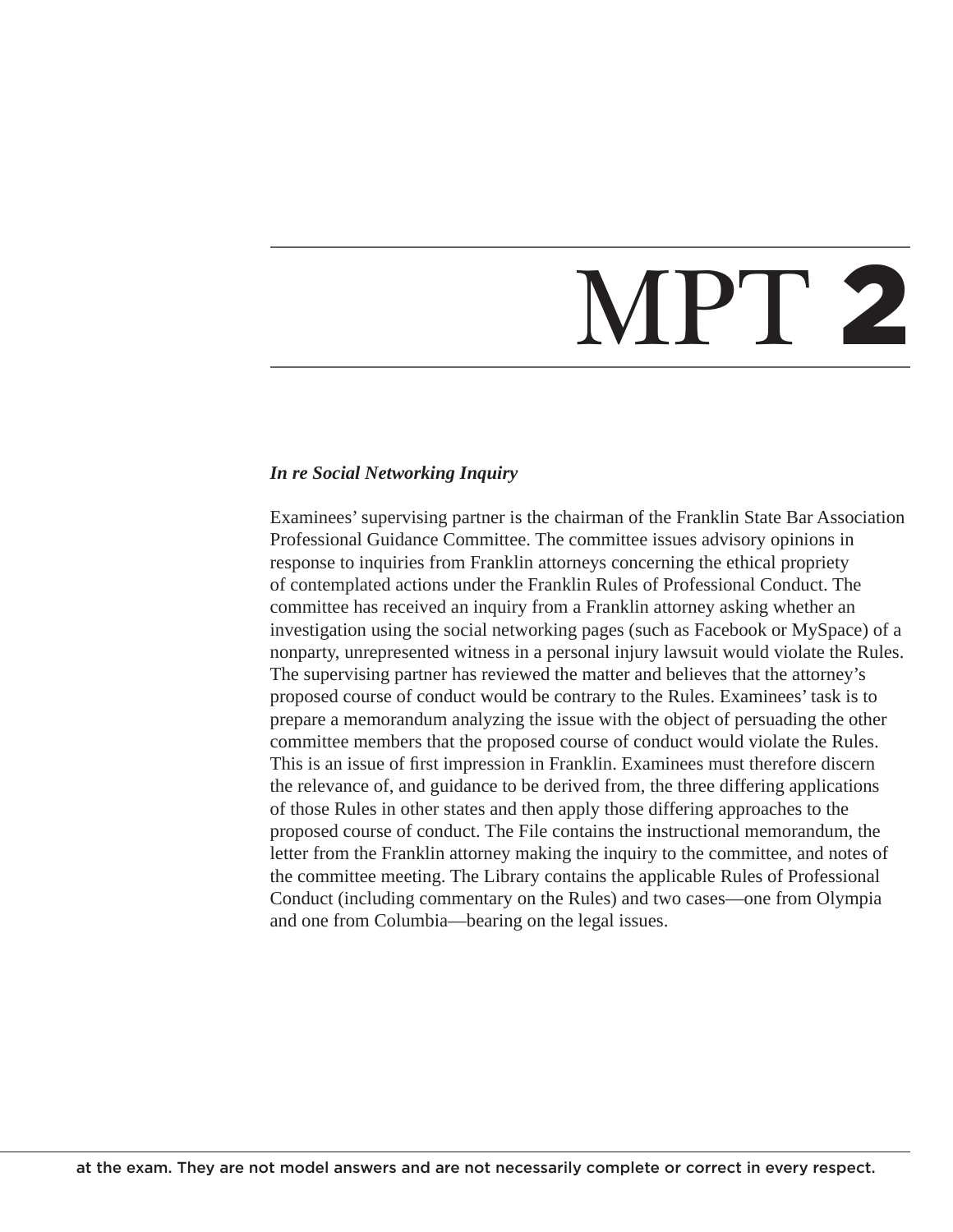# MPT 2

***In re Social Networking Inquiry***

Examinees' supervising partner is the chairman of the Franklin State Bar Association Professional Guidance Committee. The committee issues advisory opinions in response to inquiries from Franklin attorneys concerning the ethical propriety of contemplated actions under the Franklin Rules of Professional Conduct. The committee has received an inquiry from a Franklin attorney asking whether an investigation using the social networking pages (such as Facebook or MySpace) of a nonparty, unrepresented witness in a personal injury lawsuit would violate the Rules. The supervising partner has reviewed the matter and believes that the attorney's proposed course of conduct would be contrary to the Rules. Examinees' task is to prepare a memorandum analyzing the issue with the object of persuading the other committee members that the proposed course of conduct would violate the Rules. This is an issue of first impression in Franklin. Examinees must therefore discern the relevance of, and guidance to be derived from, the three differing applications of those Rules in other states and then apply those differing approaches to the proposed course of conduct. The File contains the instructional memorandum, the letter from the Franklin attorney making the inquiry to the committee, and notes of the committee meeting. The Library contains the applicable Rules of Professional Conduct (including commentary on the Rules) and two cases—one from Olympia and one from Columbia—bearing on the legal issues.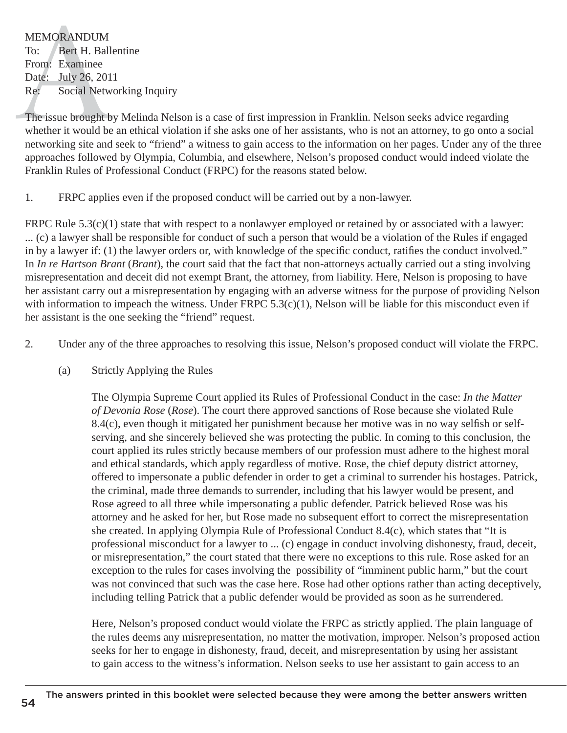MEMORANDUM
To: Bert H. Ballentine
From: Examinee
Date: July 26, 2011
Re: Social Networking Inquiry

The issue brought by Melinda Nelson is a case of first impression in Franklin. Nelson seeks advice regarding whether it would be an ethical violation if she asks one of her assistants, who is not an attorney, to go onto a social networking site and seek to "friend" a witness to gain access to the information on her pages. Under any of the three approaches followed by Olympia, Columbia, and elsewhere, Nelson's proposed conduct would indeed violate the Franklin Rules of Professional Conduct (FRPC) for the reasons stated below.

1. FRPC applies even if the proposed conduct will be carried out by a non-lawyer.

FRPC Rule 5.3(c)(1) state that with respect to a nonlawyer employed or retained by or associated with a lawyer: ... (c) a lawyer shall be responsible for conduct of such a person that would be a violation of the Rules if engaged in by a lawyer if: (1) the lawyer orders or, with knowledge of the specific conduct, ratifies the conduct involved." In *In re Hartson Brant* (*Brant*), the court said that the fact that non-attorneys actually carried out a sting involving misrepresentation and deceit did not exempt Brant, the attorney, from liability. Here, Nelson is proposing to have her assistant carry out a misrepresentation by engaging with an adverse witness for the purpose of providing Nelson with information to impeach the witness. Under FRPC 5.3(c)(1), Nelson will be liable for this misconduct even if her assistant is the one seeking the "friend" request.

2. Under any of the three approaches to resolving this issue, Nelson's proposed conduct will violate the FRPC.

(a) Strictly Applying the Rules

The Olympia Supreme Court applied its Rules of Professional Conduct in the case: *In the Matter of Devonia Rose* (*Rose*). The court there approved sanctions of Rose because she violated Rule 8.4(c), even though it mitigated her punishment because her motive was in no way selfish or self-serving, and she sincerely believed she was protecting the public. In coming to this conclusion, the court applied its rules strictly because members of our profession must adhere to the highest moral and ethical standards, which apply regardless of motive. Rose, the chief deputy district attorney, offered to impersonate a public defender in order to get a criminal to surrender his hostages. Patrick, the criminal, made three demands to surrender, including that his lawyer would be present, and Rose agreed to all three while impersonating a public defender. Patrick believed Rose was his attorney and he asked for her, but Rose made no subsequent effort to correct the misrepresentation she created. In applying Olympia Rule of Professional Conduct 8.4(c), which states that "It is professional misconduct for a lawyer to ... (c) engage in conduct involving dishonesty, fraud, deceit, or misrepresentation," the court stated that there were no exceptions to this rule. Rose asked for an exception to the rules for cases involving the possibility of "imminent public harm," but the court was not convinced that such was the case here. Rose had other options rather than acting deceptively, including telling Patrick that a public defender would be provided as soon as he surrendered.

Here, Nelson's proposed conduct would violate the FRPC as strictly applied. The plain language of the rules deems any misrepresentation, no matter the motivation, improper. Nelson's proposed action seeks for her to engage in dishonesty, fraud, deceit, and misrepresentation by using her assistant to gain access to the witness's information. Nelson seeks to use her assistant to gain access to an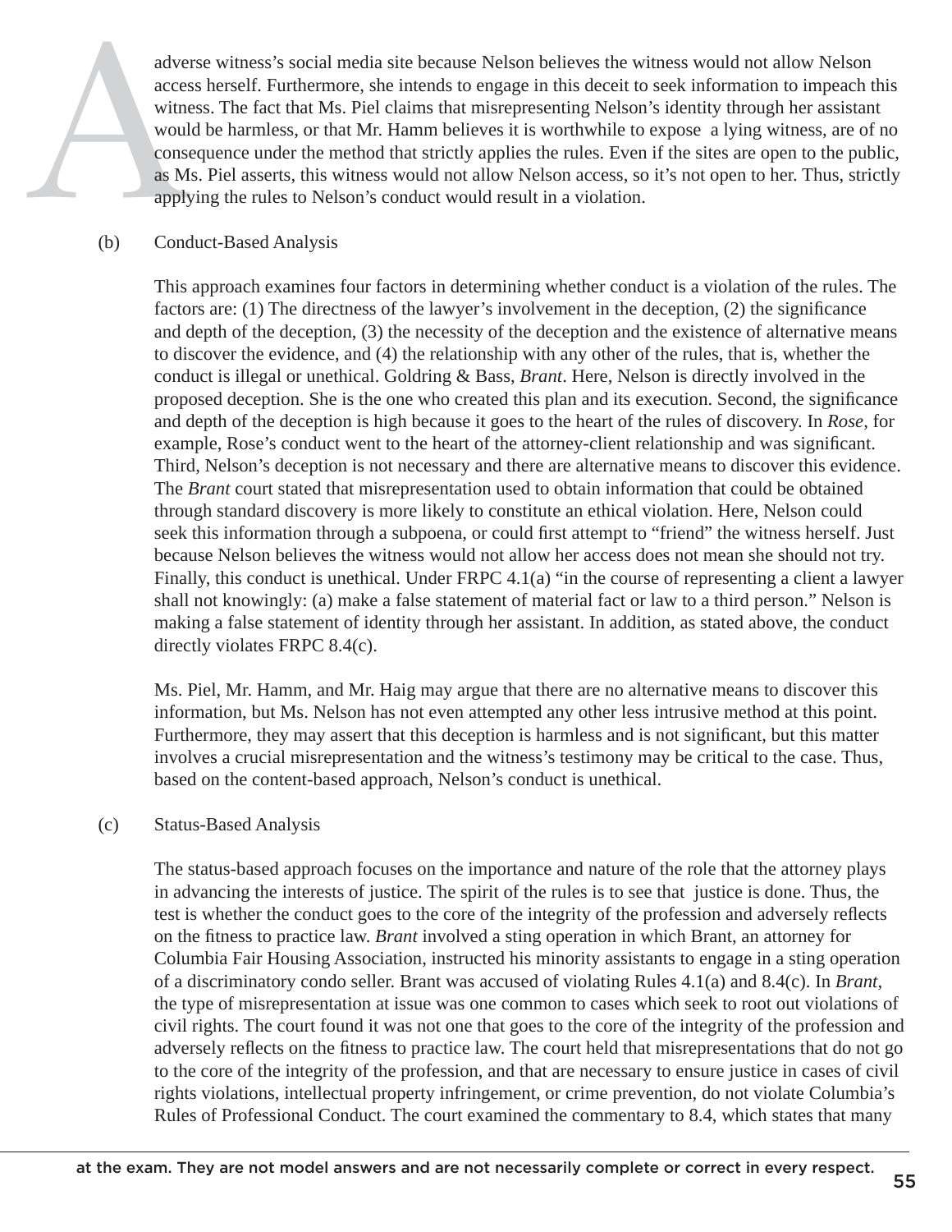adverse witness's social media site because Nelson believes the witness would not allow Nelson access herself. Furthermore, she intends to engage in this deceit to seek information to impeach this witness. The fact that Ms. Piel claims that misrepresenting Nelson's identity through her assistant would be harmless, or that Mr. Hamm believes it is worthwhile to expose a lying witness, are of no consequence under the method that strictly applies the rules. Even if the sites are open to the public, as Ms. Piel asserts, this witness would not allow Nelson access, so it's not open to her. Thus, strictly applying the rules to Nelson's conduct would result in a violation.

(b) Conduct-Based Analysis

This approach examines four factors in determining whether conduct is a violation of the rules. The factors are: (1) The directness of the lawyer's involvement in the deception, (2) the significance and depth of the deception, (3) the necessity of the deception and the existence of alternative means to discover the evidence, and (4) the relationship with any other of the rules, that is, whether the conduct is illegal or unethical. Goldring & Bass, *Brant*. Here, Nelson is directly involved in the proposed deception. She is the one who created this plan and its execution. Second, the significance and depth of the deception is high because it goes to the heart of the rules of discovery. In *Rose*, for example, Rose's conduct went to the heart of the attorney-client relationship and was significant. Third, Nelson's deception is not necessary and there are alternative means to discover this evidence. The *Brant* court stated that misrepresentation used to obtain information that could be obtained through standard discovery is more likely to constitute an ethical violation. Here, Nelson could seek this information through a subpoena, or could first attempt to "friend" the witness herself. Just because Nelson believes the witness would not allow her access does not mean she should not try. Finally, this conduct is unethical. Under FRPC 4.1(a) "in the course of representing a client a lawyer shall not knowingly: (a) make a false statement of material fact or law to a third person." Nelson is making a false statement of identity through her assistant. In addition, as stated above, the conduct directly violates FRPC 8.4(c).

Ms. Piel, Mr. Hamm, and Mr. Haig may argue that there are no alternative means to discover this information, but Ms. Nelson has not even attempted any other less intrusive method at this point. Furthermore, they may assert that this deception is harmless and is not significant, but this matter involves a crucial misrepresentation and the witness's testimony may be critical to the case. Thus, based on the content-based approach, Nelson's conduct is unethical.

(c) Status-Based Analysis

The status-based approach focuses on the importance and nature of the role that the attorney plays in advancing the interests of justice. The spirit of the rules is to see that justice is done. Thus, the test is whether the conduct goes to the core of the integrity of the profession and adversely reflects on the fitness to practice law. *Brant* involved a sting operation in which Brant, an attorney for Columbia Fair Housing Association, instructed his minority assistants to engage in a sting operation of a discriminatory condo seller. Brant was accused of violating Rules 4.1(a) and 8.4(c). In *Brant*, the type of misrepresentation at issue was one common to cases which seek to root out violations of civil rights. The court found it was not one that goes to the core of the integrity of the profession and adversely reflects on the fitness to practice law. The court held that misrepresentations that do not go to the core of the integrity of the profession, and that are necessary to ensure justice in cases of civil rights violations, intellectual property infringement, or crime prevention, do not violate Columbia's Rules of Professional Conduct. The court examined the commentary to 8.4, which states that many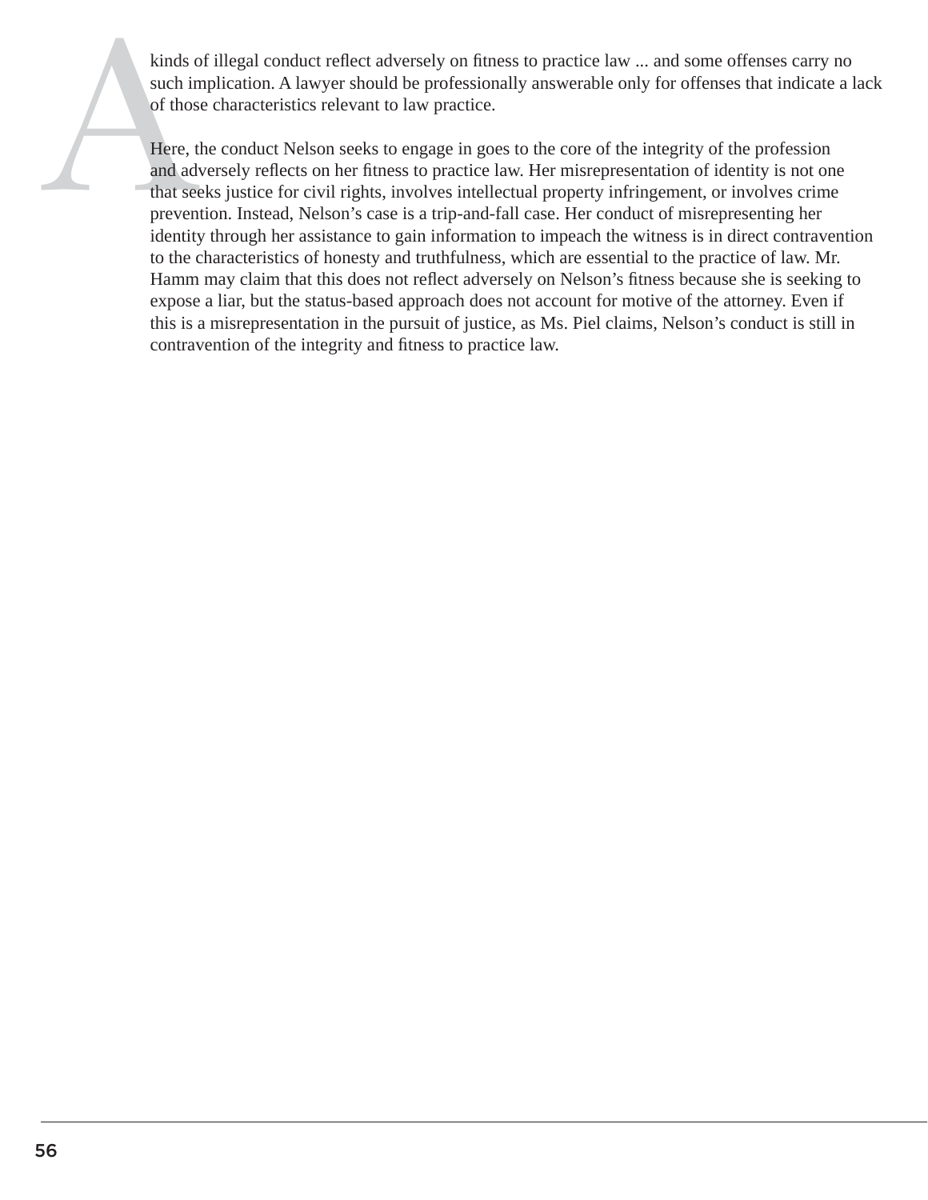kinds of illegal conduct reflect adversely on fitness to practice law ... and some offenses carry no such implication. A lawyer should be professionally answerable only for offenses that indicate a lack of those characteristics relevant to law practice.

Here, the conduct Nelson seeks to engage in goes to the core of the integrity of the profession and adversely reflects on her fitness to practice law. Her misrepresentation of identity is not one that seeks justice for civil rights, involves intellectual property infringement, or involves crime prevention. Instead, Nelson's case is a trip-and-fall case. Her conduct of misrepresenting her identity through her assistance to gain information to impeach the witness is in direct contravention to the characteristics of honesty and truthfulness, which are essential to the practice of law. Mr. Hamm may claim that this does not reflect adversely on Nelson's fitness because she is seeking to expose a liar, but the status-based approach does not account for motive of the attorney. Even if this is a misrepresentation in the pursuit of justice, as Ms. Piel claims, Nelson's conduct is still in contravention of the integrity and fitness to practice law.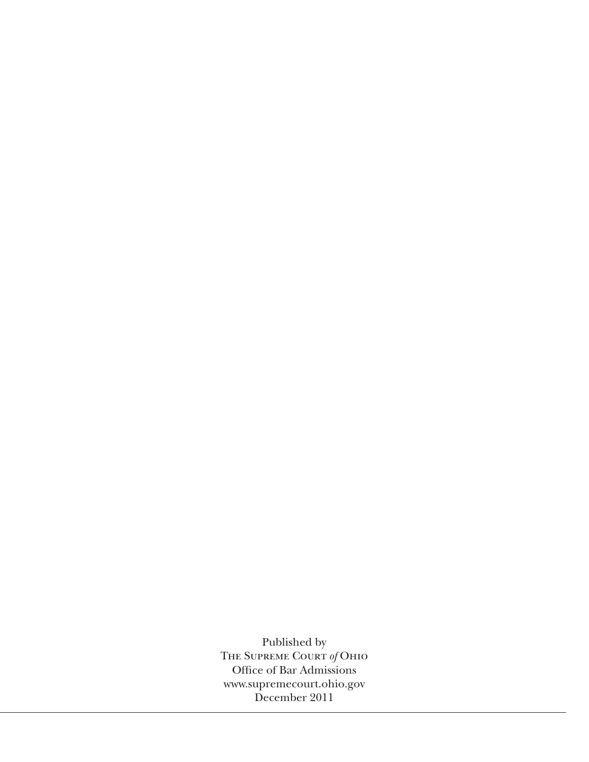Published by
The Supreme Court *of* Ohio
Office of Bar Admissions
www.supremecourt.ohio.gov
December 2011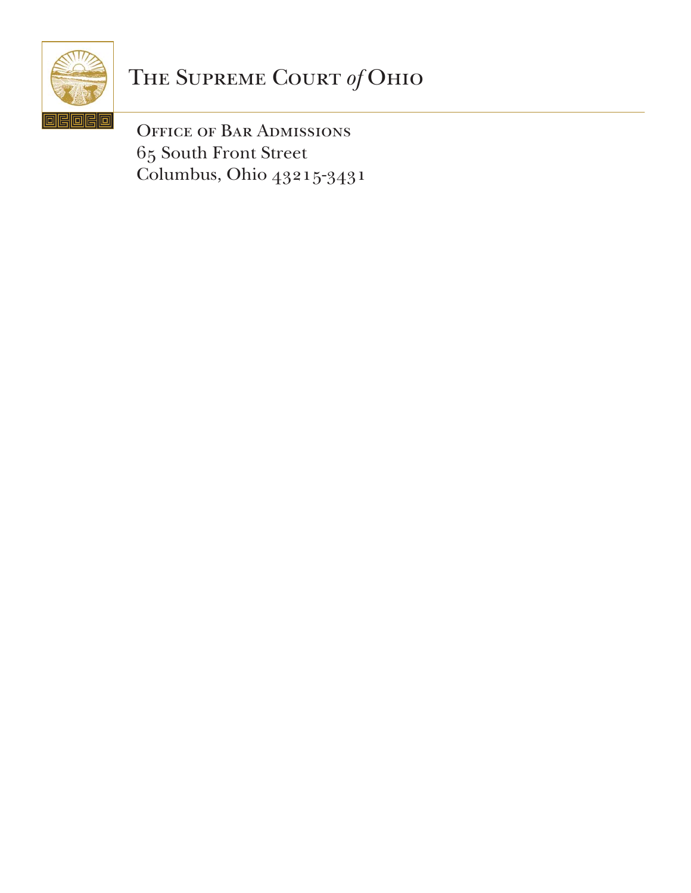# The Supreme Court *of* Ohio

Office of Bar Admissions
65 South Front Street
Columbus, Ohio 43215-3431